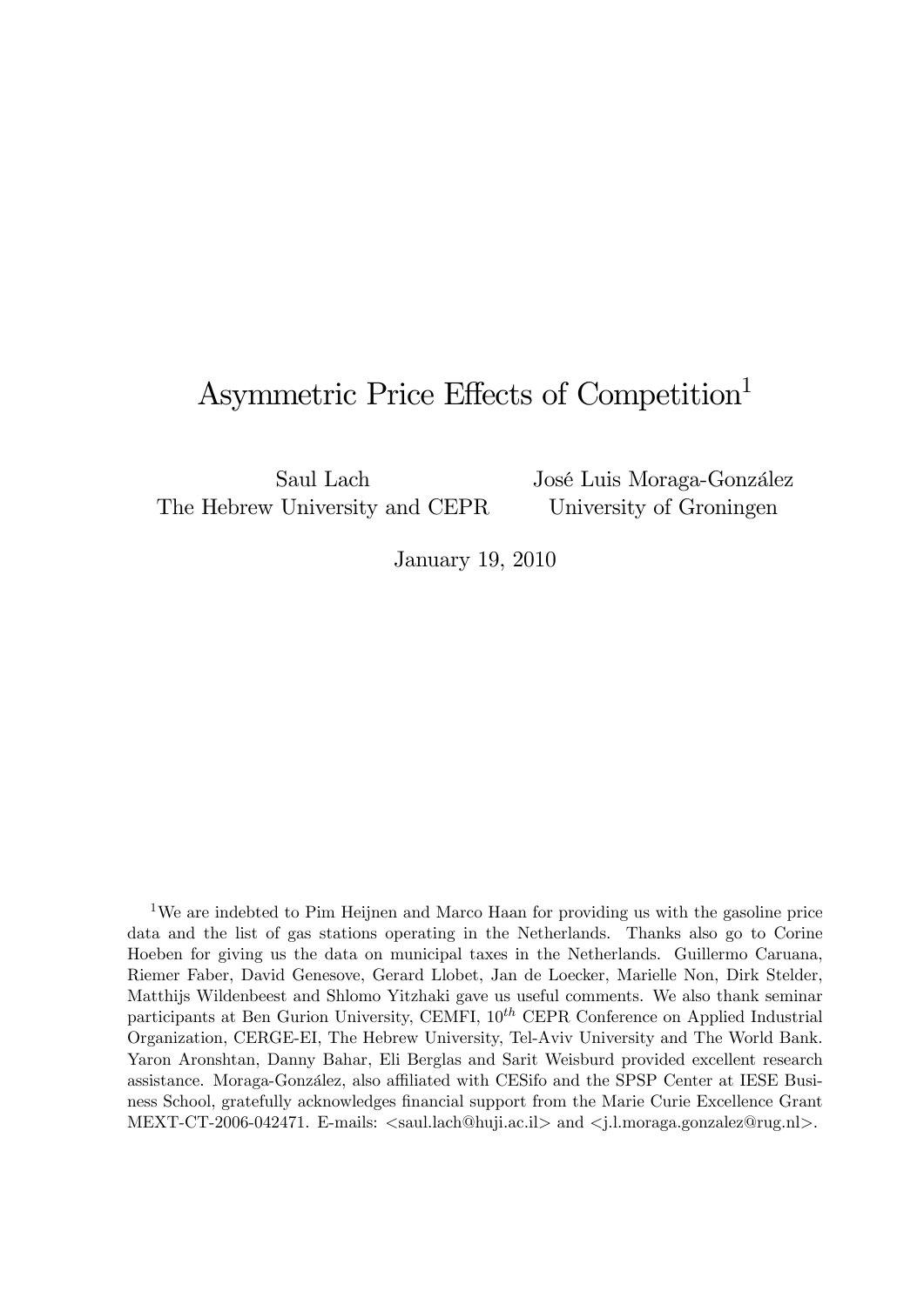# Asymmetric Price Effects of Competition[1]

Saul Lach
The Hebrew University and CEPR

José Luis Moraga-González
University of Groningen

January 19, 2010

[1]We are indebted to Pim Heijnen and Marco Haan for providing us with the gasoline price data and the list of gas stations operating in the Netherlands. Thanks also go to Corine Hoeben for giving us the data on municipal taxes in the Netherlands. Guillermo Caruana, Riemer Faber, David Genesove, Gerard Llobet, Jan de Loecker, Marielle Non, Dirk Stelder, Matthijs Wildenbeest and Shlomo Yitzhaki gave us useful comments. We also thank seminar participants at Ben Gurion University, CEMFI, $10^{th}$ CEPR Conference on Applied Industrial Organization, CERGE-EI, The Hebrew University, Tel-Aviv University and The World Bank. Yaron Aronshtan, Danny Bahar, Eli Berglas and Sarit Weisburd provided excellent research assistance. Moraga-González, also affiliated with CESifo and the SPSP Center at IESE Business School, gratefully acknowledges financial support from the Marie Curie Excellence Grant MEXT-CT-2006-042471. E-mails: <saul.lach@huji.ac.il> and <j.l.moraga.gonzalez@rug.nl>.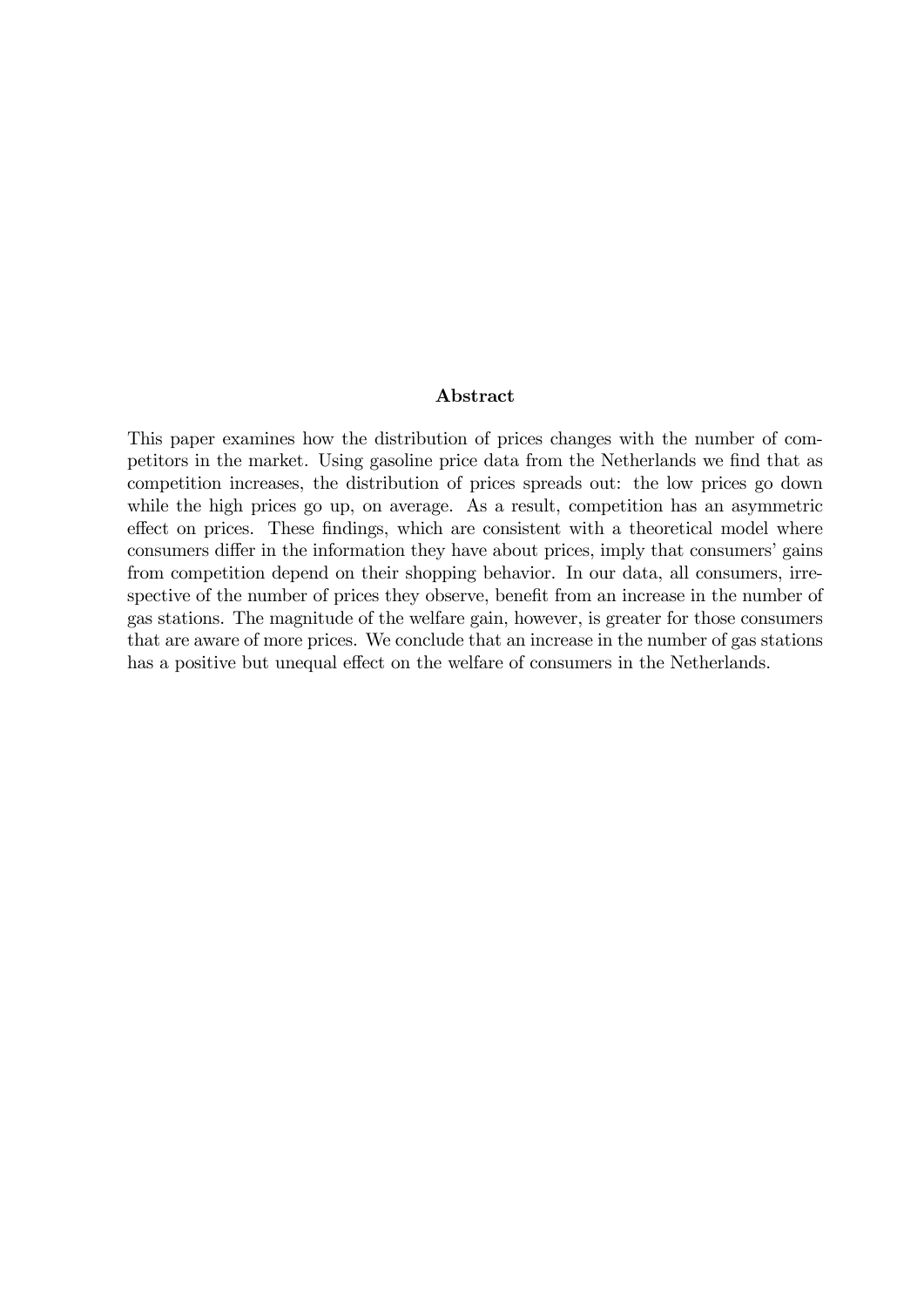## Abstract

This paper examines how the distribution of prices changes with the number of competitors in the market. Using gasoline price data from the Netherlands we find that as competition increases, the distribution of prices spreads out: the low prices go down while the high prices go up, on average. As a result, competition has an asymmetric effect on prices. These findings, which are consistent with a theoretical model where consumers differ in the information they have about prices, imply that consumers' gains from competition depend on their shopping behavior. In our data, all consumers, irrespective of the number of prices they observe, benefit from an increase in the number of gas stations. The magnitude of the welfare gain, however, is greater for those consumers that are aware of more prices. We conclude that an increase in the number of gas stations has a positive but unequal effect on the welfare of consumers in the Netherlands.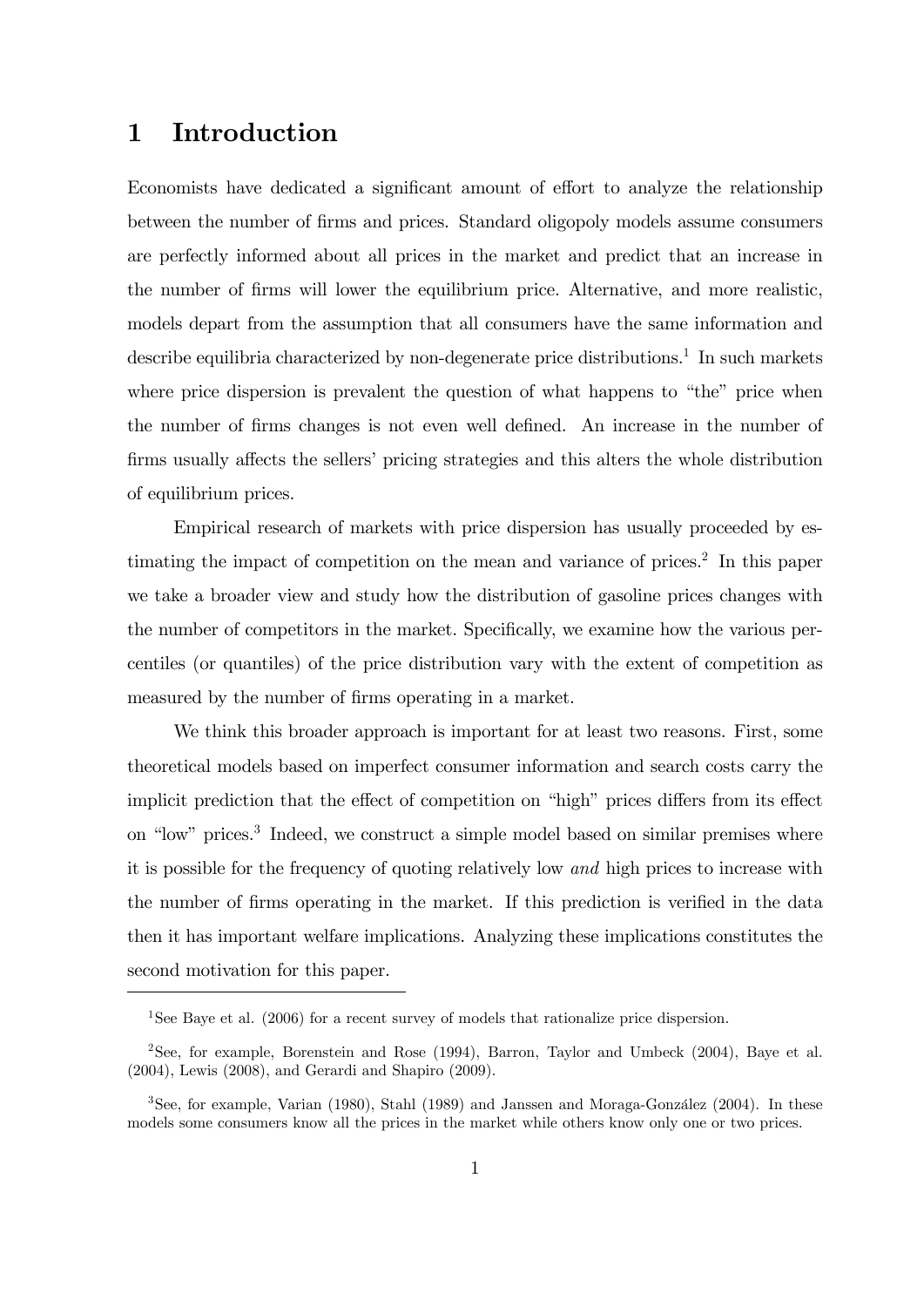# 1 Introduction

Economists have dedicated a significant amount of effort to analyze the relationship between the number of firms and prices. Standard oligopoly models assume consumers are perfectly informed about all prices in the market and predict that an increase in the number of firms will lower the equilibrium price. Alternative, and more realistic, models depart from the assumption that all consumers have the same information and describe equilibria characterized by non-degenerate price distributions.[1] In such markets where price dispersion is prevalent the question of what happens to "the" price when the number of firms changes is not even well defined. An increase in the number of firms usually affects the sellers' pricing strategies and this alters the whole distribution of equilibrium prices.

Empirical research of markets with price dispersion has usually proceeded by estimating the impact of competition on the mean and variance of prices.[2] In this paper we take a broader view and study how the distribution of gasoline prices changes with the number of competitors in the market. Specifically, we examine how the various percentiles (or quantiles) of the price distribution vary with the extent of competition as measured by the number of firms operating in a market.

We think this broader approach is important for at least two reasons. First, some theoretical models based on imperfect consumer information and search costs carry the implicit prediction that the effect of competition on "high" prices differs from its effect on "low" prices.[3] Indeed, we construct a simple model based on similar premises where it is possible for the frequency of quoting relatively low *and* high prices to increase with the number of firms operating in the market. If this prediction is verified in the data then it has important welfare implications. Analyzing these implications constitutes the second motivation for this paper.

---

[1] See Baye et al. (2006) for a recent survey of models that rationalize price dispersion.

[2] See, for example, Borenstein and Rose (1994), Barron, Taylor and Umbeck (2004), Baye et al. (2004), Lewis (2008), and Gerardi and Shapiro (2009).

[3] See, for example, Varian (1980), Stahl (1989) and Janssen and Moraga-González (2004). In these models some consumers know all the prices in the market while others know only one or two prices.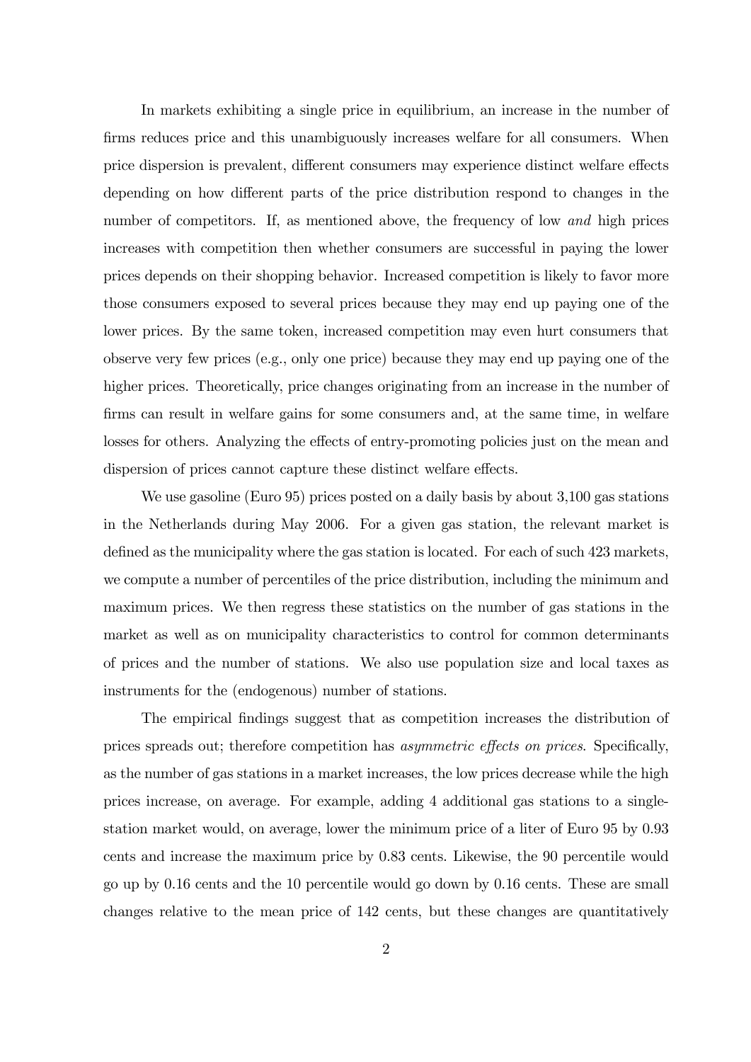In markets exhibiting a single price in equilibrium, an increase in the number of firms reduces price and this unambiguously increases welfare for all consumers. When price dispersion is prevalent, different consumers may experience distinct welfare effects depending on how different parts of the price distribution respond to changes in the number of competitors. If, as mentioned above, the frequency of low *and* high prices increases with competition then whether consumers are successful in paying the lower prices depends on their shopping behavior. Increased competition is likely to favor more those consumers exposed to several prices because they may end up paying one of the lower prices. By the same token, increased competition may even hurt consumers that observe very few prices (e.g., only one price) because they may end up paying one of the higher prices. Theoretically, price changes originating from an increase in the number of firms can result in welfare gains for some consumers and, at the same time, in welfare losses for others. Analyzing the effects of entry-promoting policies just on the mean and dispersion of prices cannot capture these distinct welfare effects.

We use gasoline (Euro 95) prices posted on a daily basis by about 3,100 gas stations in the Netherlands during May 2006. For a given gas station, the relevant market is defined as the municipality where the gas station is located. For each of such 423 markets, we compute a number of percentiles of the price distribution, including the minimum and maximum prices. We then regress these statistics on the number of gas stations in the market as well as on municipality characteristics to control for common determinants of prices and the number of stations. We also use population size and local taxes as instruments for the (endogenous) number of stations.

The empirical findings suggest that as competition increases the distribution of prices spreads out; therefore competition has *asymmetric effects on prices*. Specifically, as the number of gas stations in a market increases, the low prices decrease while the high prices increase, on average. For example, adding 4 additional gas stations to a single-station market would, on average, lower the minimum price of a liter of Euro 95 by 0.93 cents and increase the maximum price by 0.83 cents. Likewise, the 90 percentile would go up by 0.16 cents and the 10 percentile would go down by 0.16 cents. These are small changes relative to the mean price of 142 cents, but these changes are quantitatively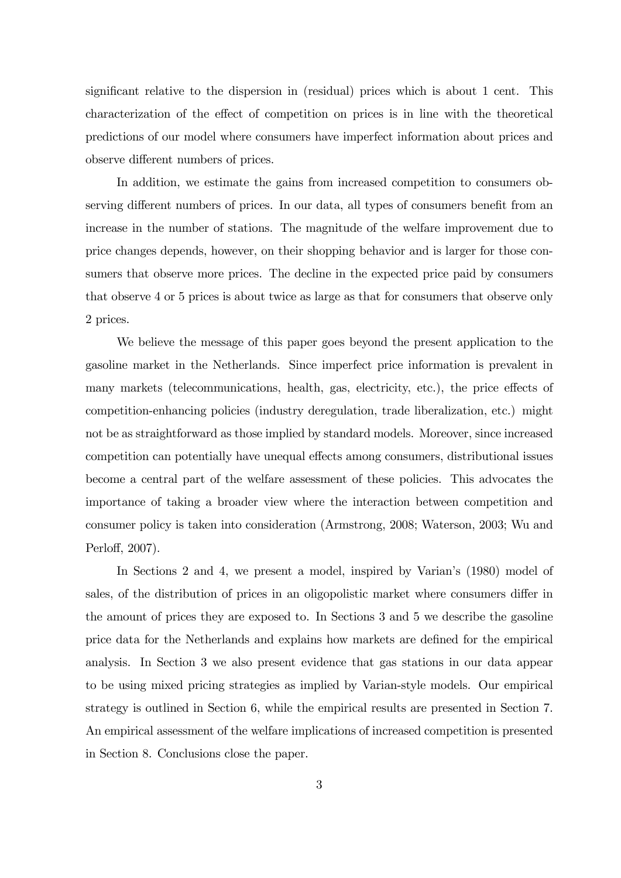significant relative to the dispersion in (residual) prices which is about 1 cent. This characterization of the effect of competition on prices is in line with the theoretical predictions of our model where consumers have imperfect information about prices and observe different numbers of prices.

In addition, we estimate the gains from increased competition to consumers observing different numbers of prices. In our data, all types of consumers benefit from an increase in the number of stations. The magnitude of the welfare improvement due to price changes depends, however, on their shopping behavior and is larger for those consumers that observe more prices. The decline in the expected price paid by consumers that observe 4 or 5 prices is about twice as large as that for consumers that observe only 2 prices.

We believe the message of this paper goes beyond the present application to the gasoline market in the Netherlands. Since imperfect price information is prevalent in many markets (telecommunications, health, gas, electricity, etc.), the price effects of competition-enhancing policies (industry deregulation, trade liberalization, etc.) might not be as straightforward as those implied by standard models. Moreover, since increased competition can potentially have unequal effects among consumers, distributional issues become a central part of the welfare assessment of these policies. This advocates the importance of taking a broader view where the interaction between competition and consumer policy is taken into consideration (Armstrong, 2008; Waterson, 2003; Wu and Perloff, 2007).

In Sections 2 and 4, we present a model, inspired by Varian's (1980) model of sales, of the distribution of prices in an oligopolistic market where consumers differ in the amount of prices they are exposed to. In Sections 3 and 5 we describe the gasoline price data for the Netherlands and explains how markets are defined for the empirical analysis. In Section 3 we also present evidence that gas stations in our data appear to be using mixed pricing strategies as implied by Varian-style models. Our empirical strategy is outlined in Section 6, while the empirical results are presented in Section 7. An empirical assessment of the welfare implications of increased competition is presented in Section 8. Conclusions close the paper.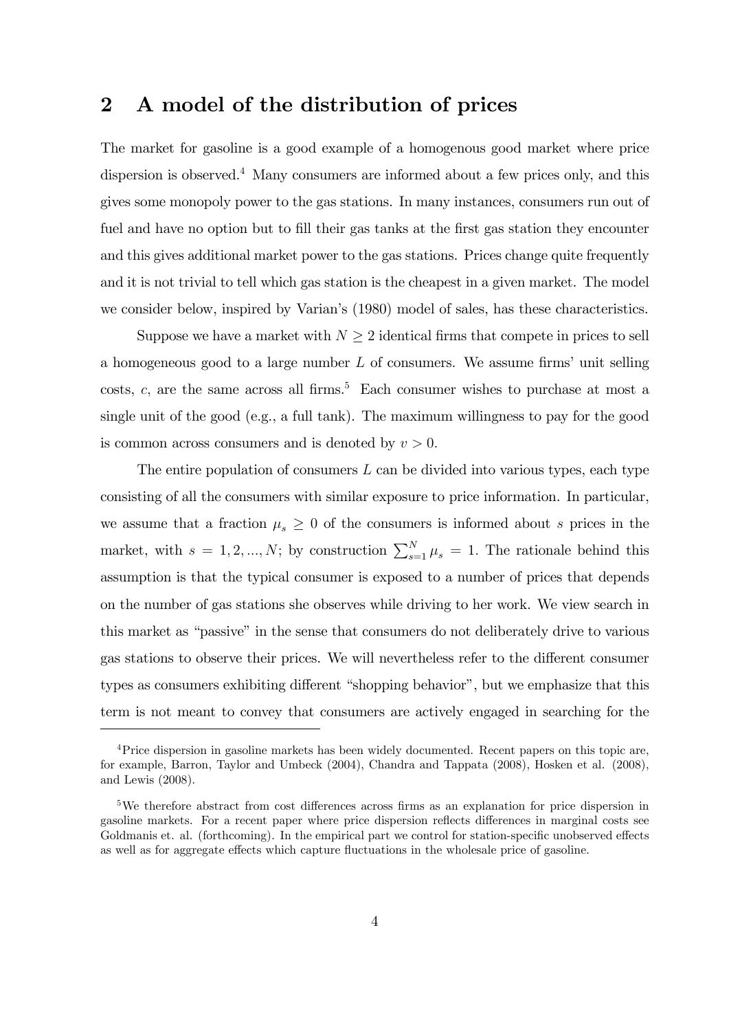## 2 A model of the distribution of prices

The market for gasoline is a good example of a homogenous good market where price dispersion is observed.[4] Many consumers are informed about a few prices only, and this gives some monopoly power to the gas stations. In many instances, consumers run out of fuel and have no option but to fill their gas tanks at the first gas station they encounter and this gives additional market power to the gas stations. Prices change quite frequently and it is not trivial to tell which gas station is the cheapest in a given market. The model we consider below, inspired by Varian's (1980) model of sales, has these characteristics.

Suppose we have a market with $N \geq 2$ identical firms that compete in prices to sell a homogeneous good to a large number $L$ of consumers. We assume firms' unit selling costs, $c$, are the same across all firms.[5] Each consumer wishes to purchase at most a single unit of the good (e.g., a full tank). The maximum willingness to pay for the good is common across consumers and is denoted by $v > 0$.

The entire population of consumers $L$ can be divided into various types, each type consisting of all the consumers with similar exposure to price information. In particular, we assume that a fraction $\mu_s \geq 0$ of the consumers is informed about $s$ prices in the market, with $s = 1, 2, ..., N$; by construction $\sum_{s=1}^{N} \mu_s = 1$. The rationale behind this assumption is that the typical consumer is exposed to a number of prices that depends on the number of gas stations she observes while driving to her work. We view search in this market as "passive" in the sense that consumers do not deliberately drive to various gas stations to observe their prices. We will nevertheless refer to the different consumer types as consumers exhibiting different "shopping behavior", but we emphasize that this term is not meant to convey that consumers are actively engaged in searching for the

---

[4] Price dispersion in gasoline markets has been widely documented. Recent papers on this topic are, for example, Barron, Taylor and Umbeck (2004), Chandra and Tappata (2008), Hosken et al. (2008), and Lewis (2008).

[5] We therefore abstract from cost differences across firms as an explanation for price dispersion in gasoline markets. For a recent paper where price dispersion reflects differences in marginal costs see Goldmanis et. al. (forthcoming). In the empirical part we control for station-specific unobserved effects as well as for aggregate effects which capture fluctuations in the wholesale price of gasoline.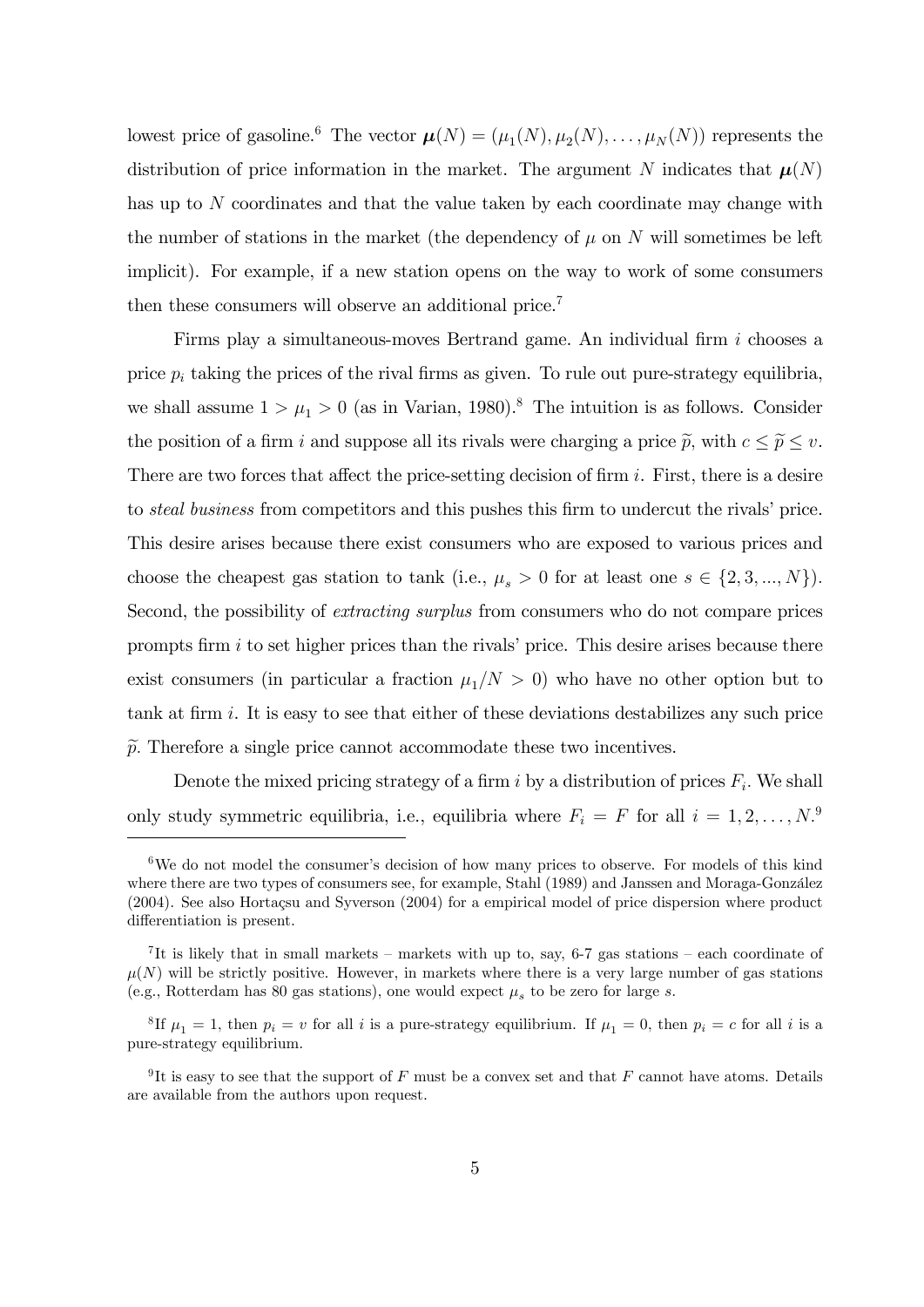lowest price of gasoline.[6] The vector $\boldsymbol{\mu}(N) = (\mu_1(N), \mu_2(N), \ldots, \mu_N(N))$ represents the distribution of price information in the market. The argument $N$ indicates that $\boldsymbol{\mu}(N)$ has up to $N$ coordinates and that the value taken by each coordinate may change with the number of stations in the market (the dependency of $\mu$ on $N$ will sometimes be left implicit). For example, if a new station opens on the way to work of some consumers then these consumers will observe an additional price.[7]

Firms play a simultaneous-moves Bertrand game. An individual firm $i$ chooses a price $p_i$ taking the prices of the rival firms as given. To rule out pure-strategy equilibria, we shall assume $1 > \mu_1 > 0$ (as in Varian, 1980).[8] The intuition is as follows. Consider the position of a firm $i$ and suppose all its rivals were charging a price $\widetilde{p}$, with $c \leq \widetilde{p} \leq v$. There are two forces that affect the price-setting decision of firm $i$. First, there is a desire to *steal business* from competitors and this pushes this firm to undercut the rivals' price. This desire arises because there exist consumers who are exposed to various prices and choose the cheapest gas station to tank (i.e., $\mu_s > 0$ for at least one $s \in \{2, 3, ..., N\}$). Second, the possibility of *extracting surplus* from consumers who do not compare prices prompts firm $i$ to set higher prices than the rivals' price. This desire arises because there exist consumers (in particular a fraction $\mu_1/N > 0$) who have no other option but to tank at firm $i$. It is easy to see that either of these deviations destabilizes any such price $\widetilde{p}$. Therefore a single price cannot accommodate these two incentives.

Denote the mixed pricing strategy of a firm $i$ by a distribution of prices $F_i$. We shall only study symmetric equilibria, i.e., equilibria where $F_i = F$ for all $i = 1, 2, \ldots, N$.[9]

---

[6] We do not model the consumer's decision of how many prices to observe. For models of this kind where there are two types of consumers see, for example, Stahl (1989) and Janssen and Moraga-González (2004). See also Hortaçsu and Syverson (2004) for a empirical model of price dispersion where product differentiation is present.

[7] It is likely that in small markets – markets with up to, say, 6-7 gas stations – each coordinate of $\mu(N)$ will be strictly positive. However, in markets where there is a very large number of gas stations (e.g., Rotterdam has 80 gas stations), one would expect $\mu_s$ to be zero for large $s$.

[8] If $\mu_1 = 1$, then $p_i = v$ for all $i$ is a pure-strategy equilibrium. If $\mu_1 = 0$, then $p_i = c$ for all $i$ is a pure-strategy equilibrium.

[9] It is easy to see that the support of $F$ must be a convex set and that $F$ cannot have atoms. Details are available from the authors upon request.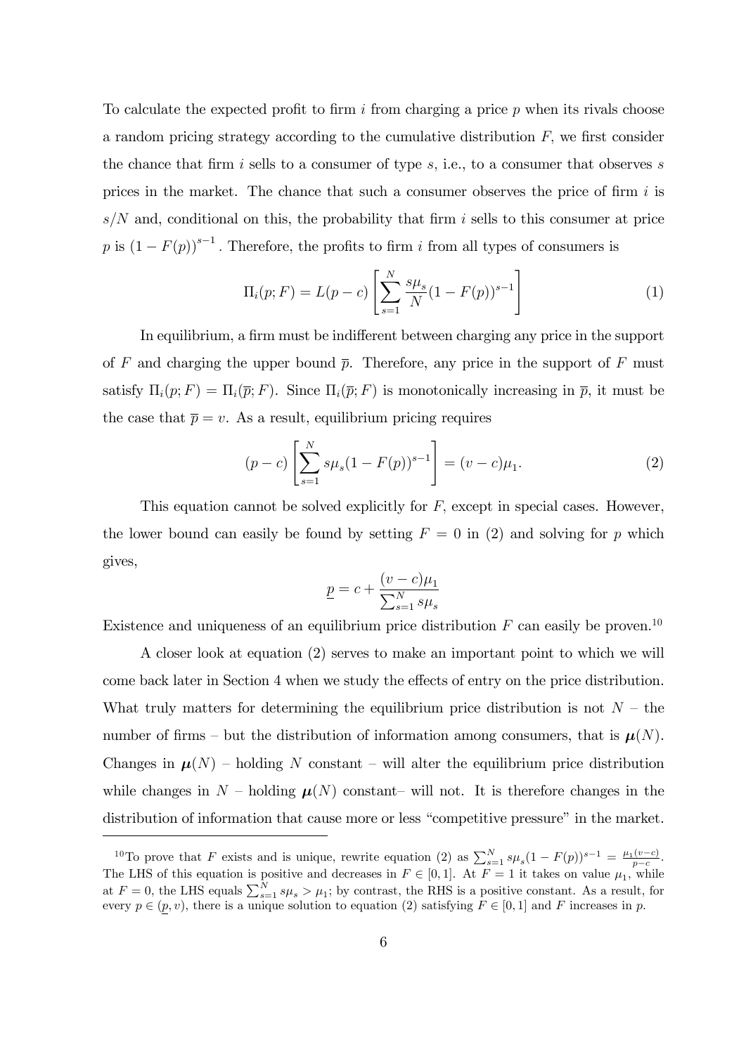To calculate the expected profit to firm $i$ from charging a price $p$ when its rivals choose a random pricing strategy according to the cumulative distribution $F$, we first consider the chance that firm $i$ sells to a consumer of type $s$, i.e., to a consumer that observes $s$ prices in the market. The chance that such a consumer observes the price of firm $i$ is $s/N$ and, conditional on this, the probability that firm $i$ sells to this consumer at price $p$ is $(1 - F(p))^{s-1}$. Therefore, the profits to firm $i$ from all types of consumers is

$$\Pi_i(p; F) = L(p - c) \left[ \sum_{s=1}^{N} \frac{s\mu_s}{N} (1 - F(p))^{s-1} \right] \tag{1}$$

In equilibrium, a firm must be indifferent between charging any price in the support of $F$ and charging the upper bound $\overline{p}$. Therefore, any price in the support of $F$ must satisfy $\Pi_i(p; F) = \Pi_i(\overline{p}; F)$. Since $\Pi_i(\overline{p}; F)$ is monotonically increasing in $\overline{p}$, it must be the case that $\overline{p} = v$. As a result, equilibrium pricing requires

$$(p - c) \left[ \sum_{s=1}^{N} s\mu_s (1 - F(p))^{s-1} \right] = (v - c)\mu_1. \tag{2}$$

This equation cannot be solved explicitly for $F$, except in special cases. However, the lower bound can easily be found by setting $F = 0$ in (2) and solving for $p$ which gives,

$$\underline{p} = c + \frac{(v - c)\mu_1}{\sum_{s=1}^{N} s\mu_s}$$

Existence and uniqueness of an equilibrium price distribution $F$ can easily be proven.[10]

A closer look at equation (2) serves to make an important point to which we will come back later in Section 4 when we study the effects of entry on the price distribution. What truly matters for determining the equilibrium price distribution is not $N$ – the number of firms – but the distribution of information among consumers, that is $\boldsymbol{\mu}(N)$. Changes in $\boldsymbol{\mu}(N)$ – holding $N$ constant – will alter the equilibrium price distribution while changes in $N$ – holding $\boldsymbol{\mu}(N)$ constant– will not. It is therefore changes in the distribution of information that cause more or less "competitive pressure" in the market.

[10] To prove that $F$ exists and is unique, rewrite equation (2) as $\sum_{s=1}^{N} s\mu_s(1 - F(p))^{s-1} = \frac{\mu_1(v-c)}{p-c}$. The LHS of this equation is positive and decreases in $F \in [0, 1]$. At $F = 1$ it takes on value $\mu_1$, while at $F = 0$, the LHS equals $\sum_{s=1}^{N} s\mu_s > \mu_1$; by contrast, the RHS is a positive constant. As a result, for every $p \in (\underline{p}, v)$, there is a unique solution to equation (2) satisfying $F \in [0, 1]$ and $F$ increases in $p$.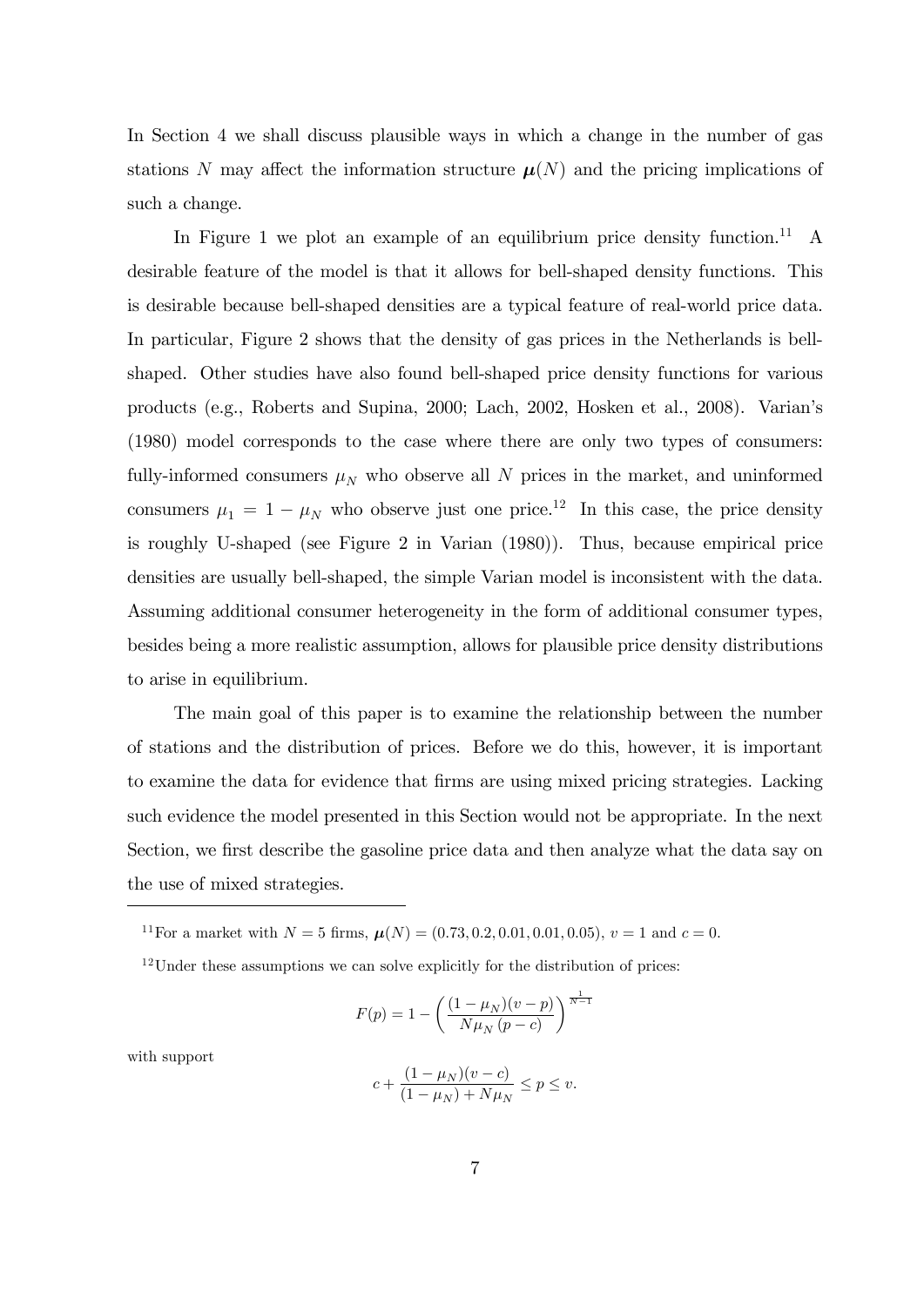In Section 4 we shall discuss plausible ways in which a change in the number of gas stations $N$ may affect the information structure $\boldsymbol{\mu}(N)$ and the pricing implications of such a change.

In Figure 1 we plot an example of an equilibrium price density function.[11] A desirable feature of the model is that it allows for bell-shaped density functions. This is desirable because bell-shaped densities are a typical feature of real-world price data. In particular, Figure 2 shows that the density of gas prices in the Netherlands is bell-shaped. Other studies have also found bell-shaped price density functions for various products (e.g., Roberts and Supina, 2000; Lach, 2002, Hosken et al., 2008). Varian's (1980) model corresponds to the case where there are only two types of consumers: fully-informed consumers $\mu_N$ who observe all $N$ prices in the market, and uninformed consumers $\mu_1 = 1 - \mu_N$ who observe just one price.[12] In this case, the price density is roughly U-shaped (see Figure 2 in Varian (1980)). Thus, because empirical price densities are usually bell-shaped, the simple Varian model is inconsistent with the data. Assuming additional consumer heterogeneity in the form of additional consumer types, besides being a more realistic assumption, allows for plausible price density distributions to arise in equilibrium.

The main goal of this paper is to examine the relationship between the number of stations and the distribution of prices. Before we do this, however, it is important to examine the data for evidence that firms are using mixed pricing strategies. Lacking such evidence the model presented in this Section would not be appropriate. In the next Section, we first describe the gasoline price data and then analyze what the data say on the use of mixed strategies.

---

[11] For a market with $N = 5$ firms, $\boldsymbol{\mu}(N) = (0.73, 0.2, 0.01, 0.01, 0.05)$, $v = 1$ and $c = 0$.

[12] Under these assumptions we can solve explicitly for the distribution of prices:

$$F(p) = 1 - \left( \frac{(1 - \mu_N)(v - p)}{N\mu_N (p - c)} \right)^{\frac{1}{N-1}}$$

with support

$$c + \frac{(1 - \mu_N)(v - c)}{(1 - \mu_N) + N\mu_N} \leq p \leq v.$$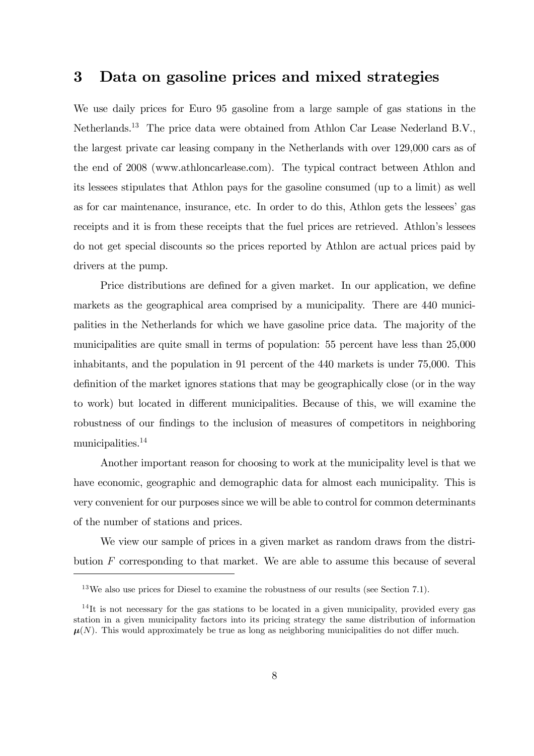## 3 Data on gasoline prices and mixed strategies

We use daily prices for Euro 95 gasoline from a large sample of gas stations in the Netherlands.[13] The price data were obtained from Athlon Car Lease Nederland B.V., the largest private car leasing company in the Netherlands with over 129,000 cars as of the end of 2008 (www.athloncarlease.com). The typical contract between Athlon and its lessees stipulates that Athlon pays for the gasoline consumed (up to a limit) as well as for car maintenance, insurance, etc. In order to do this, Athlon gets the lessees' gas receipts and it is from these receipts that the fuel prices are retrieved. Athlon's lessees do not get special discounts so the prices reported by Athlon are actual prices paid by drivers at the pump.

Price distributions are defined for a given market. In our application, we define markets as the geographical area comprised by a municipality. There are 440 municipalities in the Netherlands for which we have gasoline price data. The majority of the municipalities are quite small in terms of population: 55 percent have less than 25,000 inhabitants, and the population in 91 percent of the 440 markets is under 75,000. This definition of the market ignores stations that may be geographically close (or in the way to work) but located in different municipalities. Because of this, we will examine the robustness of our findings to the inclusion of measures of competitors in neighboring municipalities.[14]

Another important reason for choosing to work at the municipality level is that we have economic, geographic and demographic data for almost each municipality. This is very convenient for our purposes since we will be able to control for common determinants of the number of stations and prices.

We view our sample of prices in a given market as random draws from the distribution $F$ corresponding to that market. We are able to assume this because of several

[13] We also use prices for Diesel to examine the robustness of our results (see Section 7.1).

[14] It is not necessary for the gas stations to be located in a given municipality, provided every gas station in a given municipality factors into its pricing strategy the same distribution of information $\boldsymbol{\mu}(N)$. This would approximately be true as long as neighboring municipalities do not differ much.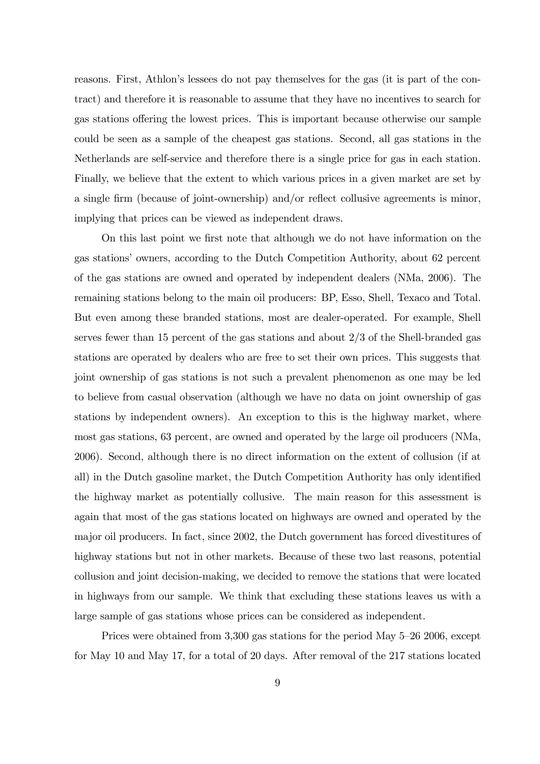reasons. First, Athlon's lessees do not pay themselves for the gas (it is part of the contract) and therefore it is reasonable to assume that they have no incentives to search for gas stations offering the lowest prices. This is important because otherwise our sample could be seen as a sample of the cheapest gas stations. Second, all gas stations in the Netherlands are self-service and therefore there is a single price for gas in each station. Finally, we believe that the extent to which various prices in a given market are set by a single firm (because of joint-ownership) and/or reflect collusive agreements is minor, implying that prices can be viewed as independent draws.

On this last point we first note that although we do not have information on the gas stations' owners, according to the Dutch Competition Authority, about 62 percent of the gas stations are owned and operated by independent dealers (NMa, 2006). The remaining stations belong to the main oil producers: BP, Esso, Shell, Texaco and Total. But even among these branded stations, most are dealer-operated. For example, Shell serves fewer than 15 percent of the gas stations and about 2/3 of the Shell-branded gas stations are operated by dealers who are free to set their own prices. This suggests that joint ownership of gas stations is not such a prevalent phenomenon as one may be led to believe from casual observation (although we have no data on joint ownership of gas stations by independent owners). An exception to this is the highway market, where most gas stations, 63 percent, are owned and operated by the large oil producers (NMa, 2006). Second, although there is no direct information on the extent of collusion (if at all) in the Dutch gasoline market, the Dutch Competition Authority has only identified the highway market as potentially collusive. The main reason for this assessment is again that most of the gas stations located on highways are owned and operated by the major oil producers. In fact, since 2002, the Dutch government has forced divestitures of highway stations but not in other markets. Because of these two last reasons, potential collusion and joint decision-making, we decided to remove the stations that were located in highways from our sample. We think that excluding these stations leaves us with a large sample of gas stations whose prices can be considered as independent.

Prices were obtained from 3,300 gas stations for the period May 5–26 2006, except for May 10 and May 17, for a total of 20 days. After removal of the 217 stations located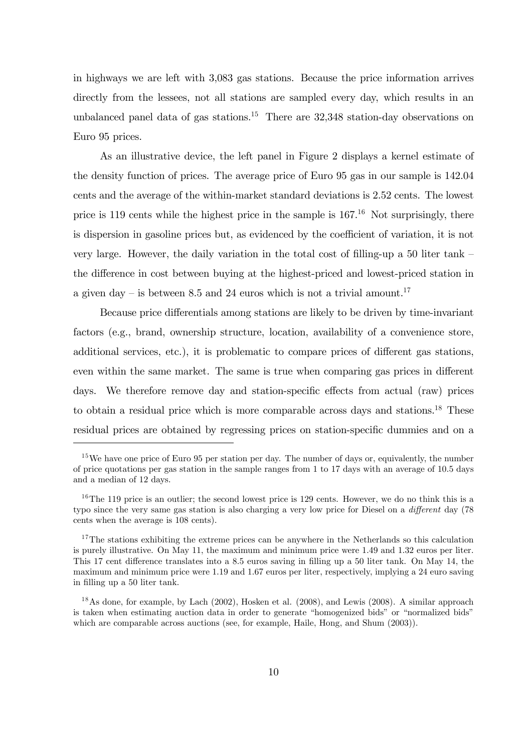in highways we are left with 3,083 gas stations. Because the price information arrives directly from the lessees, not all stations are sampled every day, which results in an unbalanced panel data of gas stations.[15] There are 32,348 station-day observations on Euro 95 prices.

As an illustrative device, the left panel in Figure 2 displays a kernel estimate of the density function of prices. The average price of Euro 95 gas in our sample is 142.04 cents and the average of the within-market standard deviations is 2.52 cents. The lowest price is 119 cents while the highest price in the sample is 167.[16] Not surprisingly, there is dispersion in gasoline prices but, as evidenced by the coefficient of variation, it is not very large. However, the daily variation in the total cost of filling-up a 50 liter tank – the difference in cost between buying at the highest-priced and lowest-priced station in a given day – is between 8.5 and 24 euros which is not a trivial amount.[17]

Because price differentials among stations are likely to be driven by time-invariant factors (e.g., brand, ownership structure, location, availability of a convenience store, additional services, etc.), it is problematic to compare prices of different gas stations, even within the same market. The same is true when comparing gas prices in different days. We therefore remove day and station-specific effects from actual (raw) prices to obtain a residual price which is more comparable across days and stations.[18] These residual prices are obtained by regressing prices on station-specific dummies and on a

---

[15] We have one price of Euro 95 per station per day. The number of days or, equivalently, the number of price quotations per gas station in the sample ranges from 1 to 17 days with an average of 10.5 days and a median of 12 days.

[16] The 119 price is an outlier; the second lowest price is 129 cents. However, we do no think this is a typo since the very same gas station is also charging a very low price for Diesel on a *different* day (78 cents when the average is 108 cents).

[17] The stations exhibiting the extreme prices can be anywhere in the Netherlands so this calculation is purely illustrative. On May 11, the maximum and minimum price were 1.49 and 1.32 euros per liter. This 17 cent difference translates into a 8.5 euros saving in filling up a 50 liter tank. On May 14, the maximum and minimum price were 1.19 and 1.67 euros per liter, respectively, implying a 24 euro saving in filling up a 50 liter tank.

[18] As done, for example, by Lach (2002), Hosken et al. (2008), and Lewis (2008). A similar approach is taken when estimating auction data in order to generate "homogenized bids" or "normalized bids" which are comparable across auctions (see, for example, Haile, Hong, and Shum (2003)).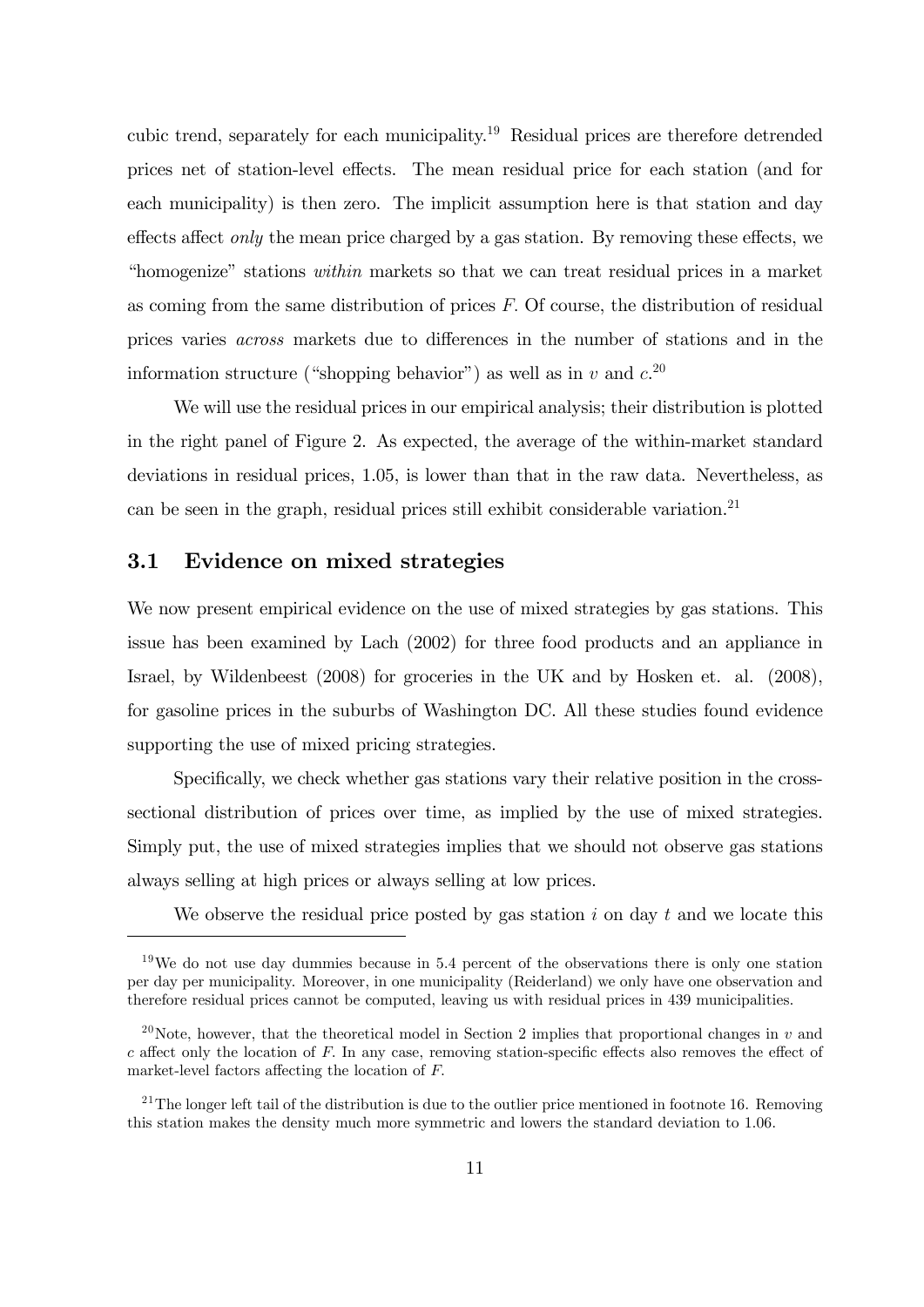cubic trend, separately for each municipality.[19] Residual prices are therefore detrended prices net of station-level effects. The mean residual price for each station (and for each municipality) is then zero. The implicit assumption here is that station and day effects affect *only* the mean price charged by a gas station. By removing these effects, we "homogenize" stations *within* markets so that we can treat residual prices in a market as coming from the same distribution of prices $F$. Of course, the distribution of residual prices varies *across* markets due to differences in the number of stations and in the information structure ("shopping behavior") as well as in $v$ and $c$.[20]

We will use the residual prices in our empirical analysis; their distribution is plotted in the right panel of Figure 2. As expected, the average of the within-market standard deviations in residual prices, 1.05, is lower than that in the raw data. Nevertheless, as can be seen in the graph, residual prices still exhibit considerable variation.[21]

### 3.1 Evidence on mixed strategies

We now present empirical evidence on the use of mixed strategies by gas stations. This issue has been examined by Lach (2002) for three food products and an appliance in Israel, by Wildenbeest (2008) for groceries in the UK and by Hosken et. al. (2008), for gasoline prices in the suburbs of Washington DC. All these studies found evidence supporting the use of mixed pricing strategies.

Specifically, we check whether gas stations vary their relative position in the cross-sectional distribution of prices over time, as implied by the use of mixed strategies. Simply put, the use of mixed strategies implies that we should not observe gas stations always selling at high prices or always selling at low prices.

We observe the residual price posted by gas station $i$ on day $t$ and we locate this

---

[19] We do not use day dummies because in 5.4 percent of the observations there is only one station per day per municipality. Moreover, in one municipality (Reiderland) we only have one observation and therefore residual prices cannot be computed, leaving us with residual prices in 439 municipalities.

[20] Note, however, that the theoretical model in Section 2 implies that proportional changes in $v$ and $c$ affect only the location of $F$. In any case, removing station-specific effects also removes the effect of market-level factors affecting the location of $F$.

[21] The longer left tail of the distribution is due to the outlier price mentioned in footnote 16. Removing this station makes the density much more symmetric and lowers the standard deviation to 1.06.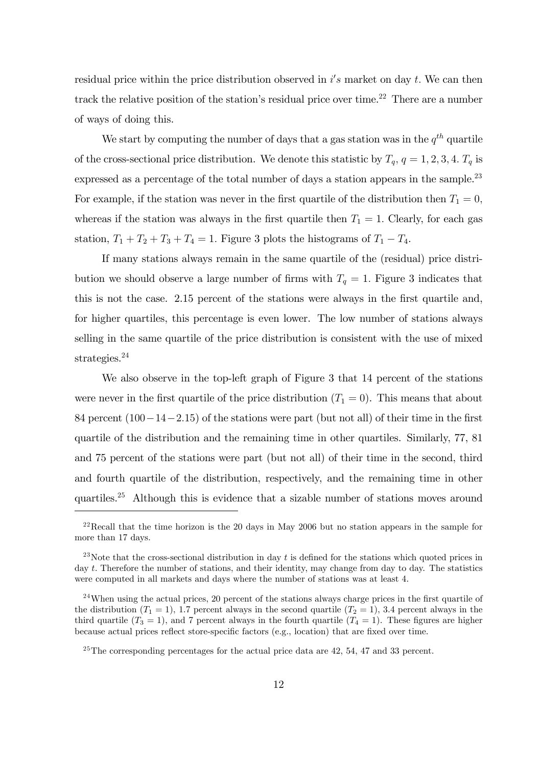residual price within the price distribution observed in $i's$ market on day $t$. We can then track the relative position of the station's residual price over time.[22] There are a number of ways of doing this.

We start by computing the number of days that a gas station was in the $q^{th}$ quartile of the cross-sectional price distribution. We denote this statistic by $T_q$, $q = 1, 2, 3, 4$. $T_q$ is expressed as a percentage of the total number of days a station appears in the sample.[23] For example, if the station was never in the first quartile of the distribution then $T_1 = 0$, whereas if the station was always in the first quartile then $T_1 = 1$. Clearly, for each gas station, $T_1 + T_2 + T_3 + T_4 = 1$. Figure 3 plots the histograms of $T_1 - T_4$.

If many stations always remain in the same quartile of the (residual) price distribution we should observe a large number of firms with $T_q = 1$. Figure 3 indicates that this is not the case. 2.15 percent of the stations were always in the first quartile and, for higher quartiles, this percentage is even lower. The low number of stations always selling in the same quartile of the price distribution is consistent with the use of mixed strategies.[24]

We also observe in the top-left graph of Figure 3 that 14 percent of the stations were never in the first quartile of the price distribution ($T_1 = 0$). This means that about 84 percent $(100 - 14 - 2.15)$ of the stations were part (but not all) of their time in the first quartile of the distribution and the remaining time in other quartiles. Similarly, 77, 81 and 75 percent of the stations were part (but not all) of their time in the second, third and fourth quartile of the distribution, respectively, and the remaining time in other quartiles.[25] Although this is evidence that a sizable number of stations moves around

[22] Recall that the time horizon is the 20 days in May 2006 but no station appears in the sample for more than 17 days.

[23] Note that the cross-sectional distribution in day $t$ is defined for the stations which quoted prices in day $t$. Therefore the number of stations, and their identity, may change from day to day. The statistics were computed in all markets and days where the number of stations was at least 4.

[24] When using the actual prices, 20 percent of the stations always charge prices in the first quartile of the distribution ($T_1 = 1$), 1.7 percent always in the second quartile ($T_2 = 1$), 3.4 percent always in the third quartile ($T_3 = 1$), and 7 percent always in the fourth quartile ($T_4 = 1$). These figures are higher because actual prices reflect store-specific factors (e.g., location) that are fixed over time.

[25] The corresponding percentages for the actual price data are 42, 54, 47 and 33 percent.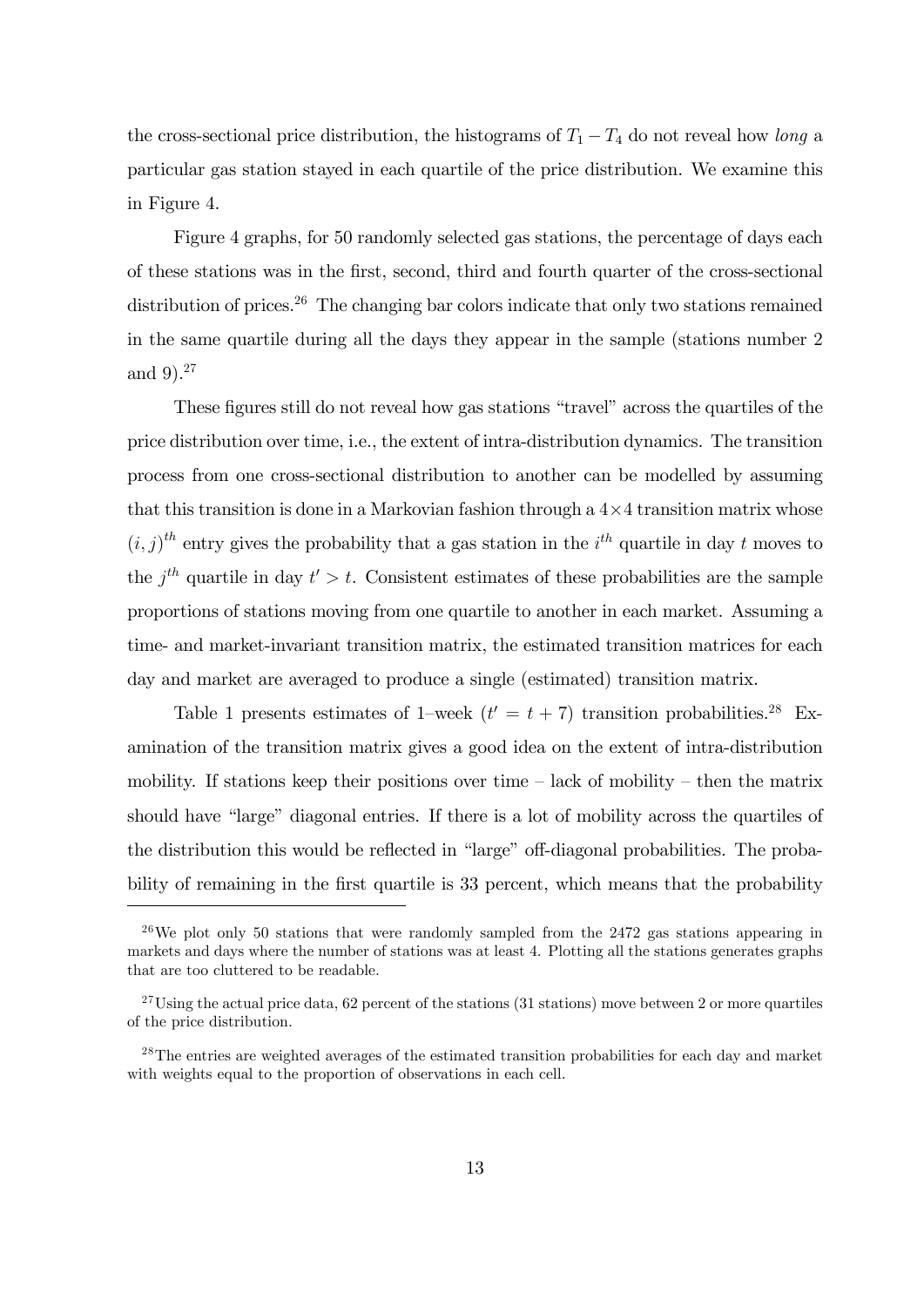the cross-sectional price distribution, the histograms of $T_1 - T_4$ do not reveal how *long* a particular gas station stayed in each quartile of the price distribution. We examine this in Figure 4.

Figure 4 graphs, for 50 randomly selected gas stations, the percentage of days each of these stations was in the first, second, third and fourth quarter of the cross-sectional distribution of prices.[26] The changing bar colors indicate that only two stations remained in the same quartile during all the days they appear in the sample (stations number 2 and 9).[27]

These figures still do not reveal how gas stations "travel" across the quartiles of the price distribution over time, i.e., the extent of intra-distribution dynamics. The transition process from one cross-sectional distribution to another can be modelled by assuming that this transition is done in a Markovian fashion through a $4 \times 4$ transition matrix whose $(i, j)^{th}$ entry gives the probability that a gas station in the $i^{th}$ quartile in day $t$ moves to the $j^{th}$ quartile in day $t' > t$. Consistent estimates of these probabilities are the sample proportions of stations moving from one quartile to another in each market. Assuming a time- and market-invariant transition matrix, the estimated transition matrices for each day and market are averaged to produce a single (estimated) transition matrix.

Table 1 presents estimates of 1–week ($t' = t + 7$) transition probabilities.[28] Examination of the transition matrix gives a good idea on the extent of intra-distribution mobility. If stations keep their positions over time – lack of mobility – then the matrix should have "large" diagonal entries. If there is a lot of mobility across the quartiles of the distribution this would be reflected in "large" off-diagonal probabilities. The probability of remaining in the first quartile is 33 percent, which means that the probability

[26] We plot only 50 stations that were randomly sampled from the 2472 gas stations appearing in markets and days where the number of stations was at least 4. Plotting all the stations generates graphs that are too cluttered to be readable.

[27] Using the actual price data, 62 percent of the stations (31 stations) move between 2 or more quartiles of the price distribution.

[28] The entries are weighted averages of the estimated transition probabilities for each day and market with weights equal to the proportion of observations in each cell.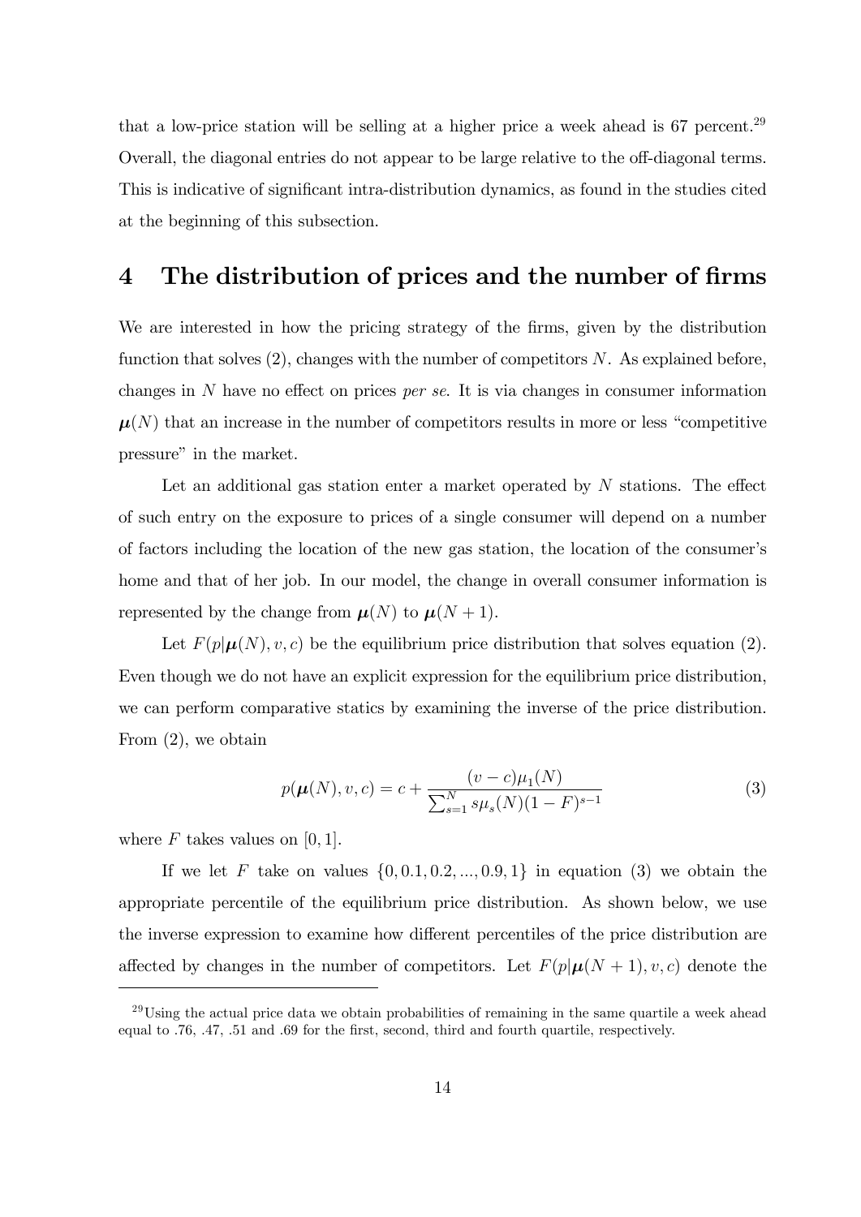that a low-price station will be selling at a higher price a week ahead is 67 percent.[29] Overall, the diagonal entries do not appear to be large relative to the off-diagonal terms. This is indicative of significant intra-distribution dynamics, as found in the studies cited at the beginning of this subsection.

# 4 The distribution of prices and the number of firms

We are interested in how the pricing strategy of the firms, given by the distribution function that solves (2), changes with the number of competitors $N$. As explained before, changes in $N$ have no effect on prices *per se*. It is via changes in consumer information $\boldsymbol{\mu}(N)$ that an increase in the number of competitors results in more or less "competitive pressure" in the market.

Let an additional gas station enter a market operated by $N$ stations. The effect of such entry on the exposure to prices of a single consumer will depend on a number of factors including the location of the new gas station, the location of the consumer's home and that of her job. In our model, the change in overall consumer information is represented by the change from $\boldsymbol{\mu}(N)$ to $\boldsymbol{\mu}(N+1)$.

Let $F(p|\boldsymbol{\mu}(N), v, c)$ be the equilibrium price distribution that solves equation (2). Even though we do not have an explicit expression for the equilibrium price distribution, we can perform comparative statics by examining the inverse of the price distribution. From (2), we obtain

$$p(\boldsymbol{\mu}(N), v, c) = c + \frac{(v-c)\mu_1(N)}{\sum_{s=1}^{N} s\mu_s(N)(1-F)^{s-1}} \tag{3}$$

where $F$ takes values on $[0, 1]$.

If we let $F$ take on values $\{0, 0.1, 0.2, ..., 0.9, 1\}$ in equation (3) we obtain the appropriate percentile of the equilibrium price distribution. As shown below, we use the inverse expression to examine how different percentiles of the price distribution are affected by changes in the number of competitors. Let $F(p|\boldsymbol{\mu}(N+1), v, c)$ denote the

[29] Using the actual price data we obtain probabilities of remaining in the same quartile a week ahead equal to .76, .47, .51 and .69 for the first, second, third and fourth quartile, respectively.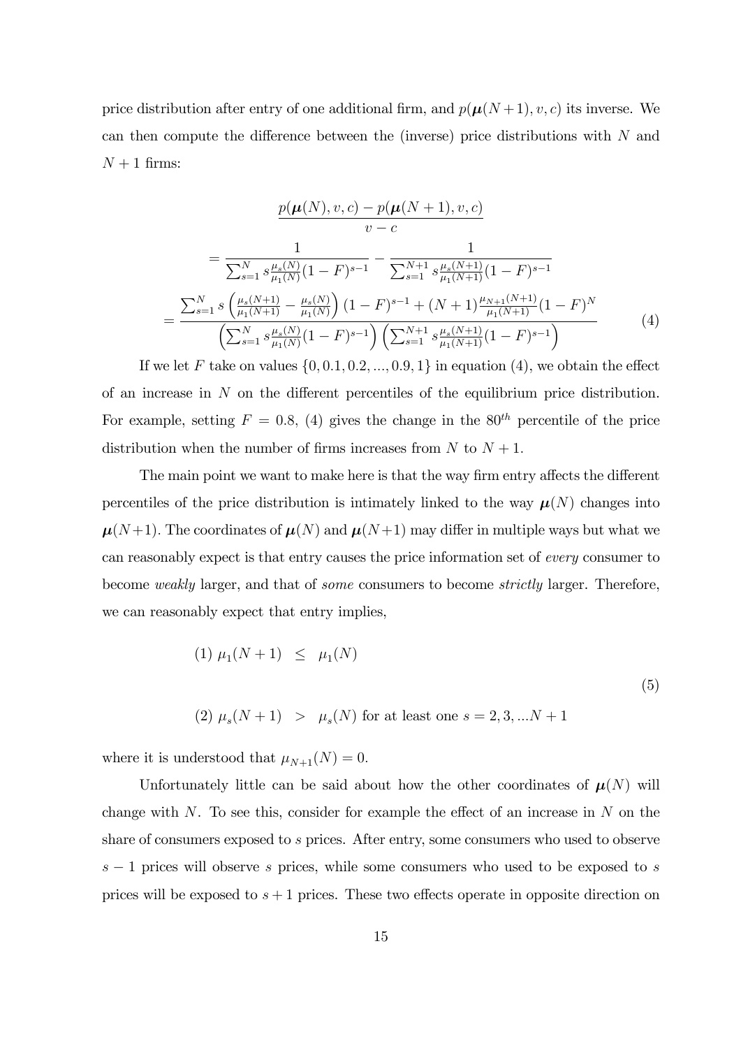price distribution after entry of one additional firm, and $p(\boldsymbol{\mu}(N+1), v, c)$ its inverse. We can then compute the difference between the (inverse) price distributions with $N$ and $N+1$ firms:

$$
\begin{aligned}
& \frac{p(\boldsymbol{\mu}(N), v, c) - p(\boldsymbol{\mu}(N+1), v, c)}{v-c} \\
&= \frac{1}{\sum_{s=1}^{N} s \frac{\mu_s(N)}{\mu_1(N)}(1-F)^{s-1}} - \frac{1}{\sum_{s=1}^{N+1} s \frac{\mu_s(N+1)}{\mu_1(N+1)}(1-F)^{s-1}} \\
&= \frac{\sum_{s=1}^{N} s \left( \frac{\mu_s(N+1)}{\mu_1(N+1)} - \frac{\mu_s(N)}{\mu_1(N)} \right)(1-F)^{s-1} + (N+1)\frac{\mu_{N+1}(N+1)}{\mu_1(N+1)}(1-F)^{N}}{\left(\sum_{s=1}^{N} s \frac{\mu_s(N)}{\mu_1(N)}(1-F)^{s-1}\right)\left(\sum_{s=1}^{N+1} s \frac{\mu_s(N+1)}{\mu_1(N+1)}(1-F)^{s-1}\right)}
\end{aligned}
\tag{4}
$$

If we let $F$ take on values $\{0, 0.1, 0.2, ..., 0.9, 1\}$ in equation (4), we obtain the effect of an increase in $N$ on the different percentiles of the equilibrium price distribution. For example, setting $F = 0.8$, (4) gives the change in the $80^{th}$ percentile of the price distribution when the number of firms increases from $N$ to $N+1$.

The main point we want to make here is that the way firm entry affects the different percentiles of the price distribution is intimately linked to the way $\boldsymbol{\mu}(N)$ changes into $\boldsymbol{\mu}(N+1)$. The coordinates of $\boldsymbol{\mu}(N)$ and $\boldsymbol{\mu}(N+1)$ may differ in multiple ways but what we can reasonably expect is that entry causes the price information set of *every* consumer to become *weakly* larger, and that of *some* consumers to become *strictly* larger. Therefore, we can reasonably expect that entry implies,

$$
\begin{aligned}
&(1)\ \mu_1(N+1) \ \leq \ \mu_1(N) \\
&(2)\ \mu_s(N+1) \ > \ \mu_s(N) \text{ for at least one } s = 2, 3, ...N+1
\end{aligned}
\tag{5}
$$

where it is understood that $\mu_{N+1}(N) = 0$.

Unfortunately little can be said about how the other coordinates of $\boldsymbol{\mu}(N)$ will change with $N$. To see this, consider for example the effect of an increase in $N$ on the share of consumers exposed to $s$ prices. After entry, some consumers who used to observe $s-1$ prices will observe $s$ prices, while some consumers who used to be exposed to $s$ prices will be exposed to $s+1$ prices. These two effects operate in opposite direction on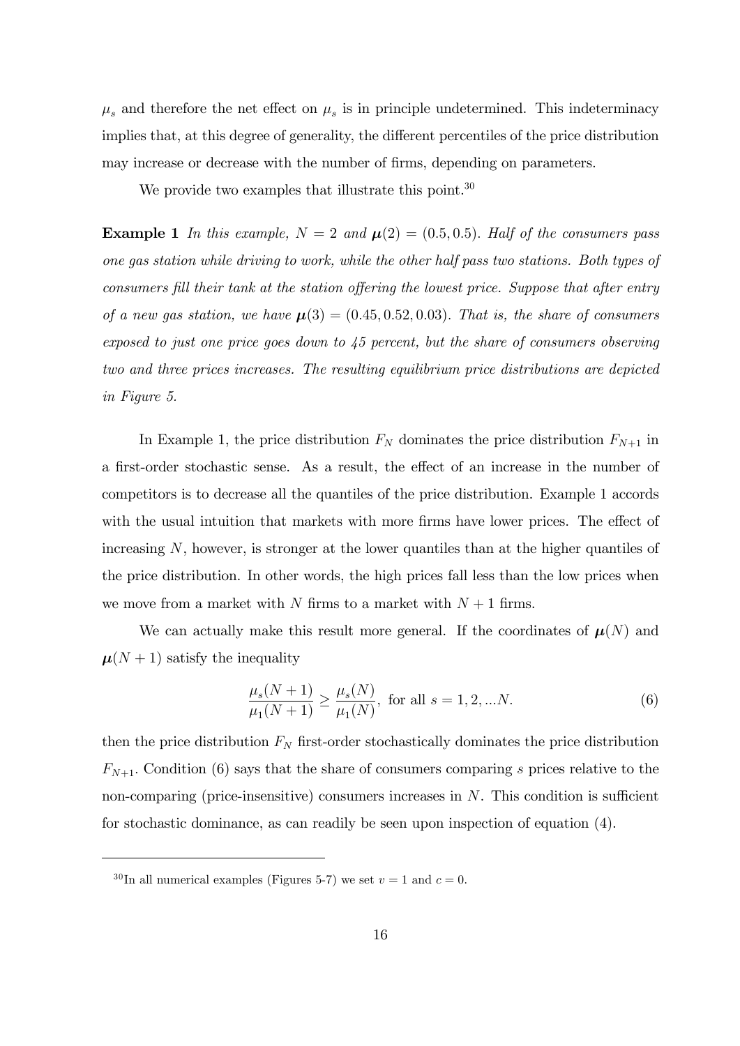$\mu_s$ and therefore the net effect on $\mu_s$ is in principle undetermined. This indeterminacy implies that, at this degree of generality, the different percentiles of the price distribution may increase or decrease with the number of firms, depending on parameters.

We provide two examples that illustrate this point.[30]

**Example 1** *In this example, $N = 2$ and $\boldsymbol{\mu}(2) = (0.5, 0.5)$. Half of the consumers pass one gas station while driving to work, while the other half pass two stations. Both types of consumers fill their tank at the station offering the lowest price. Suppose that after entry of a new gas station, we have $\boldsymbol{\mu}(3) = (0.45, 0.52, 0.03)$. That is, the share of consumers exposed to just one price goes down to 45 percent, but the share of consumers observing two and three prices increases. The resulting equilibrium price distributions are depicted in Figure 5.*

In Example 1, the price distribution $F_N$ dominates the price distribution $F_{N+1}$ in a first-order stochastic sense. As a result, the effect of an increase in the number of competitors is to decrease all the quantiles of the price distribution. Example 1 accords with the usual intuition that markets with more firms have lower prices. The effect of increasing $N$, however, is stronger at the lower quantiles than at the higher quantiles of the price distribution. In other words, the high prices fall less than the low prices when we move from a market with $N$ firms to a market with $N + 1$ firms.

We can actually make this result more general. If the coordinates of $\boldsymbol{\mu}(N)$ and $\boldsymbol{\mu}(N + 1)$ satisfy the inequality

$$\frac{\mu_s(N+1)}{\mu_1(N+1)} \geq \frac{\mu_s(N)}{\mu_1(N)}, \text{ for all } s = 1, 2, ...N. \tag{6}$$

then the price distribution $F_N$ first-order stochastically dominates the price distribution $F_{N+1}$. Condition (6) says that the share of consumers comparing $s$ prices relative to the non-comparing (price-insensitive) consumers increases in $N$. This condition is sufficient for stochastic dominance, as can readily be seen upon inspection of equation (4).

[30] In all numerical examples (Figures 5-7) we set $v = 1$ and $c = 0$.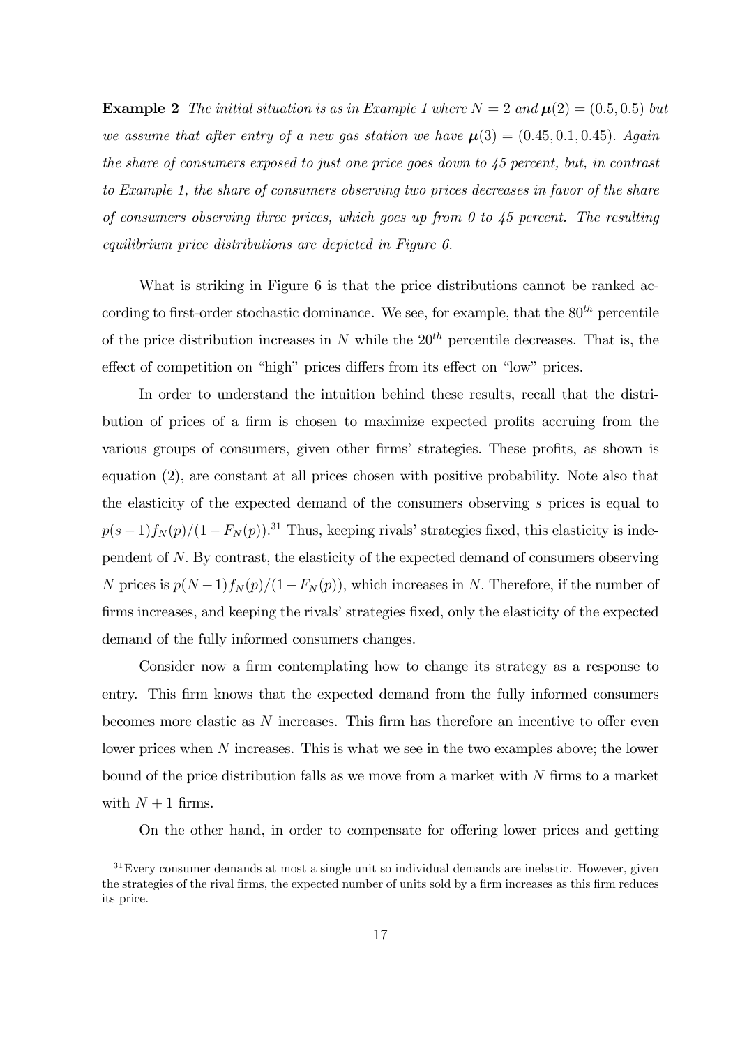**Example 2** *The initial situation is as in Example 1 where $N = 2$ and $\boldsymbol{\mu}(2) = (0.5, 0.5)$ but we assume that after entry of a new gas station we have $\boldsymbol{\mu}(3) = (0.45, 0.1, 0.45)$. Again the share of consumers exposed to just one price goes down to 45 percent, but, in contrast to Example 1, the share of consumers observing two prices decreases in favor of the share of consumers observing three prices, which goes up from 0 to 45 percent. The resulting equilibrium price distributions are depicted in Figure 6.*

What is striking in Figure 6 is that the price distributions cannot be ranked according to first-order stochastic dominance. We see, for example, that the $80^{th}$ percentile of the price distribution increases in $N$ while the $20^{th}$ percentile decreases. That is, the effect of competition on "high" prices differs from its effect on "low" prices.

In order to understand the intuition behind these results, recall that the distribution of prices of a firm is chosen to maximize expected profits accruing from the various groups of consumers, given other firms' strategies. These profits, as shown is equation (2), are constant at all prices chosen with positive probability. Note also that the elasticity of the expected demand of the consumers observing $s$ prices is equal to $p(s-1)f_N(p)/(1-F_N(p))$.[31] Thus, keeping rivals' strategies fixed, this elasticity is independent of $N$. By contrast, the elasticity of the expected demand of consumers observing $N$ prices is $p(N-1)f_N(p)/(1-F_N(p))$, which increases in $N$. Therefore, if the number of firms increases, and keeping the rivals' strategies fixed, only the elasticity of the expected demand of the fully informed consumers changes.

Consider now a firm contemplating how to change its strategy as a response to entry. This firm knows that the expected demand from the fully informed consumers becomes more elastic as $N$ increases. This firm has therefore an incentive to offer even lower prices when $N$ increases. This is what we see in the two examples above; the lower bound of the price distribution falls as we move from a market with $N$ firms to a market with $N+1$ firms.

On the other hand, in order to compensate for offering lower prices and getting

[31] Every consumer demands at most a single unit so individual demands are inelastic. However, given the strategies of the rival firms, the expected number of units sold by a firm increases as this firm reduces its price.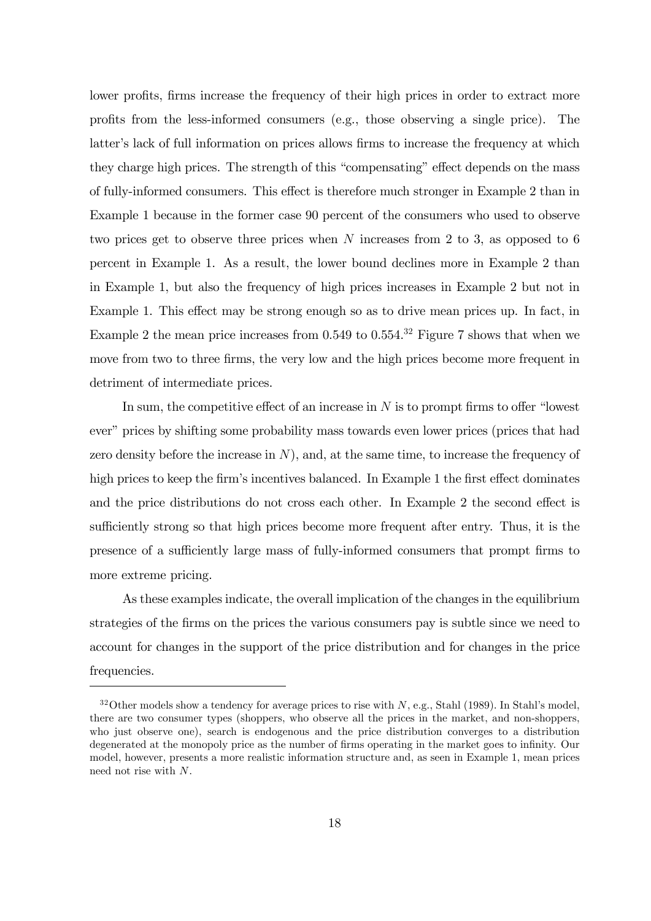lower profits, firms increase the frequency of their high prices in order to extract more profits from the less-informed consumers (e.g., those observing a single price). The latter's lack of full information on prices allows firms to increase the frequency at which they charge high prices. The strength of this "compensating" effect depends on the mass of fully-informed consumers. This effect is therefore much stronger in Example 2 than in Example 1 because in the former case 90 percent of the consumers who used to observe two prices get to observe three prices when $N$ increases from 2 to 3, as opposed to 6 percent in Example 1. As a result, the lower bound declines more in Example 2 than in Example 1, but also the frequency of high prices increases in Example 2 but not in Example 1. This effect may be strong enough so as to drive mean prices up. In fact, in Example 2 the mean price increases from 0.549 to 0.554.[32] Figure 7 shows that when we move from two to three firms, the very low and the high prices become more frequent in detriment of intermediate prices.

In sum, the competitive effect of an increase in $N$ is to prompt firms to offer "lowest ever" prices by shifting some probability mass towards even lower prices (prices that had zero density before the increase in $N$), and, at the same time, to increase the frequency of high prices to keep the firm's incentives balanced. In Example 1 the first effect dominates and the price distributions do not cross each other. In Example 2 the second effect is sufficiently strong so that high prices become more frequent after entry. Thus, it is the presence of a sufficiently large mass of fully-informed consumers that prompt firms to more extreme pricing.

As these examples indicate, the overall implication of the changes in the equilibrium strategies of the firms on the prices the various consumers pay is subtle since we need to account for changes in the support of the price distribution and for changes in the price frequencies.

[32] Other models show a tendency for average prices to rise with $N$, e.g., Stahl (1989). In Stahl's model, there are two consumer types (shoppers, who observe all the prices in the market, and non-shoppers, who just observe one), search is endogenous and the price distribution converges to a distribution degenerated at the monopoly price as the number of firms operating in the market goes to infinity. Our model, however, presents a more realistic information structure and, as seen in Example 1, mean prices need not rise with $N$.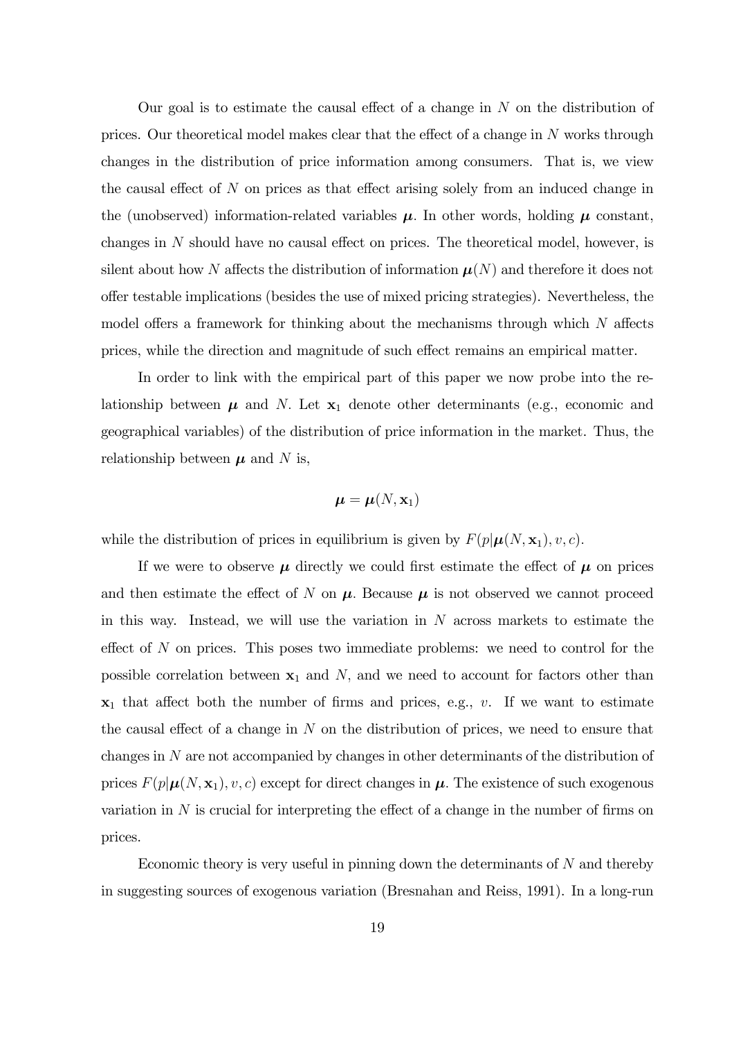Our goal is to estimate the causal effect of a change in $N$ on the distribution of prices. Our theoretical model makes clear that the effect of a change in $N$ works through changes in the distribution of price information among consumers. That is, we view the causal effect of $N$ on prices as that effect arising solely from an induced change in the (unobserved) information-related variables $\boldsymbol{\mu}$. In other words, holding $\boldsymbol{\mu}$ constant, changes in $N$ should have no causal effect on prices. The theoretical model, however, is silent about how $N$ affects the distribution of information $\boldsymbol{\mu}(N)$ and therefore it does not offer testable implications (besides the use of mixed pricing strategies). Nevertheless, the model offers a framework for thinking about the mechanisms through which $N$ affects prices, while the direction and magnitude of such effect remains an empirical matter.

In order to link with the empirical part of this paper we now probe into the relationship between $\boldsymbol{\mu}$ and $N$. Let $\mathbf{x}_1$ denote other determinants (e.g., economic and geographical variables) of the distribution of price information in the market. Thus, the relationship between $\boldsymbol{\mu}$ and $N$ is,

$$\boldsymbol{\mu} = \boldsymbol{\mu}(N, \mathbf{x}_1)$$

while the distribution of prices in equilibrium is given by $F(p|\boldsymbol{\mu}(N, \mathbf{x}_1), v, c)$.

If we were to observe $\boldsymbol{\mu}$ directly we could first estimate the effect of $\boldsymbol{\mu}$ on prices and then estimate the effect of $N$ on $\boldsymbol{\mu}$. Because $\boldsymbol{\mu}$ is not observed we cannot proceed in this way. Instead, we will use the variation in $N$ across markets to estimate the effect of $N$ on prices. This poses two immediate problems: we need to control for the possible correlation between $\mathbf{x}_1$ and $N$, and we need to account for factors other than $\mathbf{x}_1$ that affect both the number of firms and prices, e.g., $v$. If we want to estimate the causal effect of a change in $N$ on the distribution of prices, we need to ensure that changes in $N$ are not accompanied by changes in other determinants of the distribution of prices $F(p|\boldsymbol{\mu}(N, \mathbf{x}_1), v, c)$ except for direct changes in $\boldsymbol{\mu}$. The existence of such exogenous variation in $N$ is crucial for interpreting the effect of a change in the number of firms on prices.

Economic theory is very useful in pinning down the determinants of $N$ and thereby in suggesting sources of exogenous variation (Bresnahan and Reiss, 1991). In a long-run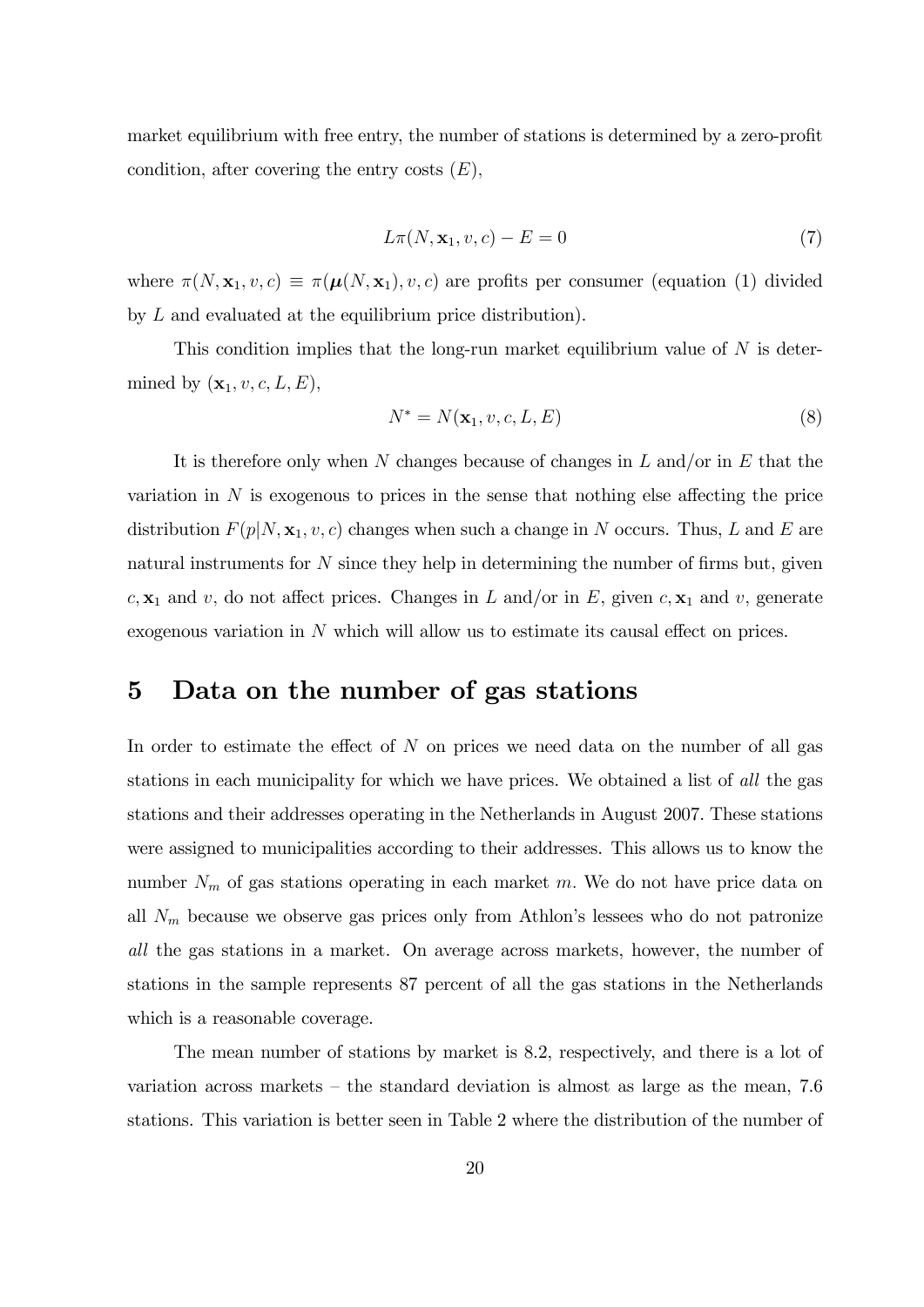market equilibrium with free entry, the number of stations is determined by a zero-profit condition, after covering the entry costs ($E$),

$$L\pi(N, \mathbf{x}_1, v, c) - E = 0 \tag{7}$$

where $\pi(N, \mathbf{x}_1, v, c) \equiv \pi(\boldsymbol{\mu}(N, \mathbf{x}_1), v, c)$ are profits per consumer (equation (1) divided by $L$ and evaluated at the equilibrium price distribution).

This condition implies that the long-run market equilibrium value of $N$ is determined by $(\mathbf{x}_1, v, c, L, E)$,

$$N^* = N(\mathbf{x}_1, v, c, L, E) \tag{8}$$

It is therefore only when $N$ changes because of changes in $L$ and/or in $E$ that the variation in $N$ is exogenous to prices in the sense that nothing else affecting the price distribution $F(p|N, \mathbf{x}_1, v, c)$ changes when such a change in $N$ occurs. Thus, $L$ and $E$ are natural instruments for $N$ since they help in determining the number of firms but, given $c, \mathbf{x}_1$ and $v$, do not affect prices. Changes in $L$ and/or in $E$, given $c, \mathbf{x}_1$ and $v$, generate exogenous variation in $N$ which will allow us to estimate its causal effect on prices.

# 5 Data on the number of gas stations

In order to estimate the effect of $N$ on prices we need data on the number of all gas stations in each municipality for which we have prices. We obtained a list of *all* the gas stations and their addresses operating in the Netherlands in August 2007. These stations were assigned to municipalities according to their addresses. This allows us to know the number $N_m$ of gas stations operating in each market $m$. We do not have price data on all $N_m$ because we observe gas prices only from Athlon's lessees who do not patronize *all* the gas stations in a market. On average across markets, however, the number of stations in the sample represents 87 percent of all the gas stations in the Netherlands which is a reasonable coverage.

The mean number of stations by market is 8.2, respectively, and there is a lot of variation across markets – the standard deviation is almost as large as the mean, 7.6 stations. This variation is better seen in Table 2 where the distribution of the number of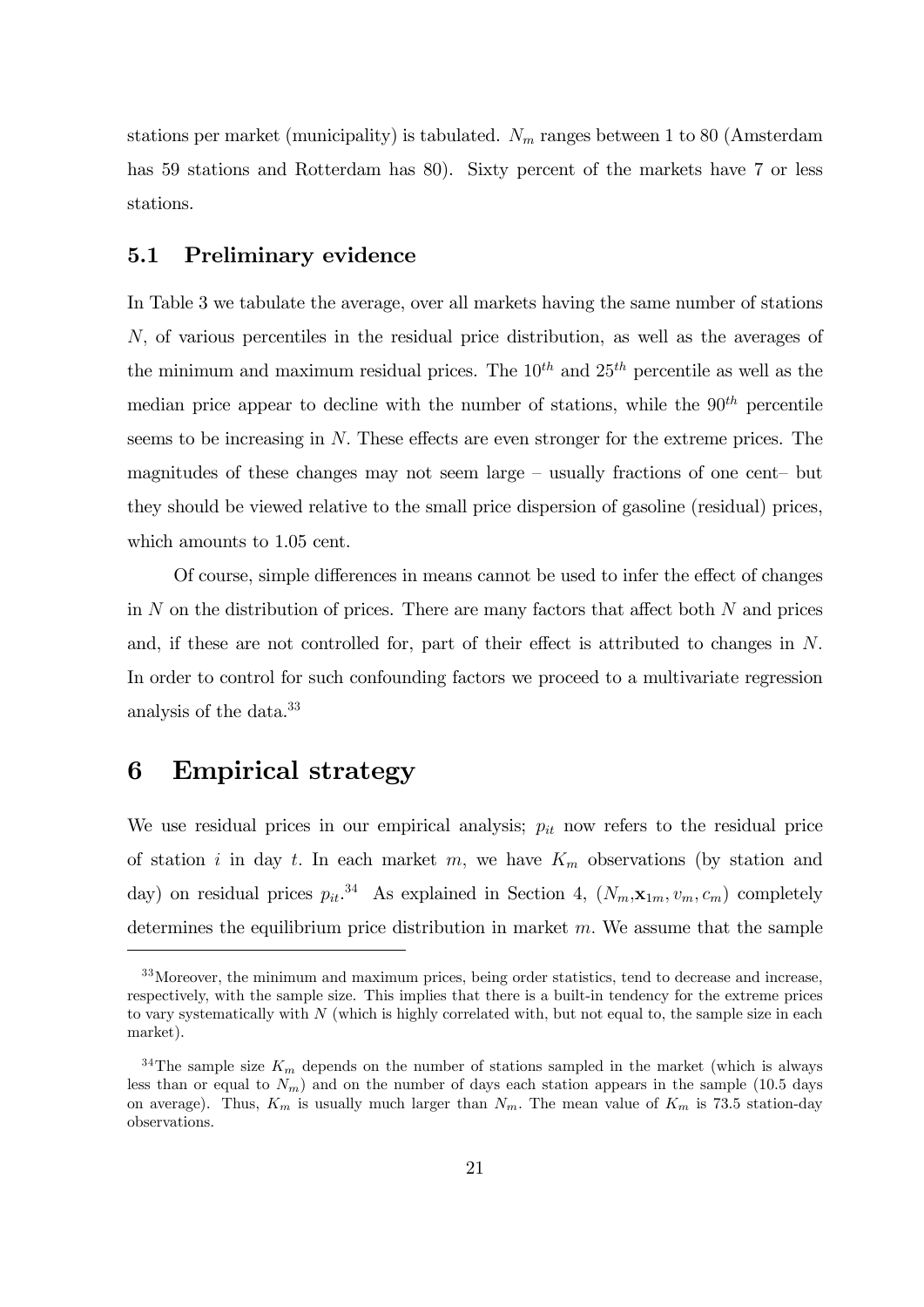stations per market (municipality) is tabulated. $N_m$ ranges between 1 to 80 (Amsterdam has 59 stations and Rotterdam has 80). Sixty percent of the markets have 7 or less stations.

## 5.1 Preliminary evidence

In Table 3 we tabulate the average, over all markets having the same number of stations $N$, of various percentiles in the residual price distribution, as well as the averages of the minimum and maximum residual prices. The $10^{th}$ and $25^{th}$ percentile as well as the median price appear to decline with the number of stations, while the $90^{th}$ percentile seems to be increasing in $N$. These effects are even stronger for the extreme prices. The magnitudes of these changes may not seem large – usually fractions of one cent– but they should be viewed relative to the small price dispersion of gasoline (residual) prices, which amounts to 1.05 cent.

Of course, simple differences in means cannot be used to infer the effect of changes in $N$ on the distribution of prices. There are many factors that affect both $N$ and prices and, if these are not controlled for, part of their effect is attributed to changes in $N$. In order to control for such confounding factors we proceed to a multivariate regression analysis of the data.[33]

# 6 Empirical strategy

We use residual prices in our empirical analysis; $p_{it}$ now refers to the residual price of station $i$ in day $t$. In each market $m$, we have $K_m$ observations (by station and day) on residual prices $p_{it}$.[34] As explained in Section 4, $(N_m, \mathbf{x}_{1m}, v_m, c_m)$ completely determines the equilibrium price distribution in market $m$. We assume that the sample

---

[33] Moreover, the minimum and maximum prices, being order statistics, tend to decrease and increase, respectively, with the sample size. This implies that there is a built-in tendency for the extreme prices to vary systematically with $N$ (which is highly correlated with, but not equal to, the sample size in each market).

[34] The sample size $K_m$ depends on the number of stations sampled in the market (which is always less than or equal to $N_m$) and on the number of days each station appears in the sample (10.5 days on average). Thus, $K_m$ is usually much larger than $N_m$. The mean value of $K_m$ is 73.5 station-day observations.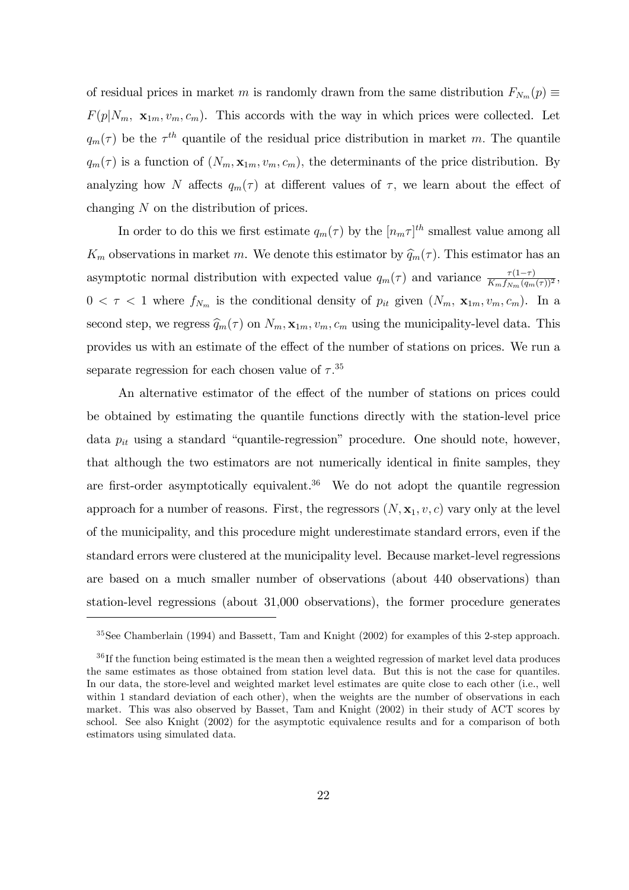of residual prices in market $m$ is randomly drawn from the same distribution $F_{N_m}(p) \equiv F(p|N_m,\ \mathbf{x}_{1m}, v_m, c_m)$. This accords with the way in which prices were collected. Let $q_m(\tau)$ be the $\tau^{th}$ quantile of the residual price distribution in market $m$. The quantile $q_m(\tau)$ is a function of $(N_m, \mathbf{x}_{1m}, v_m, c_m)$, the determinants of the price distribution. By analyzing how $N$ affects $q_m(\tau)$ at different values of $\tau$, we learn about the effect of changing $N$ on the distribution of prices.

In order to do this we first estimate $q_m(\tau)$ by the $[n_m\tau]^{th}$ smallest value among all $K_m$ observations in market $m$. We denote this estimator by $\widehat{q}_m(\tau)$. This estimator has an asymptotic normal distribution with expected value $q_m(\tau)$ and variance $\frac{\tau(1-\tau)}{K_m f_{N_m}(q_m(\tau))^2}$, $0 < \tau < 1$ where $f_{N_m}$ is the conditional density of $p_{it}$ given $(N_m,\ \mathbf{x}_{1m}, v_m, c_m)$. In a second step, we regress $\widehat{q}_m(\tau)$ on $N_m, \mathbf{x}_{1m}, v_m, c_m$ using the municipality-level data. This provides us with an estimate of the effect of the number of stations on prices. We run a separate regression for each chosen value of $\tau$.[35]

An alternative estimator of the effect of the number of stations on prices could be obtained by estimating the quantile functions directly with the station-level price data $p_{it}$ using a standard "quantile-regression" procedure. One should note, however, that although the two estimators are not numerically identical in finite samples, they are first-order asymptotically equivalent.[36] We do not adopt the quantile regression approach for a number of reasons. First, the regressors $(N, \mathbf{x}_1, v, c)$ vary only at the level of the municipality, and this procedure might underestimate standard errors, even if the standard errors were clustered at the municipality level. Because market-level regressions are based on a much smaller number of observations (about 440 observations) than station-level regressions (about 31,000 observations), the former procedure generates

---

[35] See Chamberlain (1994) and Bassett, Tam and Knight (2002) for examples of this 2-step approach.

[36] If the function being estimated is the mean then a weighted regression of market level data produces the same estimates as those obtained from station level data. But this is not the case for quantiles. In our data, the store-level and weighted market level estimates are quite close to each other (i.e., well within 1 standard deviation of each other), when the weights are the number of observations in each market. This was also observed by Basset, Tam and Knight (2002) in their study of ACT scores by school. See also Knight (2002) for the asymptotic equivalence results and for a comparison of both estimators using simulated data.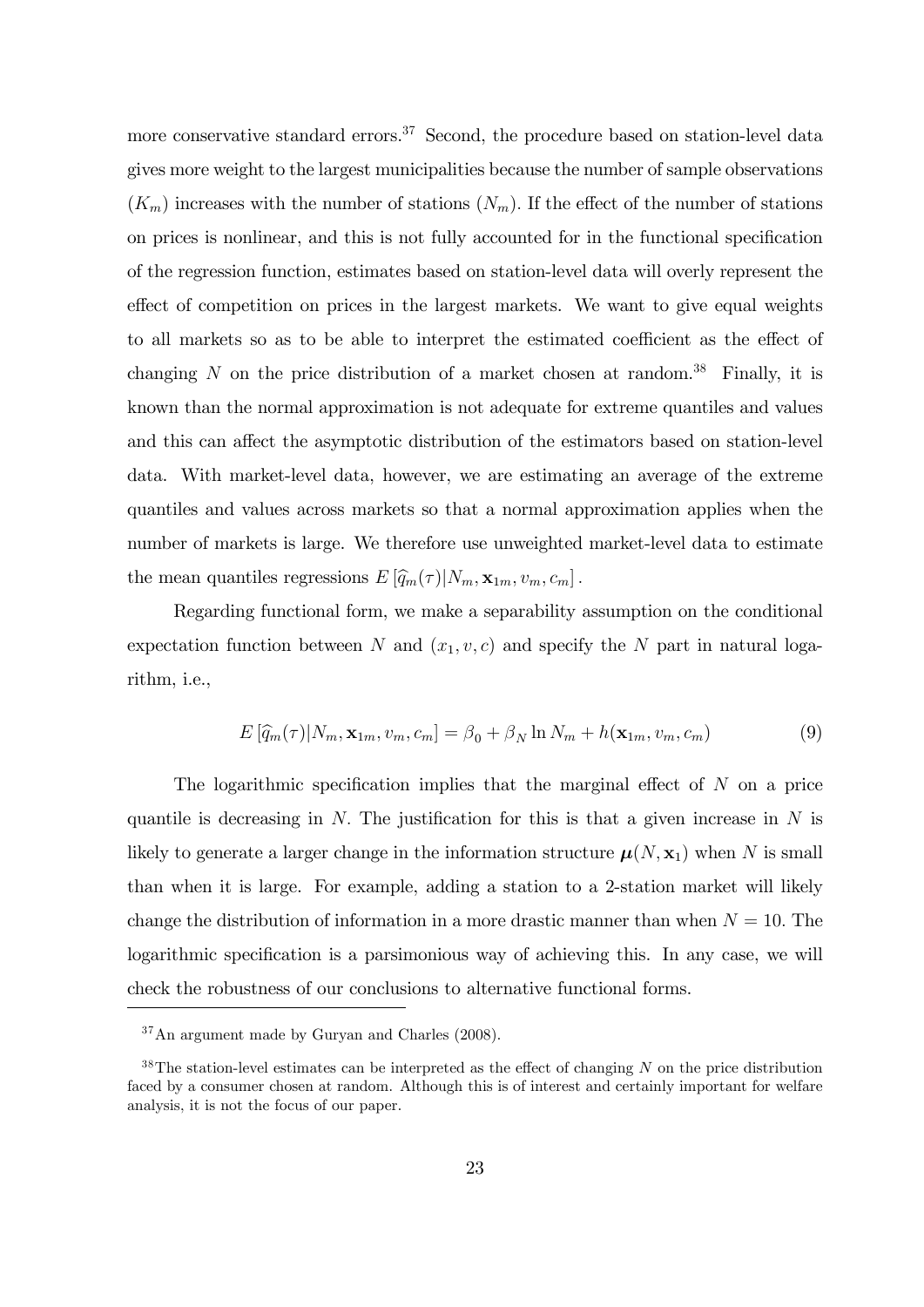more conservative standard errors.[37] Second, the procedure based on station-level data gives more weight to the largest municipalities because the number of sample observations ($K_m$) increases with the number of stations ($N_m$). If the effect of the number of stations on prices is nonlinear, and this is not fully accounted for in the functional specification of the regression function, estimates based on station-level data will overly represent the effect of competition on prices in the largest markets. We want to give equal weights to all markets so as to be able to interpret the estimated coefficient as the effect of changing $N$ on the price distribution of a market chosen at random.[38] Finally, it is known than the normal approximation is not adequate for extreme quantiles and values and this can affect the asymptotic distribution of the estimators based on station-level data. With market-level data, however, we are estimating an average of the extreme quantiles and values across markets so that a normal approximation applies when the number of markets is large. We therefore use unweighted market-level data to estimate the mean quantiles regressions $E\left[\widehat{q}_m(\tau)|N_m, \mathbf{x}_{1m}, v_m, c_m\right]$.

Regarding functional form, we make a separability assumption on the conditional expectation function between $N$ and $(x_1, v, c)$ and specify the $N$ part in natural logarithm, i.e.,

$$E\left[\widehat{q}_m(\tau)|N_m, \mathbf{x}_{1m}, v_m, c_m\right] = \beta_0 + \beta_N \ln N_m + h(\mathbf{x}_{1m}, v_m, c_m) \tag{9}$$

The logarithmic specification implies that the marginal effect of $N$ on a price quantile is decreasing in $N$. The justification for this is that a given increase in $N$ is likely to generate a larger change in the information structure $\boldsymbol{\mu}(N, \mathbf{x}_1)$ when $N$ is small than when it is large. For example, adding a station to a 2-station market will likely change the distribution of information in a more drastic manner than when $N = 10$. The logarithmic specification is a parsimonious way of achieving this. In any case, we will check the robustness of our conclusions to alternative functional forms.

[37] An argument made by Guryan and Charles (2008).

[38] The station-level estimates can be interpreted as the effect of changing $N$ on the price distribution faced by a consumer chosen at random. Although this is of interest and certainly important for welfare analysis, it is not the focus of our paper.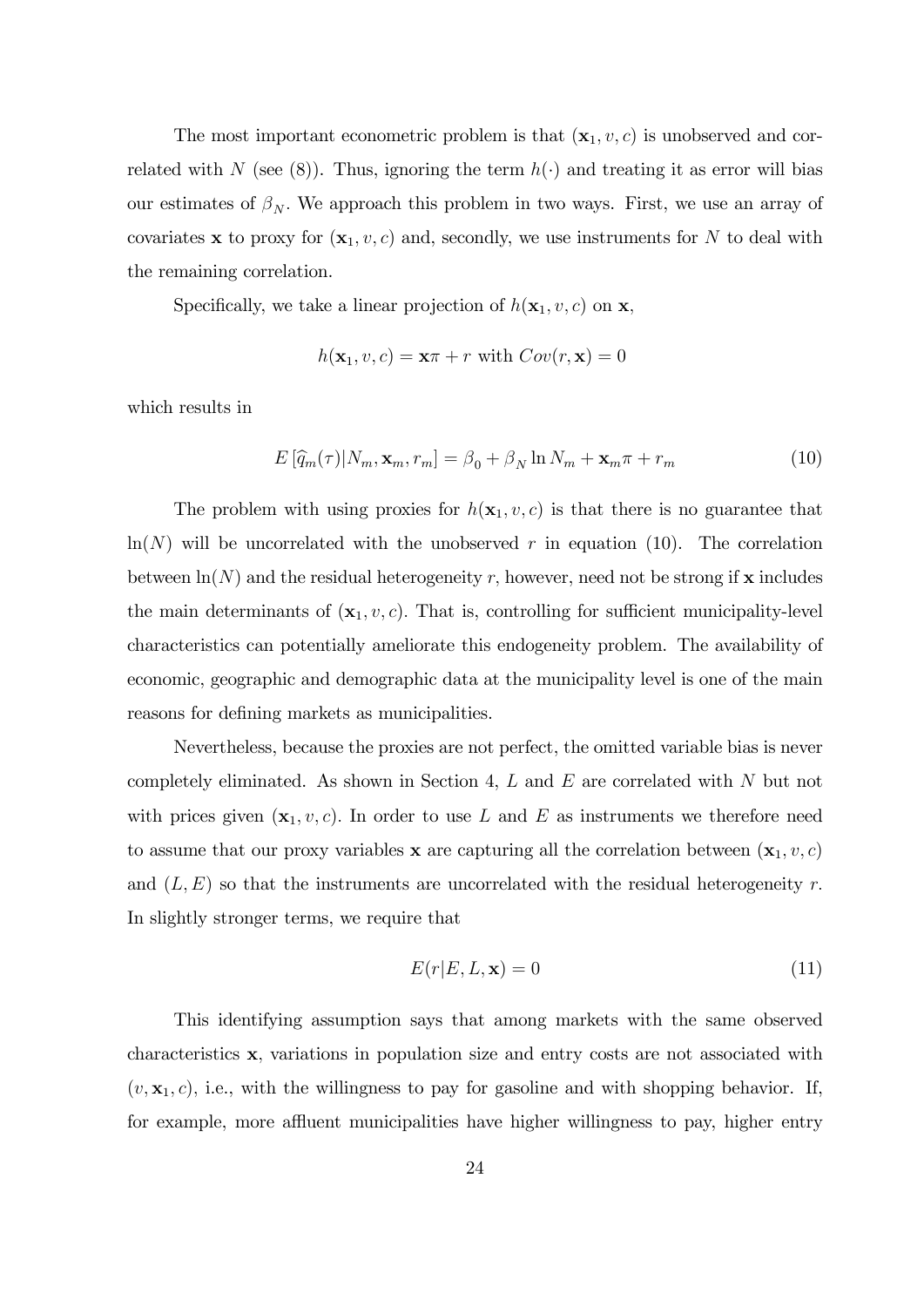The most important econometric problem is that $(\mathbf{x}_1, v, c)$ is unobserved and correlated with $N$ (see (8)). Thus, ignoring the term $h(\cdot)$ and treating it as error will bias our estimates of $\beta_N$. We approach this problem in two ways. First, we use an array of covariates $\mathbf{x}$ to proxy for $(\mathbf{x}_1, v, c)$ and, secondly, we use instruments for $N$ to deal with the remaining correlation.

Specifically, we take a linear projection of $h(\mathbf{x}_1, v, c)$ on $\mathbf{x}$,

$$h(\mathbf{x}_1, v, c) = \mathbf{x}\pi + r \text{ with } Cov(r, \mathbf{x}) = 0$$

which results in

$$E\left[\widehat{q}_m(\tau)|N_m, \mathbf{x}_m, r_m\right] = \beta_0 + \beta_N \ln N_m + \mathbf{x}_m \pi + r_m \tag{10}$$

The problem with using proxies for $h(\mathbf{x}_1, v, c)$ is that there is no guarantee that $\ln(N)$ will be uncorrelated with the unobserved $r$ in equation (10). The correlation between $\ln(N)$ and the residual heterogeneity $r$, however, need not be strong if $\mathbf{x}$ includes the main determinants of $(\mathbf{x}_1, v, c)$. That is, controlling for sufficient municipality-level characteristics can potentially ameliorate this endogeneity problem. The availability of economic, geographic and demographic data at the municipality level is one of the main reasons for defining markets as municipalities.

Nevertheless, because the proxies are not perfect, the omitted variable bias is never completely eliminated. As shown in Section 4, $L$ and $E$ are correlated with $N$ but not with prices given $(\mathbf{x}_1, v, c)$. In order to use $L$ and $E$ as instruments we therefore need to assume that our proxy variables $\mathbf{x}$ are capturing all the correlation between $(\mathbf{x}_1, v, c)$ and $(L, E)$ so that the instruments are uncorrelated with the residual heterogeneity $r$. In slightly stronger terms, we require that

$$E(r|E, L, \mathbf{x}) = 0 \tag{11}$$

This identifying assumption says that among markets with the same observed characteristics $\mathbf{x}$, variations in population size and entry costs are not associated with $(v, \mathbf{x}_1, c)$, i.e., with the willingness to pay for gasoline and with shopping behavior. If, for example, more affluent municipalities have higher willingness to pay, higher entry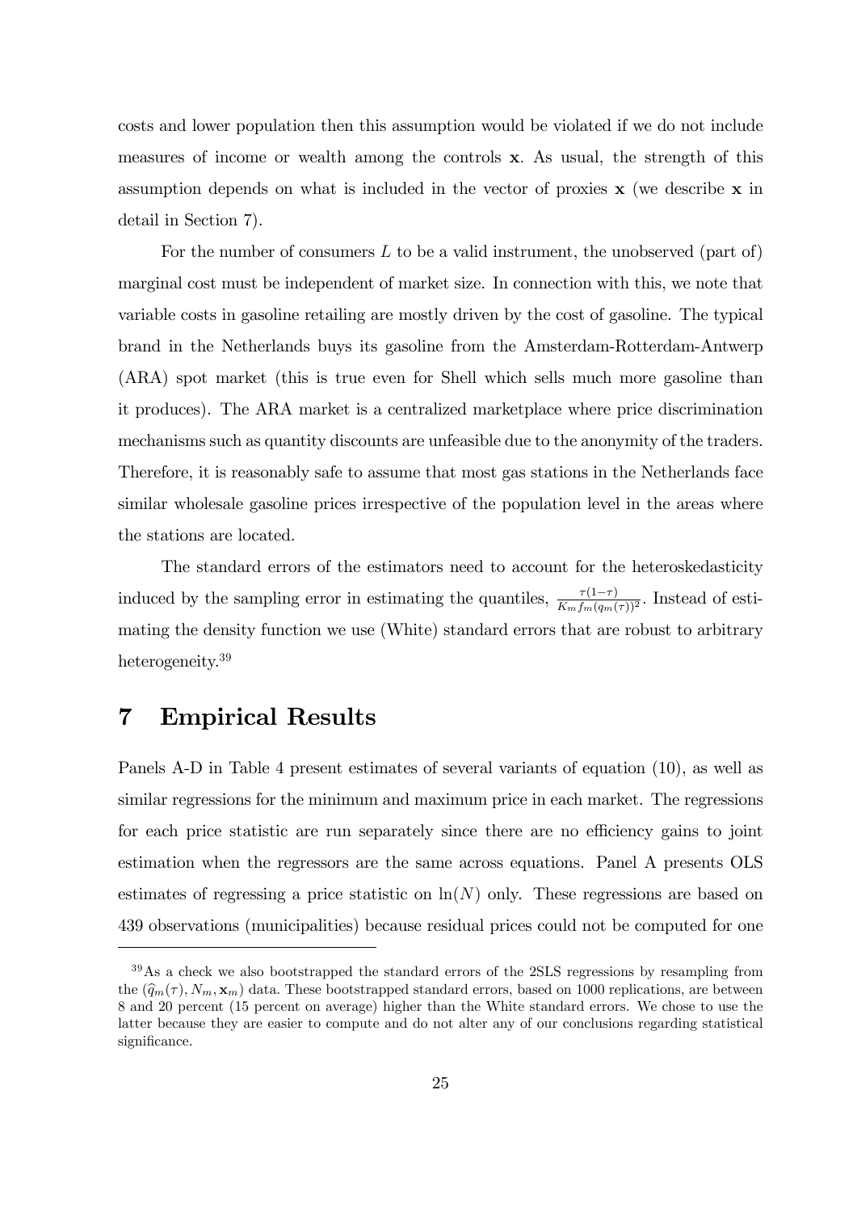costs and lower population then this assumption would be violated if we do not include measures of income or wealth among the controls $\mathbf{x}$. As usual, the strength of this assumption depends on what is included in the vector of proxies $\mathbf{x}$ (we describe $\mathbf{x}$ in detail in Section 7).

For the number of consumers $L$ to be a valid instrument, the unobserved (part of) marginal cost must be independent of market size. In connection with this, we note that variable costs in gasoline retailing are mostly driven by the cost of gasoline. The typical brand in the Netherlands buys its gasoline from the Amsterdam-Rotterdam-Antwerp (ARA) spot market (this is true even for Shell which sells much more gasoline than it produces). The ARA market is a centralized marketplace where price discrimination mechanisms such as quantity discounts are unfeasible due to the anonymity of the traders. Therefore, it is reasonably safe to assume that most gas stations in the Netherlands face similar wholesale gasoline prices irrespective of the population level in the areas where the stations are located.

The standard errors of the estimators need to account for the heteroskedasticity induced by the sampling error in estimating the quantiles, $\frac{\tau(1-\tau)}{K_m f_m(q_m(\tau))^2}$. Instead of estimating the density function we use (White) standard errors that are robust to arbitrary heterogeneity.[39]

# 7 Empirical Results

Panels A-D in Table 4 present estimates of several variants of equation (10), as well as similar regressions for the minimum and maximum price in each market. The regressions for each price statistic are run separately since there are no efficiency gains to joint estimation when the regressors are the same across equations. Panel A presents OLS estimates of regressing a price statistic on $\ln(N)$ only. These regressions are based on 439 observations (municipalities) because residual prices could not be computed for one

[39] As a check we also bootstrapped the standard errors of the 2SLS regressions by resampling from the $(\widehat{q}_m(\tau), N_m, \mathbf{x}_m)$ data. These bootstrapped standard errors, based on 1000 replications, are between 8 and 20 percent (15 percent on average) higher than the White standard errors. We chose to use the latter because they are easier to compute and do not alter any of our conclusions regarding statistical significance.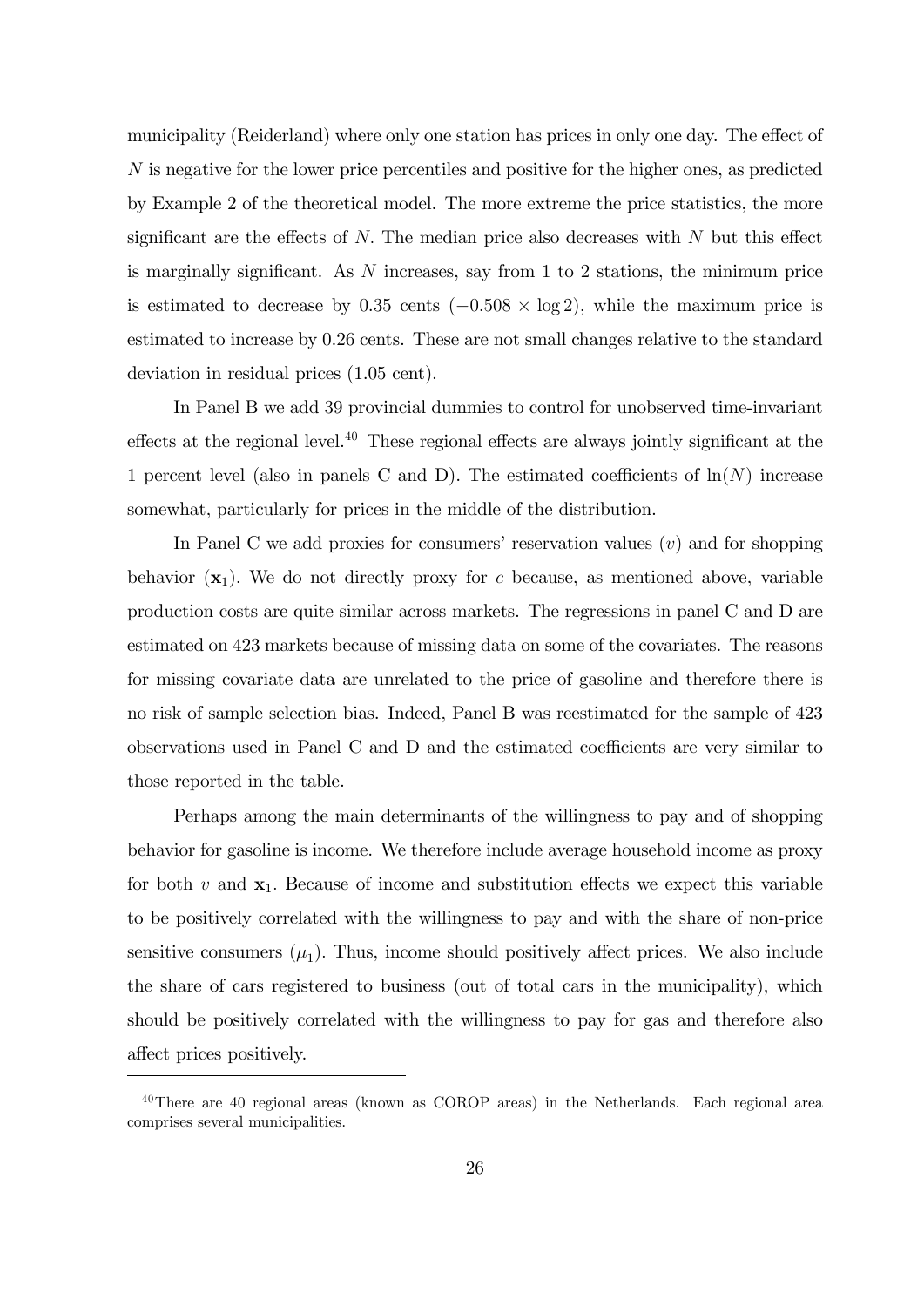municipality (Reiderland) where only one station has prices in only one day. The effect of $N$ is negative for the lower price percentiles and positive for the higher ones, as predicted by Example 2 of the theoretical model. The more extreme the price statistics, the more significant are the effects of $N$. The median price also decreases with $N$ but this effect is marginally significant. As $N$ increases, say from 1 to 2 stations, the minimum price is estimated to decrease by 0.35 cents ($-0.508 \times \log 2$), while the maximum price is estimated to increase by 0.26 cents. These are not small changes relative to the standard deviation in residual prices (1.05 cent).

In Panel B we add 39 provincial dummies to control for unobserved time-invariant effects at the regional level.[40] These regional effects are always jointly significant at the 1 percent level (also in panels C and D). The estimated coefficients of $\ln(N)$ increase somewhat, particularly for prices in the middle of the distribution.

In Panel C we add proxies for consumers' reservation values ($v$) and for shopping behavior ($\mathbf{x}_1$). We do not directly proxy for $c$ because, as mentioned above, variable production costs are quite similar across markets. The regressions in panel C and D are estimated on 423 markets because of missing data on some of the covariates. The reasons for missing covariate data are unrelated to the price of gasoline and therefore there is no risk of sample selection bias. Indeed, Panel B was reestimated for the sample of 423 observations used in Panel C and D and the estimated coefficients are very similar to those reported in the table.

Perhaps among the main determinants of the willingness to pay and of shopping behavior for gasoline is income. We therefore include average household income as proxy for both $v$ and $\mathbf{x}_1$. Because of income and substitution effects we expect this variable to be positively correlated with the willingness to pay and with the share of non-price sensitive consumers ($\mu_1$). Thus, income should positively affect prices. We also include the share of cars registered to business (out of total cars in the municipality), which should be positively correlated with the willingness to pay for gas and therefore also affect prices positively.

[40] There are 40 regional areas (known as COROP areas) in the Netherlands. Each regional area comprises several municipalities.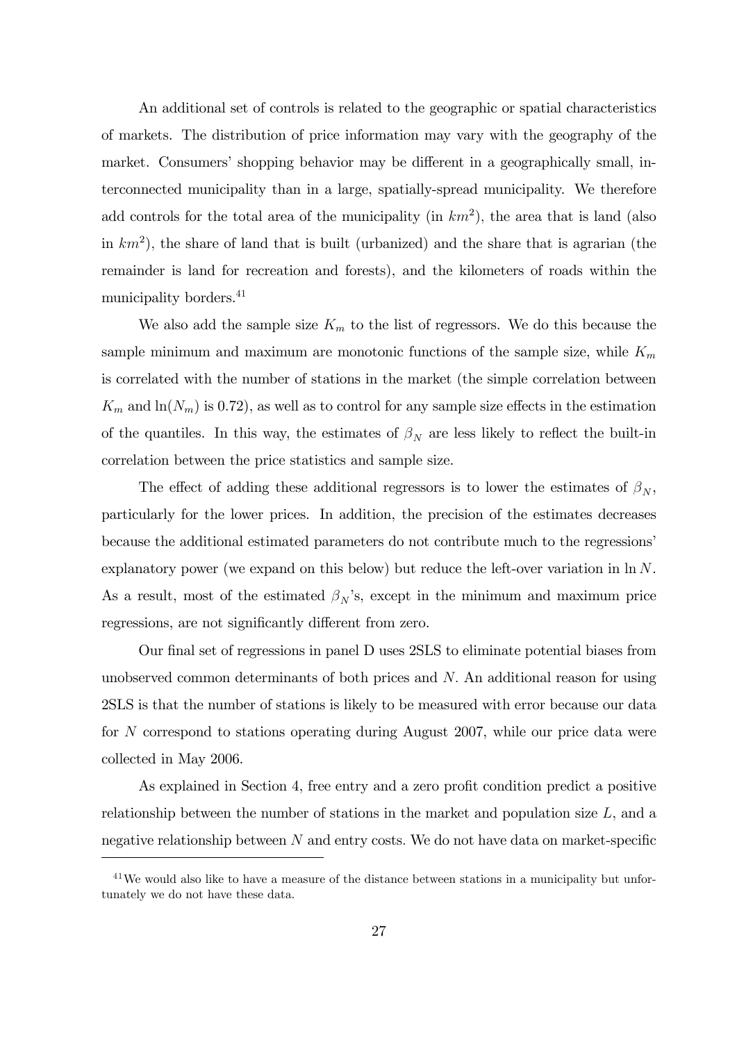An additional set of controls is related to the geographic or spatial characteristics of markets. The distribution of price information may vary with the geography of the market. Consumers' shopping behavior may be different in a geographically small, interconnected municipality than in a large, spatially-spread municipality. We therefore add controls for the total area of the municipality (in $km^2$), the area that is land (also in $km^2$), the share of land that is built (urbanized) and the share that is agrarian (the remainder is land for recreation and forests), and the kilometers of roads within the municipality borders.[41]

We also add the sample size $K_m$ to the list of regressors. We do this because the sample minimum and maximum are monotonic functions of the sample size, while $K_m$ is correlated with the number of stations in the market (the simple correlation between $K_m$ and $\ln(N_m)$ is 0.72), as well as to control for any sample size effects in the estimation of the quantiles. In this way, the estimates of $\beta_N$ are less likely to reflect the built-in correlation between the price statistics and sample size.

The effect of adding these additional regressors is to lower the estimates of $\beta_N$, particularly for the lower prices. In addition, the precision of the estimates decreases because the additional estimated parameters do not contribute much to the regressions' explanatory power (we expand on this below) but reduce the left-over variation in $\ln N$. As a result, most of the estimated $\beta_N$'s, except in the minimum and maximum price regressions, are not significantly different from zero.

Our final set of regressions in panel D uses 2SLS to eliminate potential biases from unobserved common determinants of both prices and $N$. An additional reason for using 2SLS is that the number of stations is likely to be measured with error because our data for $N$ correspond to stations operating during August 2007, while our price data were collected in May 2006.

As explained in Section 4, free entry and a zero profit condition predict a positive relationship between the number of stations in the market and population size $L$, and a negative relationship between $N$ and entry costs. We do not have data on market-specific

[41] We would also like to have a measure of the distance between stations in a municipality but unfortunately we do not have these data.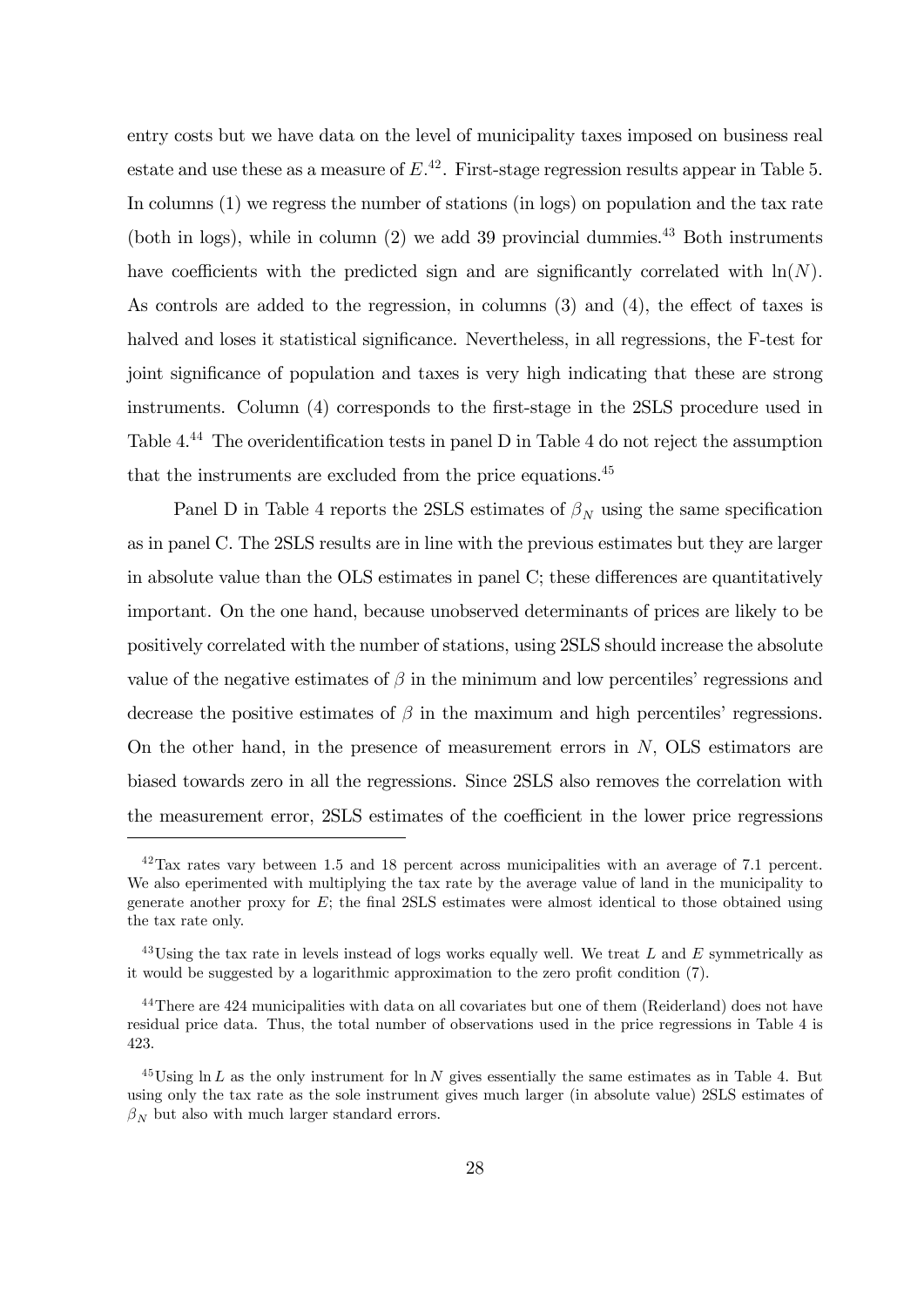entry costs but we have data on the level of municipality taxes imposed on business real estate and use these as a measure of $E$.[42]. First-stage regression results appear in Table 5. In columns (1) we regress the number of stations (in logs) on population and the tax rate (both in logs), while in column (2) we add 39 provincial dummies.[43] Both instruments have coefficients with the predicted sign and are significantly correlated with $\ln(N)$. As controls are added to the regression, in columns (3) and (4), the effect of taxes is halved and loses it statistical significance. Nevertheless, in all regressions, the F-test for joint significance of population and taxes is very high indicating that these are strong instruments. Column (4) corresponds to the first-stage in the 2SLS procedure used in Table 4.[44] The overidentification tests in panel D in Table 4 do not reject the assumption that the instruments are excluded from the price equations.[45]

Panel D in Table 4 reports the 2SLS estimates of $\beta_N$ using the same specification as in panel C. The 2SLS results are in line with the previous estimates but they are larger in absolute value than the OLS estimates in panel C; these differences are quantitatively important. On the one hand, because unobserved determinants of prices are likely to be positively correlated with the number of stations, using 2SLS should increase the absolute value of the negative estimates of $\beta$ in the minimum and low percentiles' regressions and decrease the positive estimates of $\beta$ in the maximum and high percentiles' regressions. On the other hand, in the presence of measurement errors in $N$, OLS estimators are biased towards zero in all the regressions. Since 2SLS also removes the correlation with the measurement error, 2SLS estimates of the coefficient in the lower price regressions

---

[42] Tax rates vary between 1.5 and 18 percent across municipalities with an average of 7.1 percent. We also eperimented with multiplying the tax rate by the average value of land in the municipality to generate another proxy for $E$; the final 2SLS estimates were almost identical to those obtained using the tax rate only.

[43] Using the tax rate in levels instead of logs works equally well. We treat $L$ and $E$ symmetrically as it would be suggested by a logarithmic approximation to the zero profit condition (7).

[44] There are 424 municipalities with data on all covariates but one of them (Reiderland) does not have residual price data. Thus, the total number of observations used in the price regressions in Table 4 is 423.

[45] Using $\ln L$ as the only instrument for $\ln N$ gives essentially the same estimates as in Table 4. But using only the tax rate as the sole instrument gives much larger (in absolute value) 2SLS estimates of $\beta_N$ but also with much larger standard errors.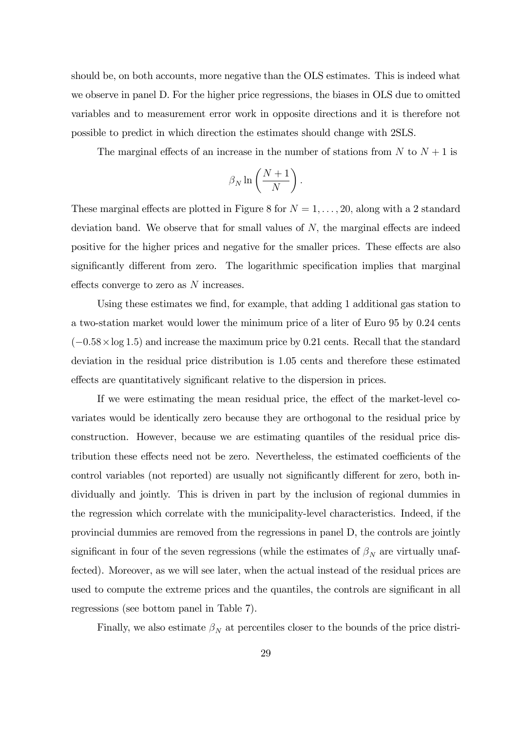should be, on both accounts, more negative than the OLS estimates. This is indeed what we observe in panel D. For the higher price regressions, the biases in OLS due to omitted variables and to measurement error work in opposite directions and it is therefore not possible to predict in which direction the estimates should change with 2SLS.

The marginal effects of an increase in the number of stations from $N$ to $N+1$ is

$$\beta_N \ln\left(\frac{N+1}{N}\right).$$

These marginal effects are plotted in Figure 8 for $N = 1, \ldots, 20$, along with a 2 standard deviation band. We observe that for small values of $N$, the marginal effects are indeed positive for the higher prices and negative for the smaller prices. These effects are also significantly different from zero. The logarithmic specification implies that marginal effects converge to zero as $N$ increases.

Using these estimates we find, for example, that adding 1 additional gas station to a two-station market would lower the minimum price of a liter of Euro 95 by 0.24 cents ($-0.58 \times \log 1.5$) and increase the maximum price by 0.21 cents. Recall that the standard deviation in the residual price distribution is 1.05 cents and therefore these estimated effects are quantitatively significant relative to the dispersion in prices.

If we were estimating the mean residual price, the effect of the market-level covariates would be identically zero because they are orthogonal to the residual price by construction. However, because we are estimating quantiles of the residual price distribution these effects need not be zero. Nevertheless, the estimated coefficients of the control variables (not reported) are usually not significantly different for zero, both individually and jointly. This is driven in part by the inclusion of regional dummies in the regression which correlate with the municipality-level characteristics. Indeed, if the provincial dummies are removed from the regressions in panel D, the controls are jointly significant in four of the seven regressions (while the estimates of $\beta_N$ are virtually unaffected). Moreover, as we will see later, when the actual instead of the residual prices are used to compute the extreme prices and the quantiles, the controls are significant in all regressions (see bottom panel in Table 7).

Finally, we also estimate $\beta_N$ at percentiles closer to the bounds of the price distri-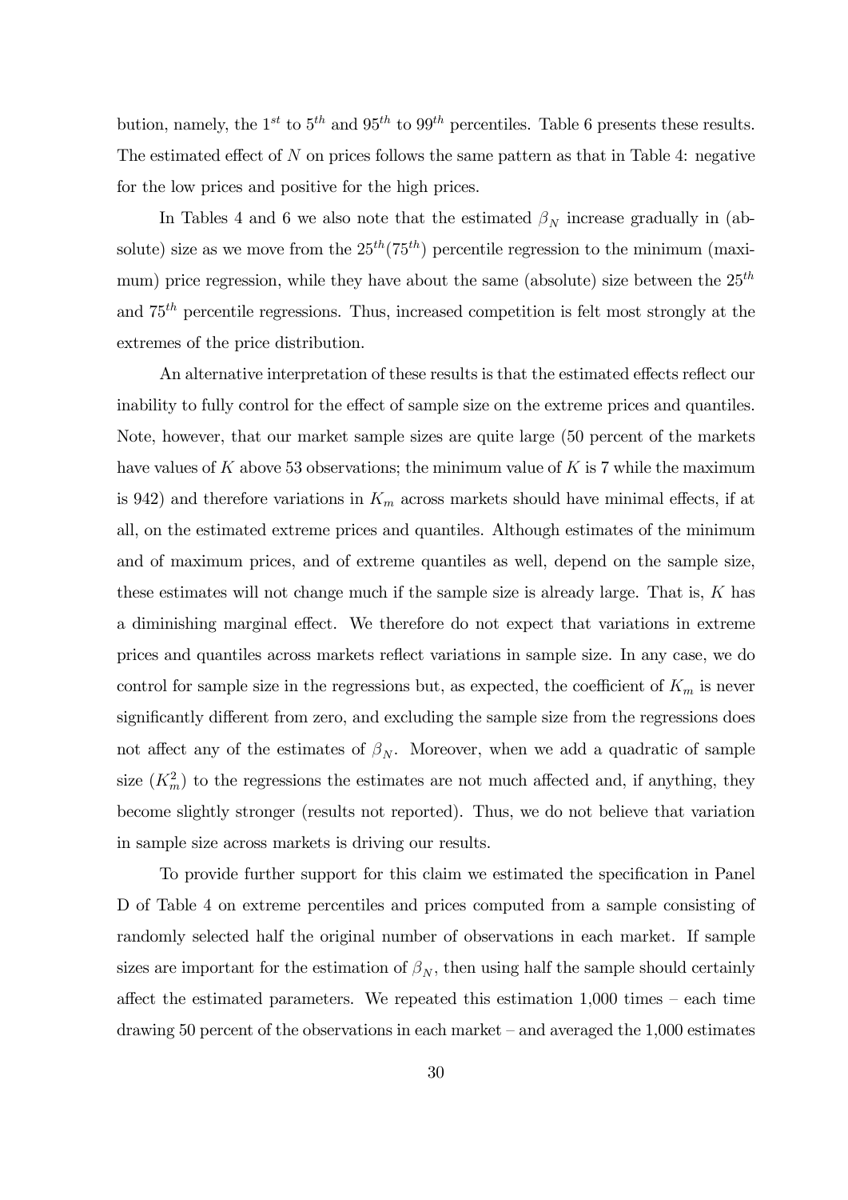bution, namely, the $1^{st}$ to $5^{th}$ and $95^{th}$ to $99^{th}$ percentiles. Table 6 presents these results. The estimated effect of $N$ on prices follows the same pattern as that in Table 4: negative for the low prices and positive for the high prices.

In Tables 4 and 6 we also note that the estimated $\beta_N$ increase gradually in (absolute) size as we move from the $25^{th}(75^{th})$ percentile regression to the minimum (maximum) price regression, while they have about the same (absolute) size between the $25^{th}$ and $75^{th}$ percentile regressions. Thus, increased competition is felt most strongly at the extremes of the price distribution.

An alternative interpretation of these results is that the estimated effects reflect our inability to fully control for the effect of sample size on the extreme prices and quantiles. Note, however, that our market sample sizes are quite large (50 percent of the markets have values of $K$ above 53 observations; the minimum value of $K$ is 7 while the maximum is 942) and therefore variations in $K_m$ across markets should have minimal effects, if at all, on the estimated extreme prices and quantiles. Although estimates of the minimum and of maximum prices, and of extreme quantiles as well, depend on the sample size, these estimates will not change much if the sample size is already large. That is, $K$ has a diminishing marginal effect. We therefore do not expect that variations in extreme prices and quantiles across markets reflect variations in sample size. In any case, we do control for sample size in the regressions but, as expected, the coefficient of $K_m$ is never significantly different from zero, and excluding the sample size from the regressions does not affect any of the estimates of $\beta_N$. Moreover, when we add a quadratic of sample size ($K_m^2$) to the regressions the estimates are not much affected and, if anything, they become slightly stronger (results not reported). Thus, we do not believe that variation in sample size across markets is driving our results.

To provide further support for this claim we estimated the specification in Panel D of Table 4 on extreme percentiles and prices computed from a sample consisting of randomly selected half the original number of observations in each market. If sample sizes are important for the estimation of $\beta_N$, then using half the sample should certainly affect the estimated parameters. We repeated this estimation 1,000 times – each time drawing 50 percent of the observations in each market – and averaged the 1,000 estimates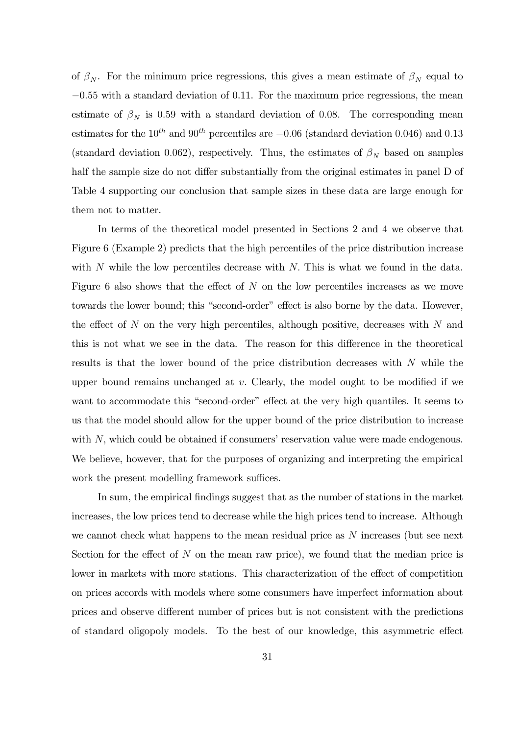of $\beta_N$. For the minimum price regressions, this gives a mean estimate of $\beta_N$ equal to $-0.55$ with a standard deviation of 0.11. For the maximum price regressions, the mean estimate of $\beta_N$ is 0.59 with a standard deviation of 0.08. The corresponding mean estimates for the $10^{th}$ and $90^{th}$ percentiles are $-0.06$ (standard deviation 0.046) and 0.13 (standard deviation 0.062), respectively. Thus, the estimates of $\beta_N$ based on samples half the sample size do not differ substantially from the original estimates in panel D of Table 4 supporting our conclusion that sample sizes in these data are large enough for them not to matter.

In terms of the theoretical model presented in Sections 2 and 4 we observe that Figure 6 (Example 2) predicts that the high percentiles of the price distribution increase with $N$ while the low percentiles decrease with $N$. This is what we found in the data. Figure 6 also shows that the effect of $N$ on the low percentiles increases as we move towards the lower bound; this "second-order" effect is also borne by the data. However, the effect of $N$ on the very high percentiles, although positive, decreases with $N$ and this is not what we see in the data. The reason for this difference in the theoretical results is that the lower bound of the price distribution decreases with $N$ while the upper bound remains unchanged at $v$. Clearly, the model ought to be modified if we want to accommodate this "second-order" effect at the very high quantiles. It seems to us that the model should allow for the upper bound of the price distribution to increase with $N$, which could be obtained if consumers' reservation value were made endogenous. We believe, however, that for the purposes of organizing and interpreting the empirical work the present modelling framework suffices.

In sum, the empirical findings suggest that as the number of stations in the market increases, the low prices tend to decrease while the high prices tend to increase. Although we cannot check what happens to the mean residual price as $N$ increases (but see next Section for the effect of $N$ on the mean raw price), we found that the median price is lower in markets with more stations. This characterization of the effect of competition on prices accords with models where some consumers have imperfect information about prices and observe different number of prices but is not consistent with the predictions of standard oligopoly models. To the best of our knowledge, this asymmetric effect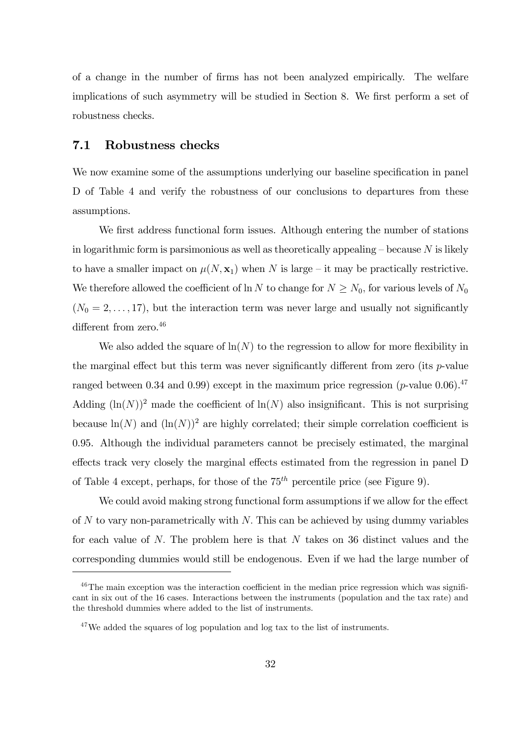of a change in the number of firms has not been analyzed empirically. The welfare implications of such asymmetry will be studied in Section 8. We first perform a set of robustness checks.

## 7.1 Robustness checks

We now examine some of the assumptions underlying our baseline specification in panel D of Table 4 and verify the robustness of our conclusions to departures from these assumptions.

We first address functional form issues. Although entering the number of stations in logarithmic form is parsimonious as well as theoretically appealing – because $N$ is likely to have a smaller impact on $\mu(N, \mathbf{x}_1)$ when $N$ is large – it may be practically restrictive. We therefore allowed the coefficient of $\ln N$ to change for $N \geq N_0$, for various levels of $N_0$ ($N_0 = 2, \ldots, 17$), but the interaction term was never large and usually not significantly different from zero.[46]

We also added the square of $\ln(N)$ to the regression to allow for more flexibility in the marginal effect but this term was never significantly different from zero (its $p$-value ranged between 0.34 and 0.99) except in the maximum price regression ($p$-value 0.06).[47] Adding $(\ln(N))^2$ made the coefficient of $\ln(N)$ also insignificant. This is not surprising because $\ln(N)$ and $(\ln(N))^2$ are highly correlated; their simple correlation coefficient is 0.95. Although the individual parameters cannot be precisely estimated, the marginal effects track very closely the marginal effects estimated from the regression in panel D of Table 4 except, perhaps, for those of the $75^{th}$ percentile price (see Figure 9).

We could avoid making strong functional form assumptions if we allow for the effect of $N$ to vary non-parametrically with $N$. This can be achieved by using dummy variables for each value of $N$. The problem here is that $N$ takes on 36 distinct values and the corresponding dummies would still be endogenous. Even if we had the large number of

---

[46] The main exception was the interaction coefficient in the median price regression which was significant in six out of the 16 cases. Interactions between the instruments (population and the tax rate) and the threshold dummies where added to the list of instruments.

[47] We added the squares of log population and log tax to the list of instruments.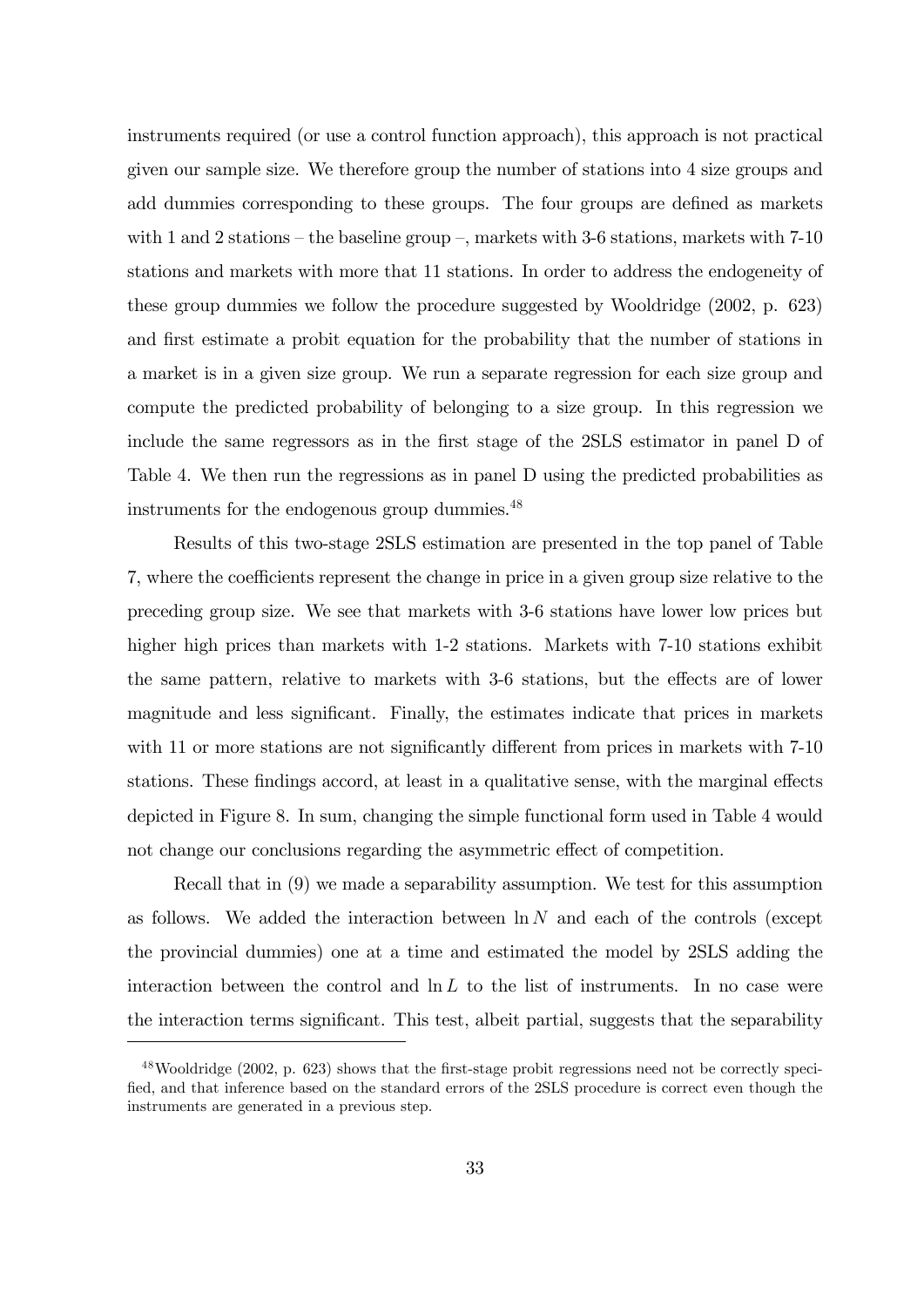instruments required (or use a control function approach), this approach is not practical given our sample size. We therefore group the number of stations into 4 size groups and add dummies corresponding to these groups. The four groups are defined as markets with 1 and 2 stations – the baseline group –, markets with 3-6 stations, markets with 7-10 stations and markets with more that 11 stations. In order to address the endogeneity of these group dummies we follow the procedure suggested by Wooldridge (2002, p. 623) and first estimate a probit equation for the probability that the number of stations in a market is in a given size group. We run a separate regression for each size group and compute the predicted probability of belonging to a size group. In this regression we include the same regressors as in the first stage of the 2SLS estimator in panel D of Table 4. We then run the regressions as in panel D using the predicted probabilities as instruments for the endogenous group dummies.[48]

Results of this two-stage 2SLS estimation are presented in the top panel of Table 7, where the coefficients represent the change in price in a given group size relative to the preceding group size. We see that markets with 3-6 stations have lower low prices but higher high prices than markets with 1-2 stations. Markets with 7-10 stations exhibit the same pattern, relative to markets with 3-6 stations, but the effects are of lower magnitude and less significant. Finally, the estimates indicate that prices in markets with 11 or more stations are not significantly different from prices in markets with 7-10 stations. These findings accord, at least in a qualitative sense, with the marginal effects depicted in Figure 8. In sum, changing the simple functional form used in Table 4 would not change our conclusions regarding the asymmetric effect of competition.

Recall that in (9) we made a separability assumption. We test for this assumption as follows. We added the interaction between $\ln N$ and each of the controls (except the provincial dummies) one at a time and estimated the model by 2SLS adding the interaction between the control and $\ln L$ to the list of instruments. In no case were the interaction terms significant. This test, albeit partial, suggests that the separability

[48] Wooldridge (2002, p. 623) shows that the first-stage probit regressions need not be correctly specified, and that inference based on the standard errors of the 2SLS procedure is correct even though the instruments are generated in a previous step.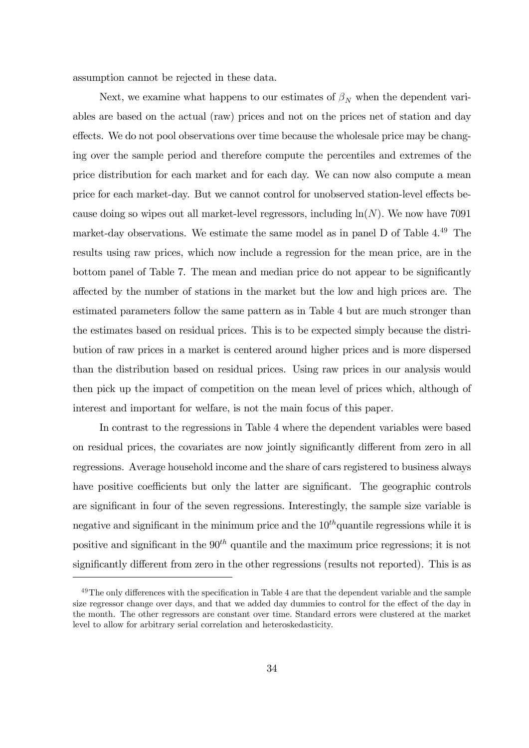assumption cannot be rejected in these data.

Next, we examine what happens to our estimates of $\beta_N$ when the dependent variables are based on the actual (raw) prices and not on the prices net of station and day effects. We do not pool observations over time because the wholesale price may be changing over the sample period and therefore compute the percentiles and extremes of the price distribution for each market and for each day. We can now also compute a mean price for each market-day. But we cannot control for unobserved station-level effects because doing so wipes out all market-level regressors, including $\ln(N)$. We now have 7091 market-day observations. We estimate the same model as in panel D of Table 4.[49] The results using raw prices, which now include a regression for the mean price, are in the bottom panel of Table 7. The mean and median price do not appear to be significantly affected by the number of stations in the market but the low and high prices are. The estimated parameters follow the same pattern as in Table 4 but are much stronger than the estimates based on residual prices. This is to be expected simply because the distribution of raw prices in a market is centered around higher prices and is more dispersed than the distribution based on residual prices. Using raw prices in our analysis would then pick up the impact of competition on the mean level of prices which, although of interest and important for welfare, is not the main focus of this paper.

In contrast to the regressions in Table 4 where the dependent variables were based on residual prices, the covariates are now jointly significantly different from zero in all regressions. Average household income and the share of cars registered to business always have positive coefficients but only the latter are significant. The geographic controls are significant in four of the seven regressions. Interestingly, the sample size variable is negative and significant in the minimum price and the $10^{th}$ quantile regressions while it is positive and significant in the $90^{th}$ quantile and the maximum price regressions; it is not significantly different from zero in the other regressions (results not reported). This is as

[49] The only differences with the specification in Table 4 are that the dependent variable and the sample size regressor change over days, and that we added day dummies to control for the effect of the day in the month. The other regressors are constant over time. Standard errors were clustered at the market level to allow for arbitrary serial correlation and heteroskedasticity.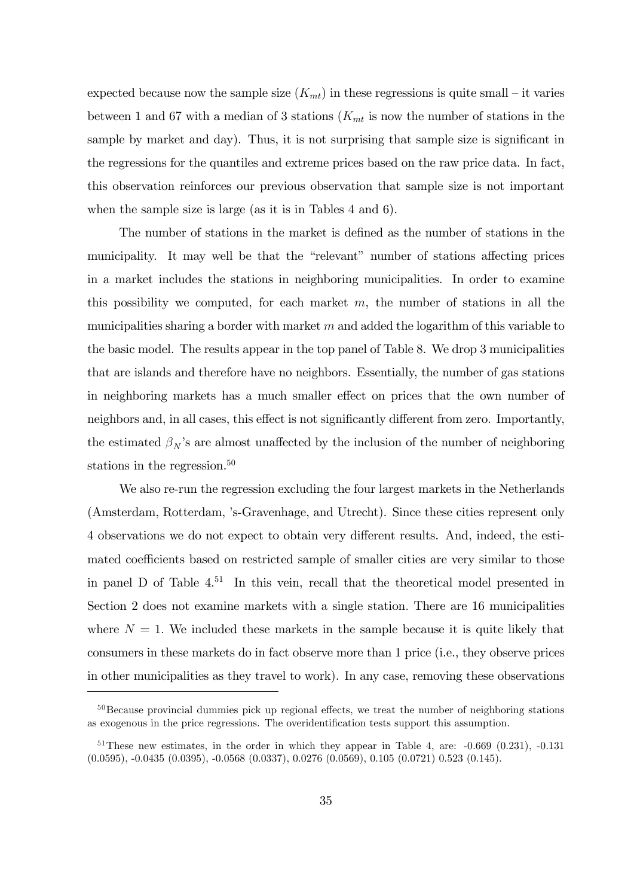expected because now the sample size ($K_{mt}$) in these regressions is quite small – it varies between 1 and 67 with a median of 3 stations ($K_{mt}$ is now the number of stations in the sample by market and day). Thus, it is not surprising that sample size is significant in the regressions for the quantiles and extreme prices based on the raw price data. In fact, this observation reinforces our previous observation that sample size is not important when the sample size is large (as it is in Tables 4 and 6).

The number of stations in the market is defined as the number of stations in the municipality. It may well be that the "relevant" number of stations affecting prices in a market includes the stations in neighboring municipalities. In order to examine this possibility we computed, for each market $m$, the number of stations in all the municipalities sharing a border with market $m$ and added the logarithm of this variable to the basic model. The results appear in the top panel of Table 8. We drop 3 municipalities that are islands and therefore have no neighbors. Essentially, the number of gas stations in neighboring markets has a much smaller effect on prices that the own number of neighbors and, in all cases, this effect is not significantly different from zero. Importantly, the estimated $\beta_N$'s are almost unaffected by the inclusion of the number of neighboring stations in the regression.[50]

We also re-run the regression excluding the four largest markets in the Netherlands (Amsterdam, Rotterdam, 's-Gravenhage, and Utrecht). Since these cities represent only 4 observations we do not expect to obtain very different results. And, indeed, the estimated coefficients based on restricted sample of smaller cities are very similar to those in panel D of Table 4.[51] In this vein, recall that the theoretical model presented in Section 2 does not examine markets with a single station. There are 16 municipalities where $N = 1$. We included these markets in the sample because it is quite likely that consumers in these markets do in fact observe more than 1 price (i.e., they observe prices in other municipalities as they travel to work). In any case, removing these observations

[50]Because provincial dummies pick up regional effects, we treat the number of neighboring stations as exogenous in the price regressions. The overidentification tests support this assumption.

[51]These new estimates, in the order in which they appear in Table 4, are: -0.669 (0.231), -0.131 (0.0595), -0.0435 (0.0395), -0.0568 (0.0337), 0.0276 (0.0569), 0.105 (0.0721) 0.523 (0.145).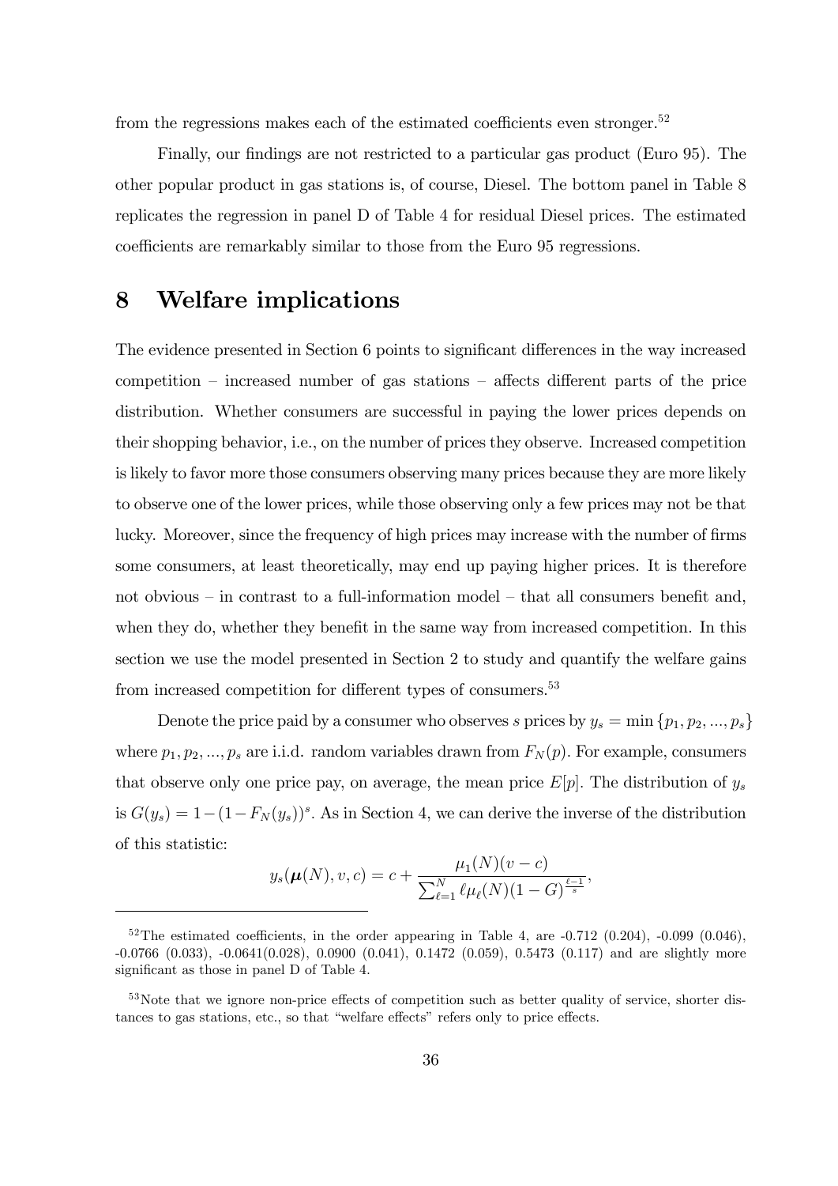from the regressions makes each of the estimated coefficients even stronger.[52]

Finally, our findings are not restricted to a particular gas product (Euro 95). The other popular product in gas stations is, of course, Diesel. The bottom panel in Table 8 replicates the regression in panel D of Table 4 for residual Diesel prices. The estimated coefficients are remarkably similar to those from the Euro 95 regressions.

# 8 Welfare implications

The evidence presented in Section 6 points to significant differences in the way increased competition – increased number of gas stations – affects different parts of the price distribution. Whether consumers are successful in paying the lower prices depends on their shopping behavior, i.e., on the number of prices they observe. Increased competition is likely to favor more those consumers observing many prices because they are more likely to observe one of the lower prices, while those observing only a few prices may not be that lucky. Moreover, since the frequency of high prices may increase with the number of firms some consumers, at least theoretically, may end up paying higher prices. It is therefore not obvious – in contrast to a full-information model – that all consumers benefit and, when they do, whether they benefit in the same way from increased competition. In this section we use the model presented in Section 2 to study and quantify the welfare gains from increased competition for different types of consumers.[53]

Denote the price paid by a consumer who observes $s$ prices by $y_s = \min\{p_1, p_2, ..., p_s\}$ where $p_1, p_2, ..., p_s$ are i.i.d. random variables drawn from $F_N(p)$. For example, consumers that observe only one price pay, on average, the mean price $E[p]$. The distribution of $y_s$ is $G(y_s) = 1-(1-F_N(y_s))^s$. As in Section 4, we can derive the inverse of the distribution of this statistic:

$$y_s(\boldsymbol{\mu}(N), v, c) = c + \frac{\mu_1(N)(v-c)}{\sum_{\ell=1}^{N} \ell \mu_\ell(N)(1-G)^{\frac{\ell-1}{s}}},$$

[52] The estimated coefficients, in the order appearing in Table 4, are -0.712 (0.204), -0.099 (0.046), -0.0766 (0.033), -0.0641(0.028), 0.0900 (0.041), 0.1472 (0.059), 0.5473 (0.117) and are slightly more significant as those in panel D of Table 4.

[53] Note that we ignore non-price effects of competition such as better quality of service, shorter distances to gas stations, etc., so that "welfare effects" refers only to price effects.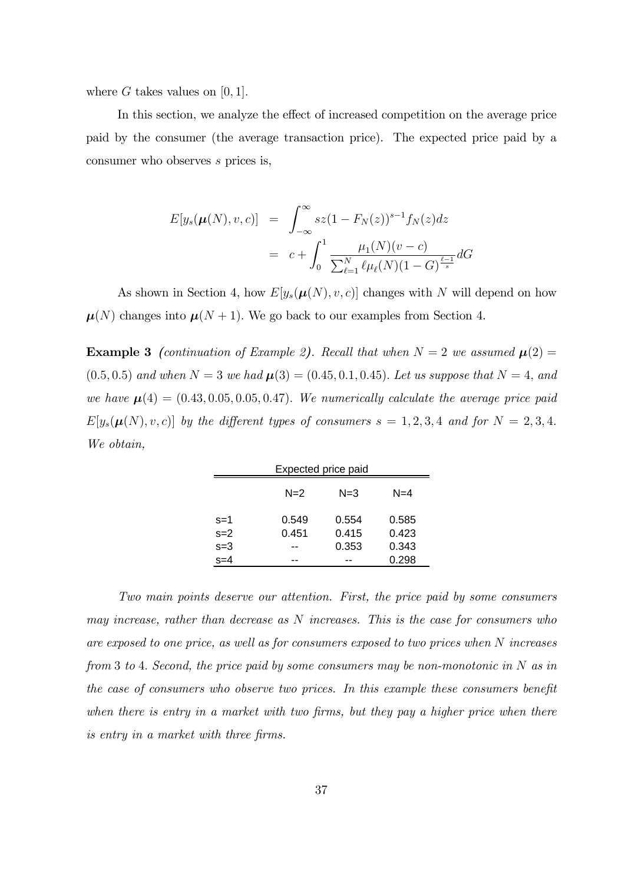where $G$ takes values on $[0, 1]$.

In this section, we analyze the effect of increased competition on the average price paid by the consumer (the average transaction price). The expected price paid by a consumer who observes $s$ prices is,

$$
\begin{aligned}
E[y_s(\boldsymbol{\mu}(N), v, c)] &= \int_{-\infty}^{\infty} sz(1 - F_N(z))^{s-1} f_N(z)dz \\
&= c + \int_0^1 \frac{\mu_1(N)(v - c)}{\sum_{\ell=1}^{N} \ell \mu_\ell(N)(1 - G)^{\frac{\ell-1}{s}}} dG
\end{aligned}
$$

As shown in Section 4, how $E[y_s(\boldsymbol{\mu}(N), v, c)]$ changes with $N$ will depend on how $\boldsymbol{\mu}(N)$ changes into $\boldsymbol{\mu}(N + 1)$. We go back to our examples from Section 4.

**Example 3** *(continuation of Example 2). Recall that when $N = 2$ we assumed $\boldsymbol{\mu}(2) = (0.5, 0.5)$ and when $N = 3$ we had $\boldsymbol{\mu}(3) = (0.45, 0.1, 0.45)$. Let us suppose that $N = 4$, and we have $\boldsymbol{\mu}(4) = (0.43, 0.05, 0.05, 0.47)$. We numerically calculate the average price paid $E[y_s(\boldsymbol{\mu}(N), v, c)]$ by the different types of consumers $s = 1, 2, 3, 4$ and for $N = 2, 3, 4$. We obtain,*

Expected price paid

| | N=2 | N=3 | N=4 |
|---|---|---|---|
| s=1 | 0.549 | 0.554 | 0.585 |
| s=2 | 0.451 | 0.415 | 0.423 |
| s=3 | -- | 0.353 | 0.343 |
| s=4 | -- | -- | 0.298 |

*Two main points deserve our attention. First, the price paid by some consumers may increase, rather than decrease as $N$ increases. This is the case for consumers who are exposed to one price, as well as for consumers exposed to two prices when $N$ increases from 3 to 4. Second, the price paid by some consumers may be non-monotonic in $N$ as in the case of consumers who observe two prices. In this example these consumers benefit when there is entry in a market with two firms, but they pay a higher price when there is entry in a market with three firms.*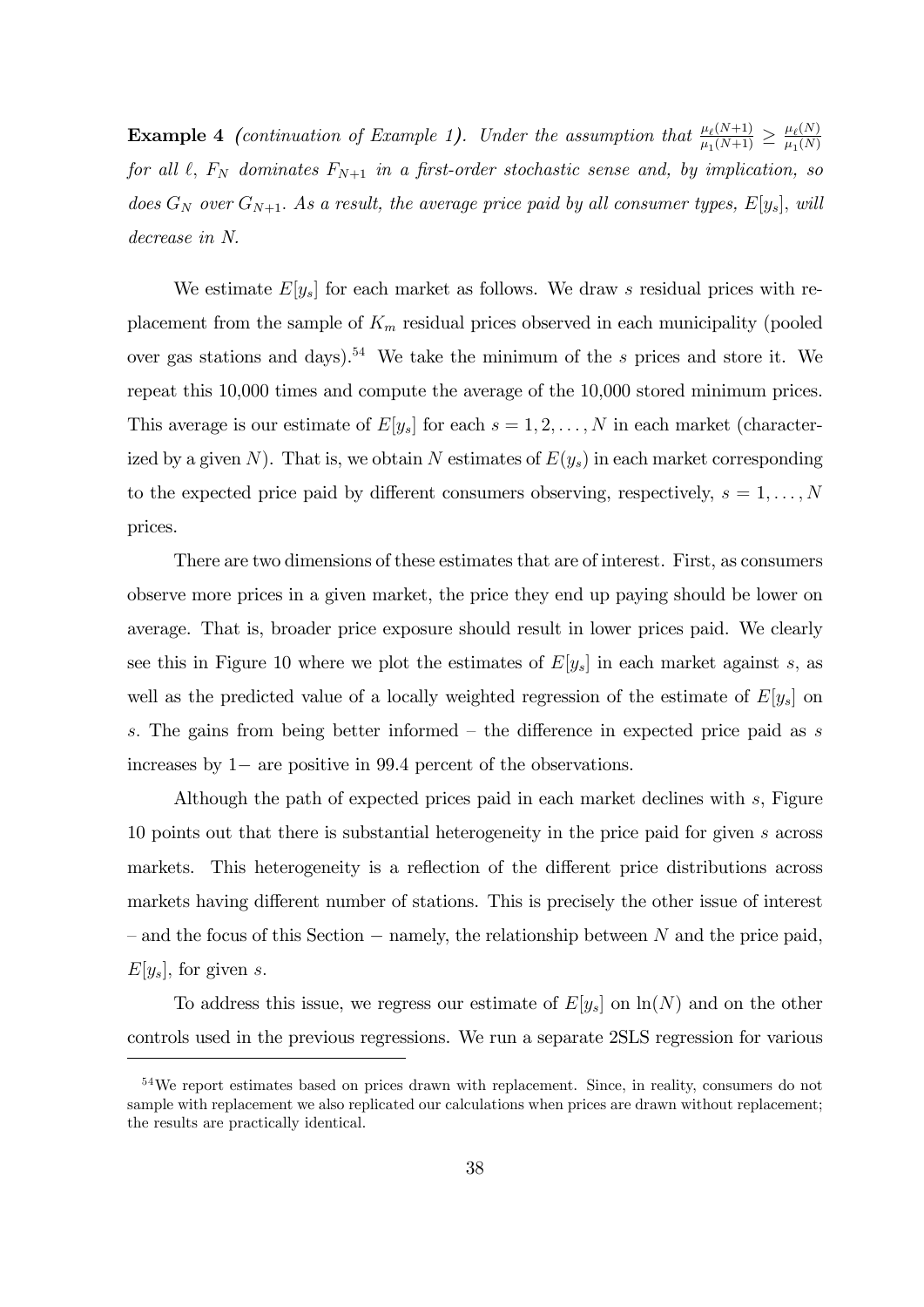**Example 4** *(continuation of Example 1). Under the assumption that $\frac{\mu_\ell(N+1)}{\mu_1(N+1)} \geq \frac{\mu_\ell(N)}{\mu_1(N)}$ for all $\ell$, $F_N$ dominates $F_{N+1}$ in a first-order stochastic sense and, by implication, so does $G_N$ over $G_{N+1}$. As a result, the average price paid by all consumer types, $E[y_s]$, will decrease in $N$.*

We estimate $E[y_s]$ for each market as follows. We draw $s$ residual prices with replacement from the sample of $K_m$ residual prices observed in each municipality (pooled over gas stations and days).[54] We take the minimum of the $s$ prices and store it. We repeat this 10,000 times and compute the average of the 10,000 stored minimum prices. This average is our estimate of $E[y_s]$ for each $s = 1, 2, \ldots, N$ in each market (characterized by a given $N$). That is, we obtain $N$ estimates of $E(y_s)$ in each market corresponding to the expected price paid by different consumers observing, respectively, $s = 1, \ldots, N$ prices.

There are two dimensions of these estimates that are of interest. First, as consumers observe more prices in a given market, the price they end up paying should be lower on average. That is, broader price exposure should result in lower prices paid. We clearly see this in Figure 10 where we plot the estimates of $E[y_s]$ in each market against $s$, as well as the predicted value of a locally weighted regression of the estimate of $E[y_s]$ on $s$. The gains from being better informed – the difference in expected price paid as $s$ increases by 1− are positive in 99.4 percent of the observations.

Although the path of expected prices paid in each market declines with $s$, Figure 10 points out that there is substantial heterogeneity in the price paid for given $s$ across markets. This heterogeneity is a reflection of the different price distributions across markets having different number of stations. This is precisely the other issue of interest – and the focus of this Section − namely, the relationship between $N$ and the price paid, $E[y_s]$, for given $s$.

To address this issue, we regress our estimate of $E[y_s]$ on $\ln(N)$ and on the other controls used in the previous regressions. We run a separate 2SLS regression for various

[54] We report estimates based on prices drawn with replacement. Since, in reality, consumers do not sample with replacement we also replicated our calculations when prices are drawn without replacement; the results are practically identical.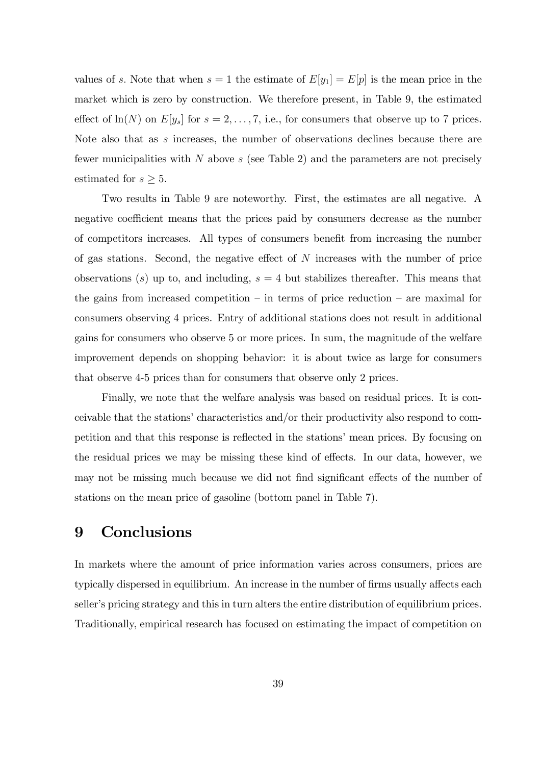values of $s$. Note that when $s = 1$ the estimate of $E[y_1] = E[p]$ is the mean price in the market which is zero by construction. We therefore present, in Table 9, the estimated effect of $\ln(N)$ on $E[y_s]$ for $s = 2, \ldots, 7$, i.e., for consumers that observe up to 7 prices. Note also that as $s$ increases, the number of observations declines because there are fewer municipalities with $N$ above $s$ (see Table 2) and the parameters are not precisely estimated for $s \geq 5$.

Two results in Table 9 are noteworthy. First, the estimates are all negative. A negative coefficient means that the prices paid by consumers decrease as the number of competitors increases. All types of consumers benefit from increasing the number of gas stations. Second, the negative effect of $N$ increases with the number of price observations ($s$) up to, and including, $s = 4$ but stabilizes thereafter. This means that the gains from increased competition – in terms of price reduction – are maximal for consumers observing 4 prices. Entry of additional stations does not result in additional gains for consumers who observe 5 or more prices. In sum, the magnitude of the welfare improvement depends on shopping behavior: it is about twice as large for consumers that observe 4-5 prices than for consumers that observe only 2 prices.

Finally, we note that the welfare analysis was based on residual prices. It is conceivable that the stations' characteristics and/or their productivity also respond to competition and that this response is reflected in the stations' mean prices. By focusing on the residual prices we may be missing these kind of effects. In our data, however, we may not be missing much because we did not find significant effects of the number of stations on the mean price of gasoline (bottom panel in Table 7).

# 9 Conclusions

In markets where the amount of price information varies across consumers, prices are typically dispersed in equilibrium. An increase in the number of firms usually affects each seller's pricing strategy and this in turn alters the entire distribution of equilibrium prices. Traditionally, empirical research has focused on estimating the impact of competition on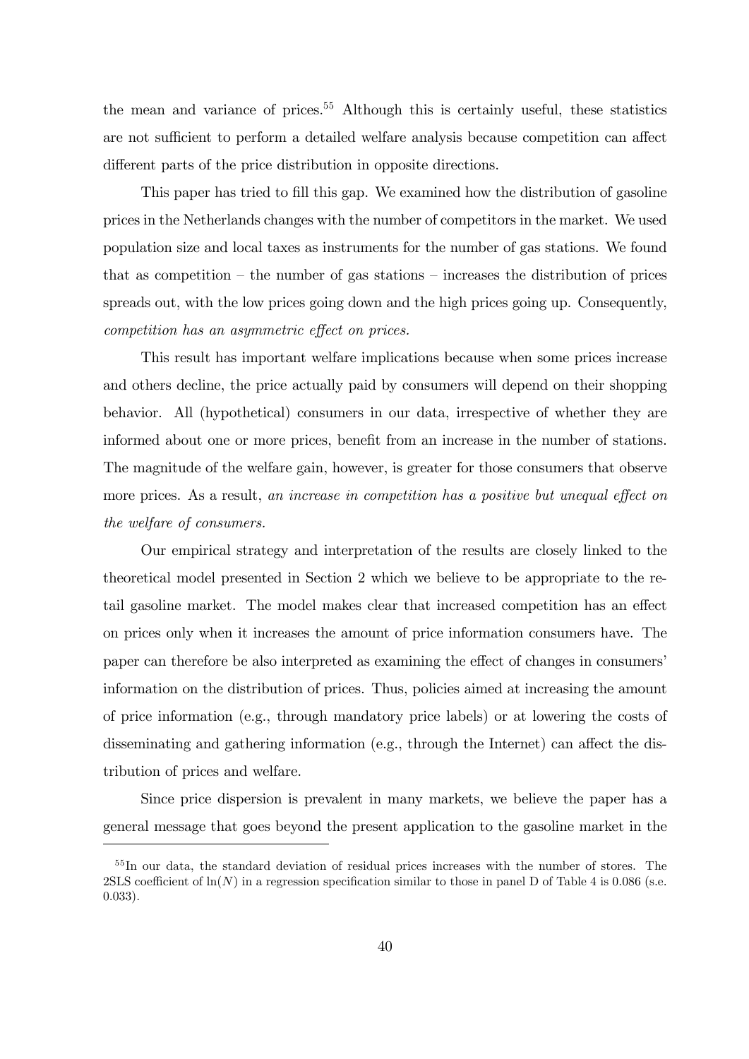the mean and variance of prices.[55] Although this is certainly useful, these statistics are not sufficient to perform a detailed welfare analysis because competition can affect different parts of the price distribution in opposite directions.

This paper has tried to fill this gap. We examined how the distribution of gasoline prices in the Netherlands changes with the number of competitors in the market. We used population size and local taxes as instruments for the number of gas stations. We found that as competition – the number of gas stations – increases the distribution of prices spreads out, with the low prices going down and the high prices going up. Consequently, *competition has an asymmetric effect on prices.*

This result has important welfare implications because when some prices increase and others decline, the price actually paid by consumers will depend on their shopping behavior. All (hypothetical) consumers in our data, irrespective of whether they are informed about one or more prices, benefit from an increase in the number of stations. The magnitude of the welfare gain, however, is greater for those consumers that observe more prices. As a result, *an increase in competition has a positive but unequal effect on the welfare of consumers.*

Our empirical strategy and interpretation of the results are closely linked to the theoretical model presented in Section 2 which we believe to be appropriate to the retail gasoline market. The model makes clear that increased competition has an effect on prices only when it increases the amount of price information consumers have. The paper can therefore be also interpreted as examining the effect of changes in consumers' information on the distribution of prices. Thus, policies aimed at increasing the amount of price information (e.g., through mandatory price labels) or at lowering the costs of disseminating and gathering information (e.g., through the Internet) can affect the distribution of prices and welfare.

Since price dispersion is prevalent in many markets, we believe the paper has a general message that goes beyond the present application to the gasoline market in the

---

[55] In our data, the standard deviation of residual prices increases with the number of stores. The 2SLS coefficient of $\ln(N)$ in a regression specification similar to those in panel D of Table 4 is 0.086 (s.e. 0.033).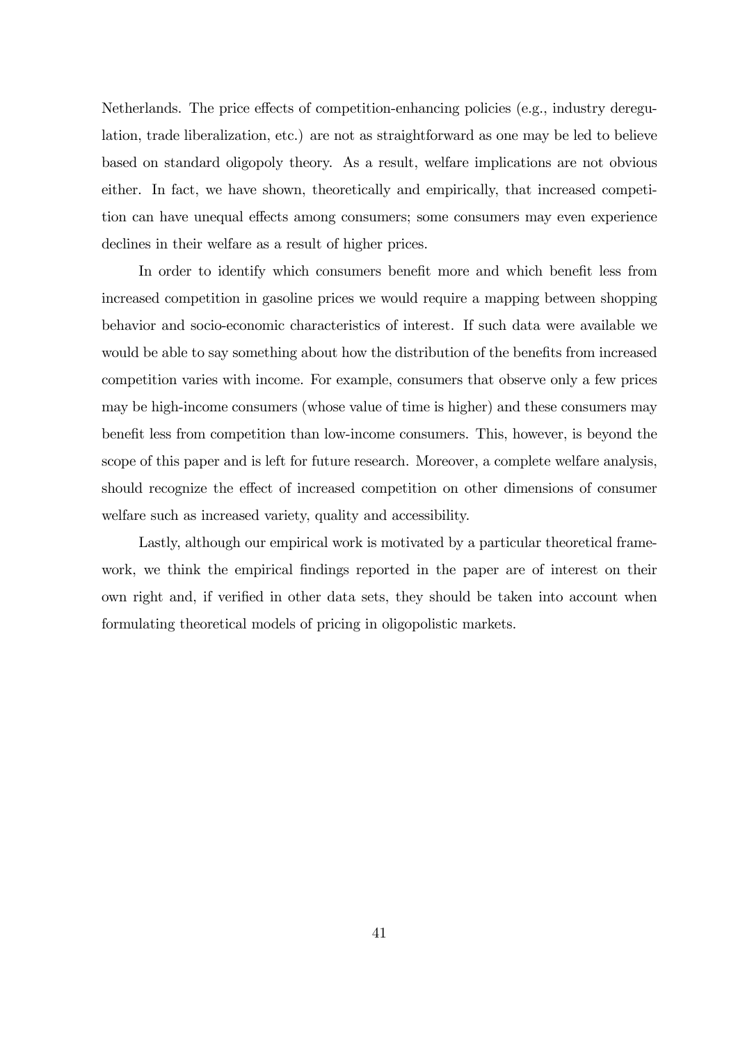Netherlands. The price effects of competition-enhancing policies (e.g., industry deregulation, trade liberalization, etc.) are not as straightforward as one may be led to believe based on standard oligopoly theory. As a result, welfare implications are not obvious either. In fact, we have shown, theoretically and empirically, that increased competition can have unequal effects among consumers; some consumers may even experience declines in their welfare as a result of higher prices.

In order to identify which consumers benefit more and which benefit less from increased competition in gasoline prices we would require a mapping between shopping behavior and socio-economic characteristics of interest. If such data were available we would be able to say something about how the distribution of the benefits from increased competition varies with income. For example, consumers that observe only a few prices may be high-income consumers (whose value of time is higher) and these consumers may benefit less from competition than low-income consumers. This, however, is beyond the scope of this paper and is left for future research. Moreover, a complete welfare analysis, should recognize the effect of increased competition on other dimensions of consumer welfare such as increased variety, quality and accessibility.

Lastly, although our empirical work is motivated by a particular theoretical framework, we think the empirical findings reported in the paper are of interest on their own right and, if verified in other data sets, they should be taken into account when formulating theoretical models of pricing in oligopolistic markets.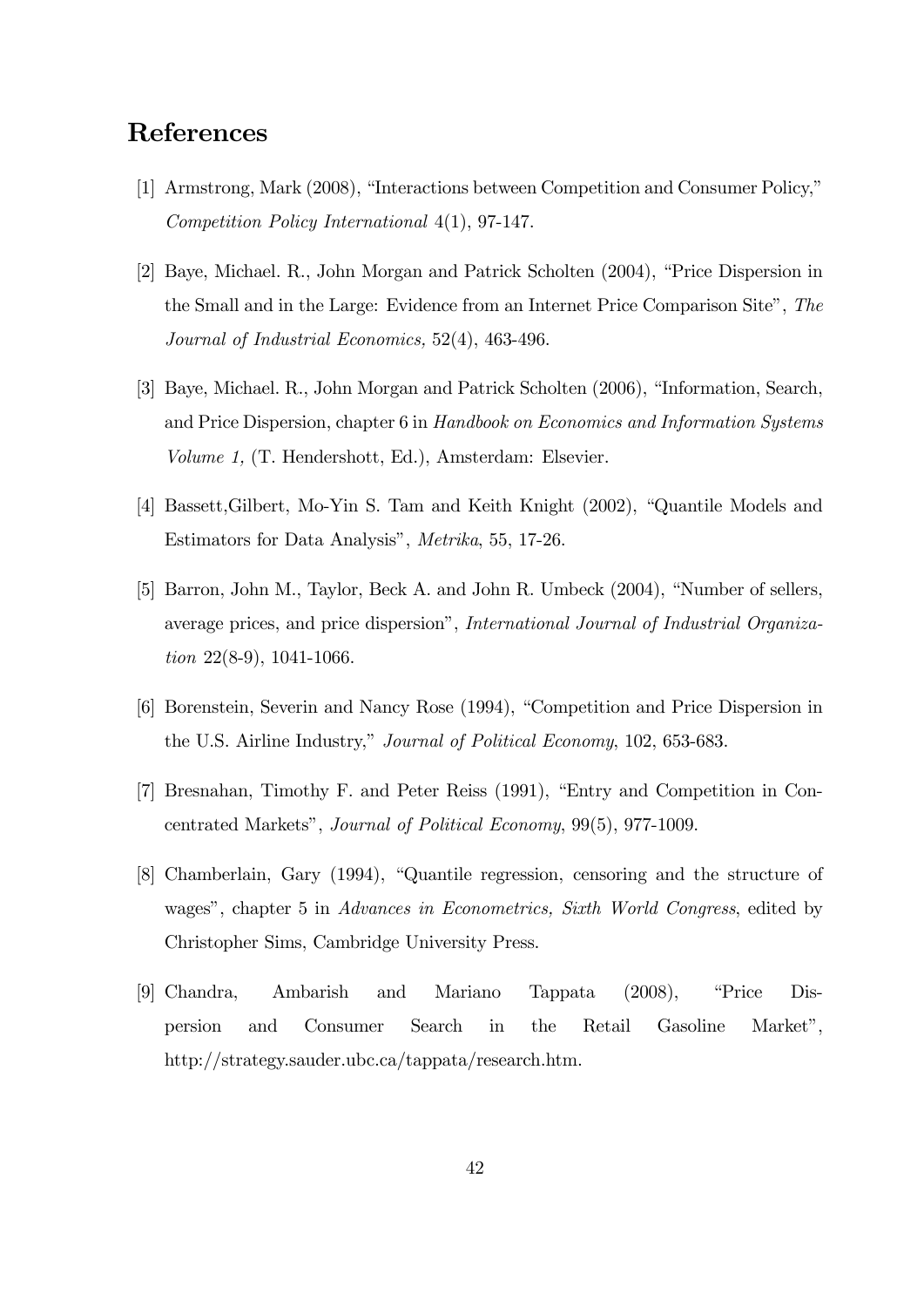# References

[1] Armstrong, Mark (2008), "Interactions between Competition and Consumer Policy," *Competition Policy International* 4(1), 97-147.

[2] Baye, Michael. R., John Morgan and Patrick Scholten (2004), "Price Dispersion in the Small and in the Large: Evidence from an Internet Price Comparison Site", *The Journal of Industrial Economics,* 52(4), 463-496.

[3] Baye, Michael. R., John Morgan and Patrick Scholten (2006), "Information, Search, and Price Dispersion, chapter 6 in *Handbook on Economics and Information Systems Volume 1,* (T. Hendershott, Ed.), Amsterdam: Elsevier.

[4] Bassett,Gilbert, Mo-Yin S. Tam and Keith Knight (2002), "Quantile Models and Estimators for Data Analysis", *Metrika*, 55, 17-26.

[5] Barron, John M., Taylor, Beck A. and John R. Umbeck (2004), "Number of sellers, average prices, and price dispersion", *International Journal of Industrial Organization* 22(8-9), 1041-1066.

[6] Borenstein, Severin and Nancy Rose (1994), "Competition and Price Dispersion in the U.S. Airline Industry," *Journal of Political Economy*, 102, 653-683.

[7] Bresnahan, Timothy F. and Peter Reiss (1991), "Entry and Competition in Concentrated Markets", *Journal of Political Economy*, 99(5), 977-1009.

[8] Chamberlain, Gary (1994), "Quantile regression, censoring and the structure of wages", chapter 5 in *Advances in Econometrics, Sixth World Congress*, edited by Christopher Sims, Cambridge University Press.

[9] Chandra, Ambarish and Mariano Tappata (2008), "Price Dispersion and Consumer Search in the Retail Gasoline Market", http://strategy.sauder.ubc.ca/tappata/research.htm.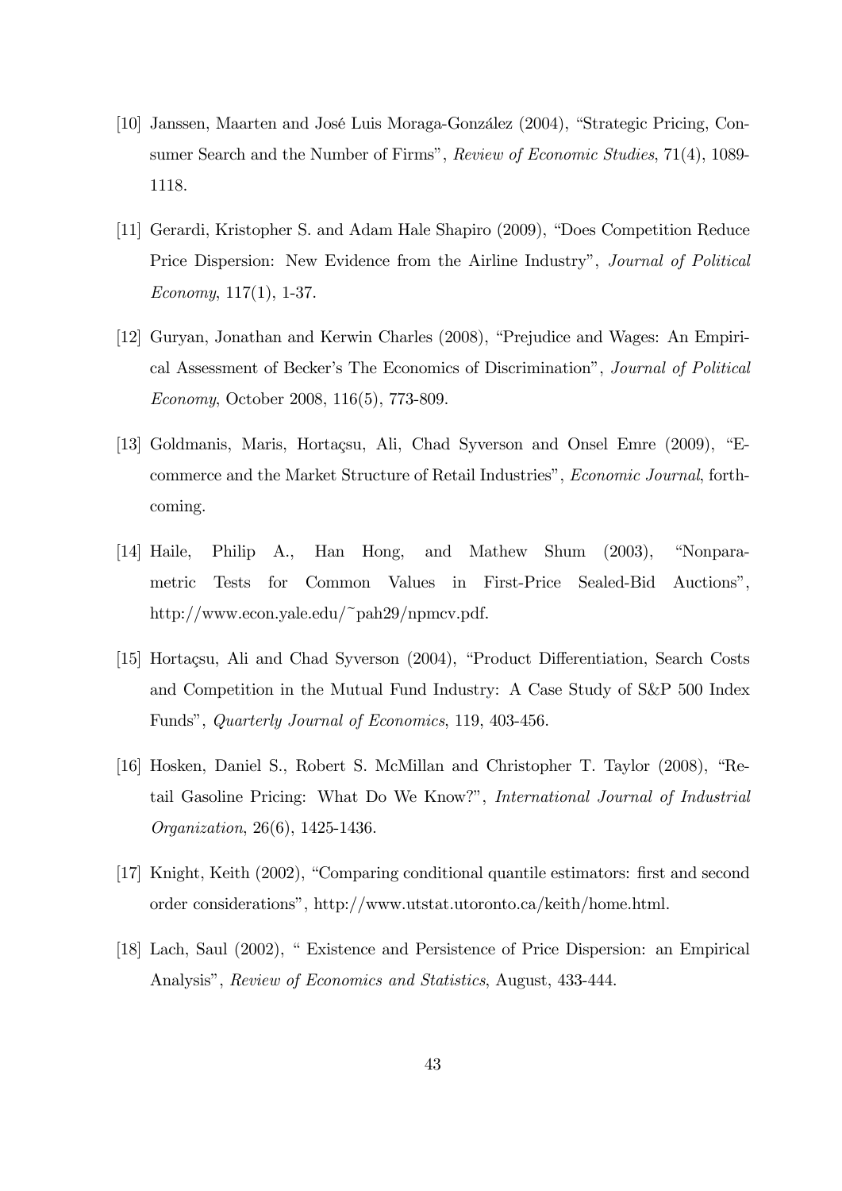[10] Janssen, Maarten and José Luis Moraga-González (2004), "Strategic Pricing, Consumer Search and the Number of Firms", *Review of Economic Studies*, 71(4), 1089-1118.

[11] Gerardi, Kristopher S. and Adam Hale Shapiro (2009), "Does Competition Reduce Price Dispersion: New Evidence from the Airline Industry", *Journal of Political Economy*, 117(1), 1-37.

[12] Guryan, Jonathan and Kerwin Charles (2008), "Prejudice and Wages: An Empirical Assessment of Becker's The Economics of Discrimination", *Journal of Political Economy*, October 2008, 116(5), 773-809.

[13] Goldmanis, Maris, Hortaçsu, Ali, Chad Syverson and Onsel Emre (2009), "E-commerce and the Market Structure of Retail Industries", *Economic Journal*, forthcoming.

[14] Haile, Philip A., Han Hong, and Mathew Shum (2003), "Nonparametric Tests for Common Values in First-Price Sealed-Bid Auctions", http://www.econ.yale.edu/~pah29/npmcv.pdf.

[15] Hortaçsu, Ali and Chad Syverson (2004), "Product Differentiation, Search Costs and Competition in the Mutual Fund Industry: A Case Study of S&P 500 Index Funds", *Quarterly Journal of Economics*, 119, 403-456.

[16] Hosken, Daniel S., Robert S. McMillan and Christopher T. Taylor (2008), "Retail Gasoline Pricing: What Do We Know?", *International Journal of Industrial Organization*, 26(6), 1425-1436.

[17] Knight, Keith (2002), "Comparing conditional quantile estimators: first and second order considerations", http://www.utstat.utoronto.ca/keith/home.html.

[18] Lach, Saul (2002), " Existence and Persistence of Price Dispersion: an Empirical Analysis", *Review of Economics and Statistics*, August, 433-444.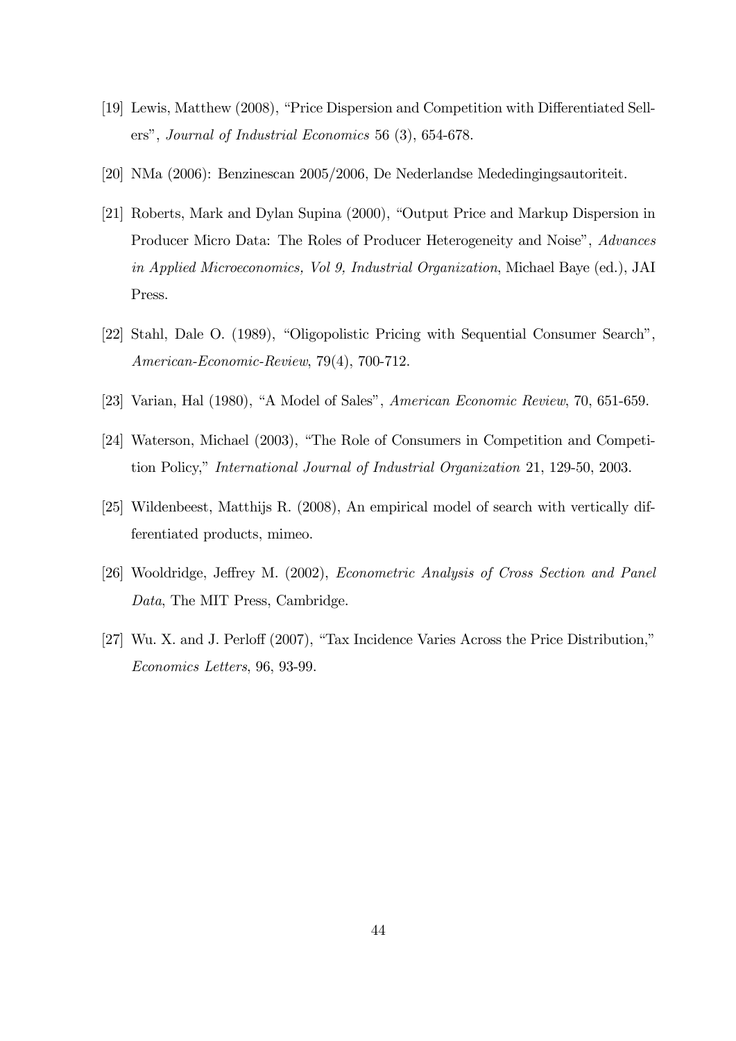[19] Lewis, Matthew (2008), "Price Dispersion and Competition with Differentiated Sellers", *Journal of Industrial Economics* 56 (3), 654-678.

[20] NMa (2006): Benzinescan 2005/2006, De Nederlandse Mededingingsautoriteit.

[21] Roberts, Mark and Dylan Supina (2000), "Output Price and Markup Dispersion in Producer Micro Data: The Roles of Producer Heterogeneity and Noise", *Advances in Applied Microeconomics, Vol 9, Industrial Organization*, Michael Baye (ed.), JAI Press.

[22] Stahl, Dale O. (1989), "Oligopolistic Pricing with Sequential Consumer Search", *American-Economic-Review*, 79(4), 700-712.

[23] Varian, Hal (1980), "A Model of Sales", *American Economic Review*, 70, 651-659.

[24] Waterson, Michael (2003), "The Role of Consumers in Competition and Competition Policy," *International Journal of Industrial Organization* 21, 129-50, 2003.

[25] Wildenbeest, Matthijs R. (2008), An empirical model of search with vertically differentiated products, mimeo.

[26] Wooldridge, Jeffrey M. (2002), *Econometric Analysis of Cross Section and Panel Data*, The MIT Press, Cambridge.

[27] Wu. X. and J. Perloff (2007), "Tax Incidence Varies Across the Price Distribution," *Economics Letters*, 96, 93-99.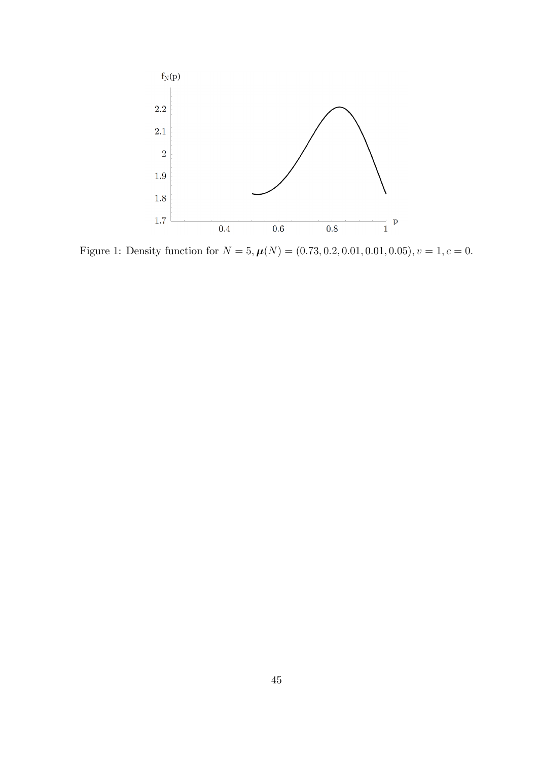Figure 1: Density function for $N = 5, \boldsymbol{\mu}(N) = (0.73, 0.2, 0.01, 0.01, 0.05), v = 1, c = 0$.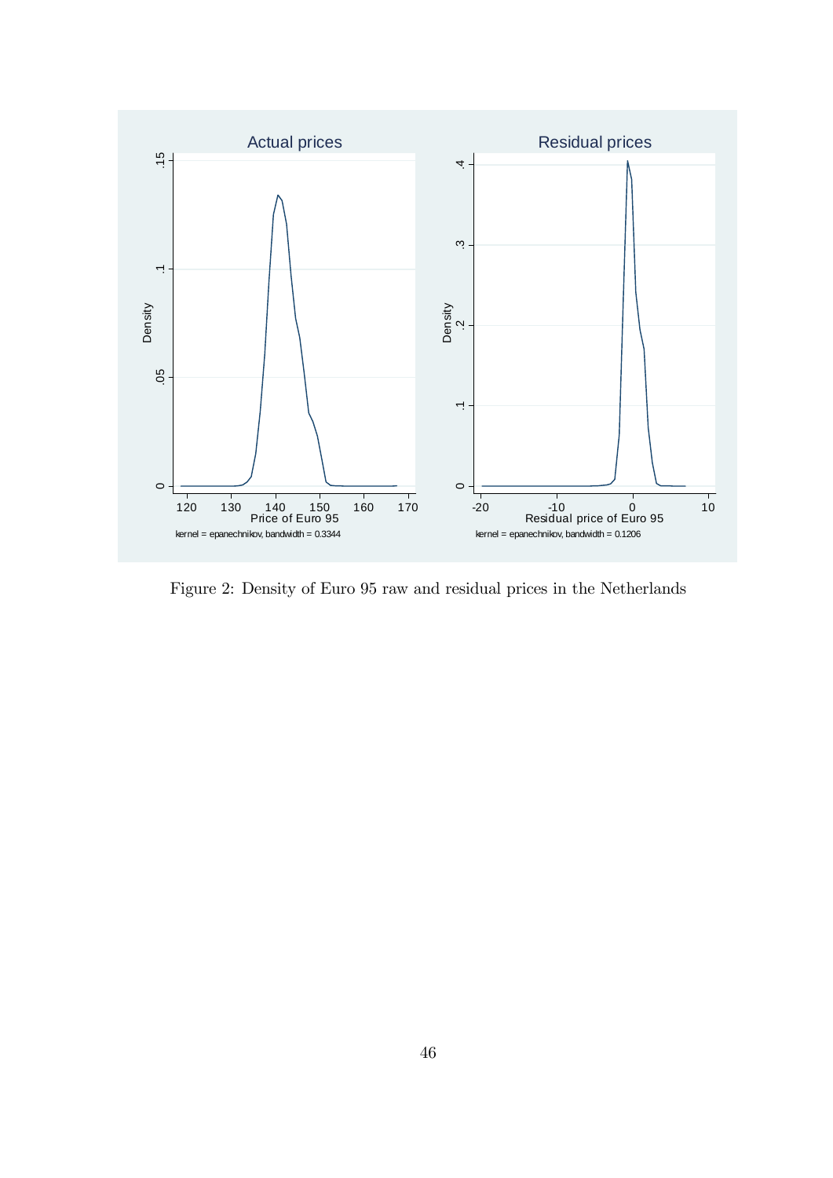Figure 2: Density of Euro 95 raw and residual prices in the Netherlands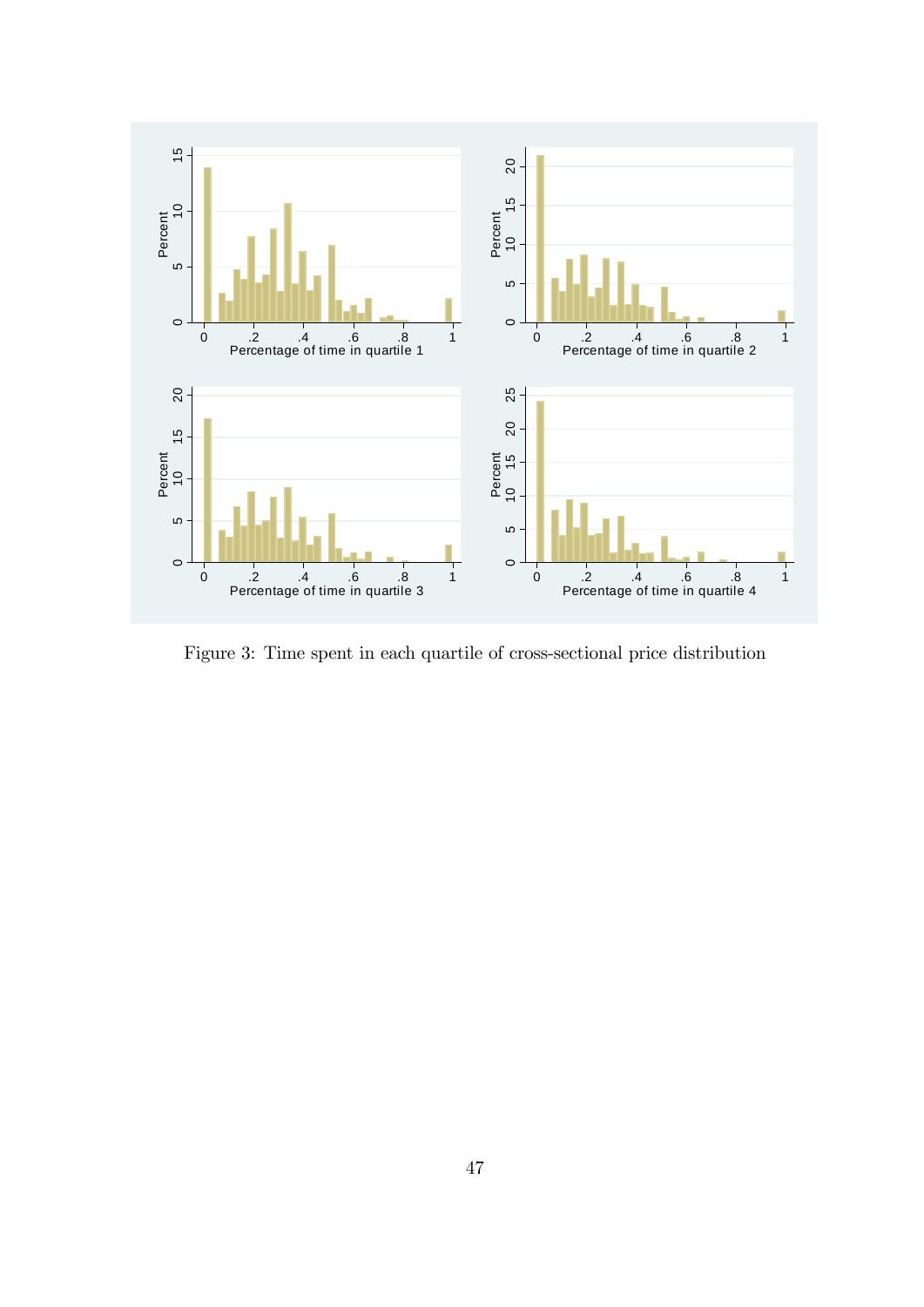Figure 3: Time spent in each quartile of cross-sectional price distribution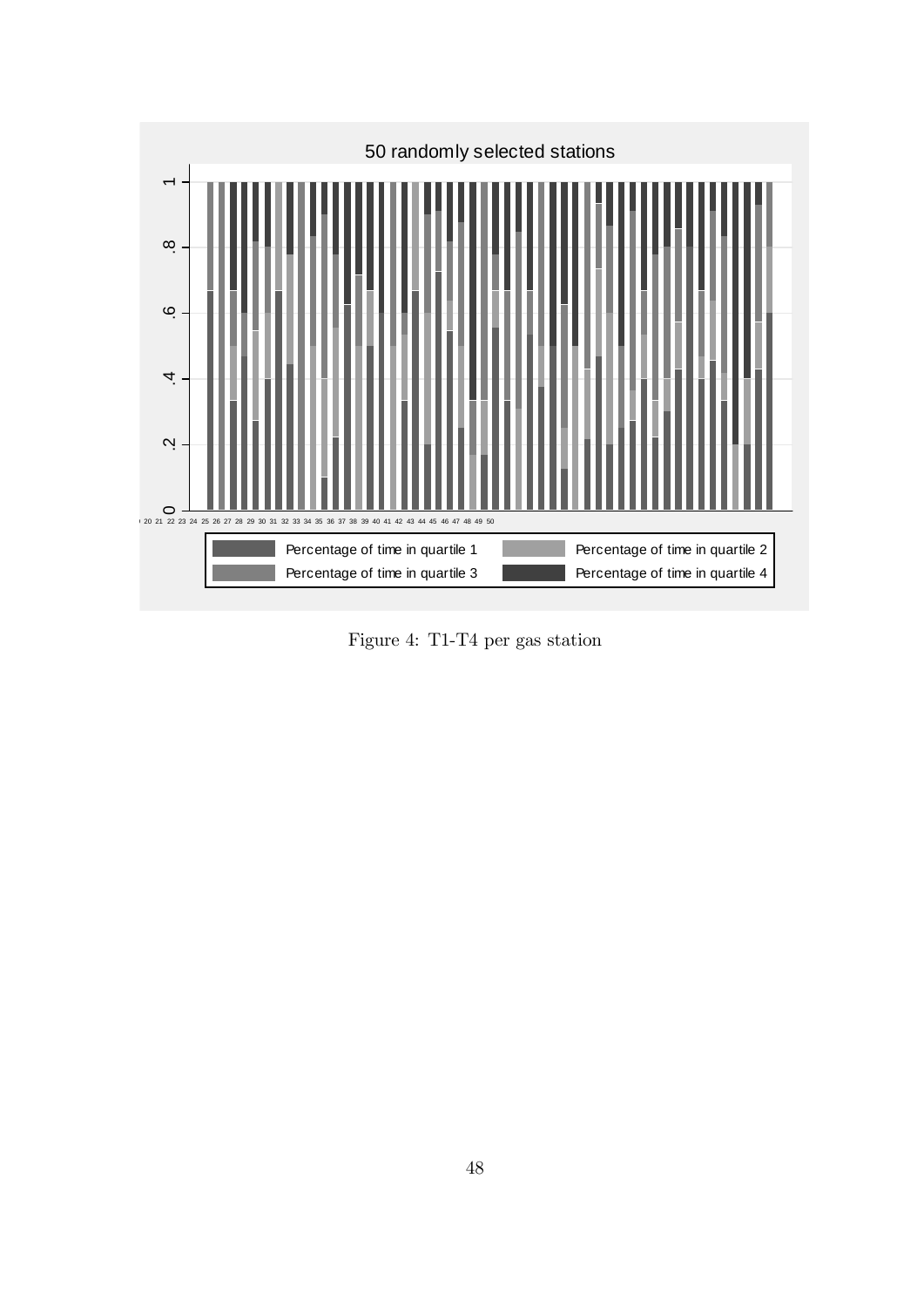Figure 4: T1-T4 per gas station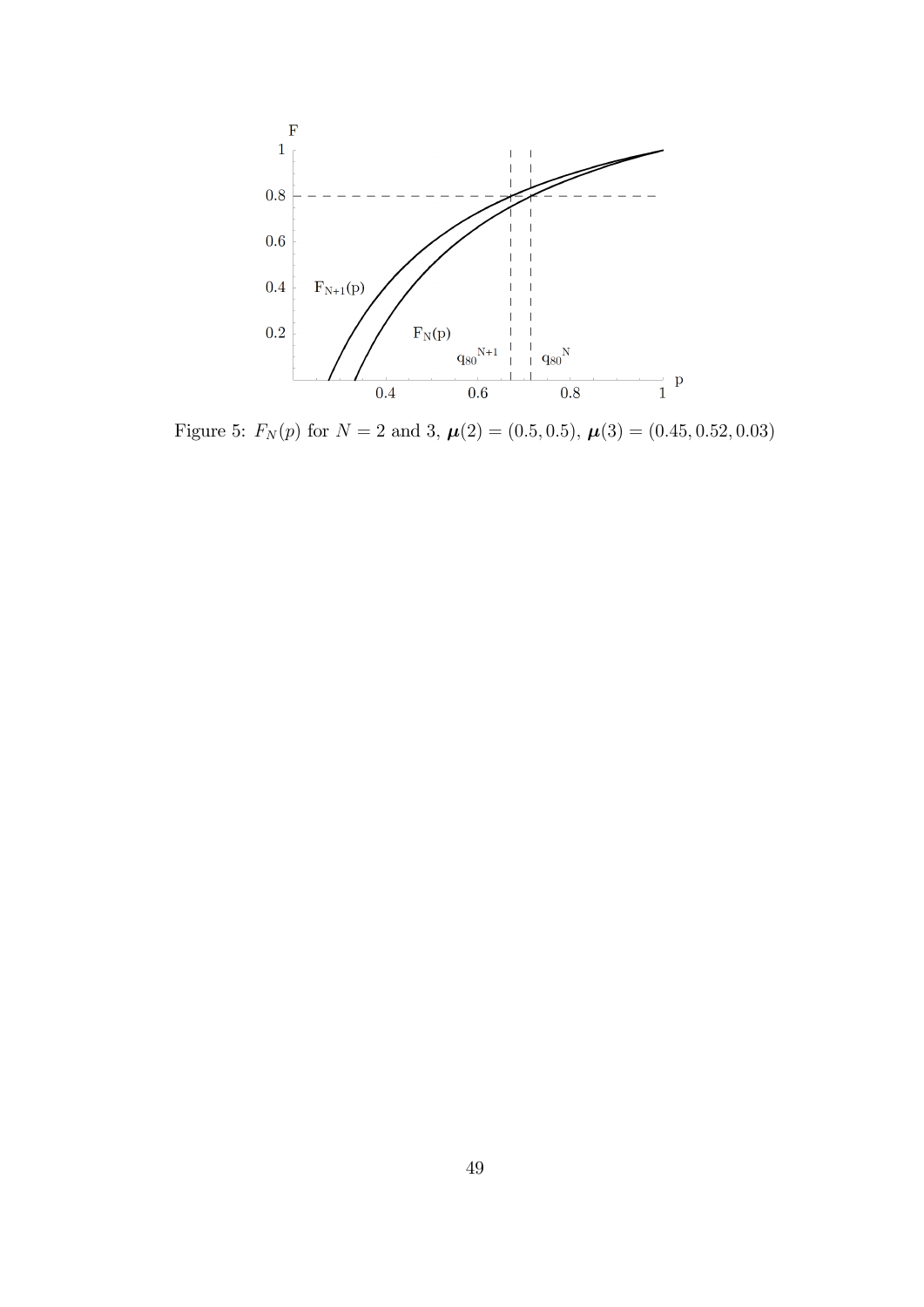Figure 5: $F_N(p)$ for $N = 2$ and 3, $\boldsymbol{\mu}(2) = (0.5, 0.5)$, $\boldsymbol{\mu}(3) = (0.45, 0.52, 0.03)$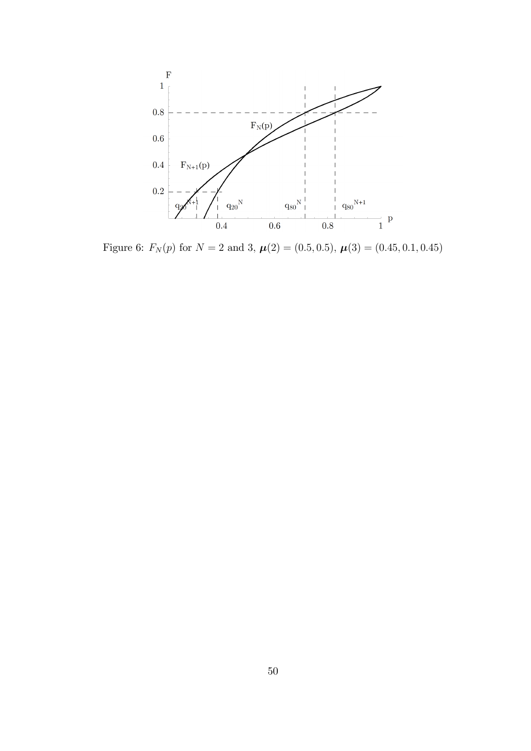Figure 6: $F_N(p)$ for $N = 2$ and 3, $\boldsymbol{\mu}(2) = (0.5, 0.5)$, $\boldsymbol{\mu}(3) = (0.45, 0.1, 0.45)$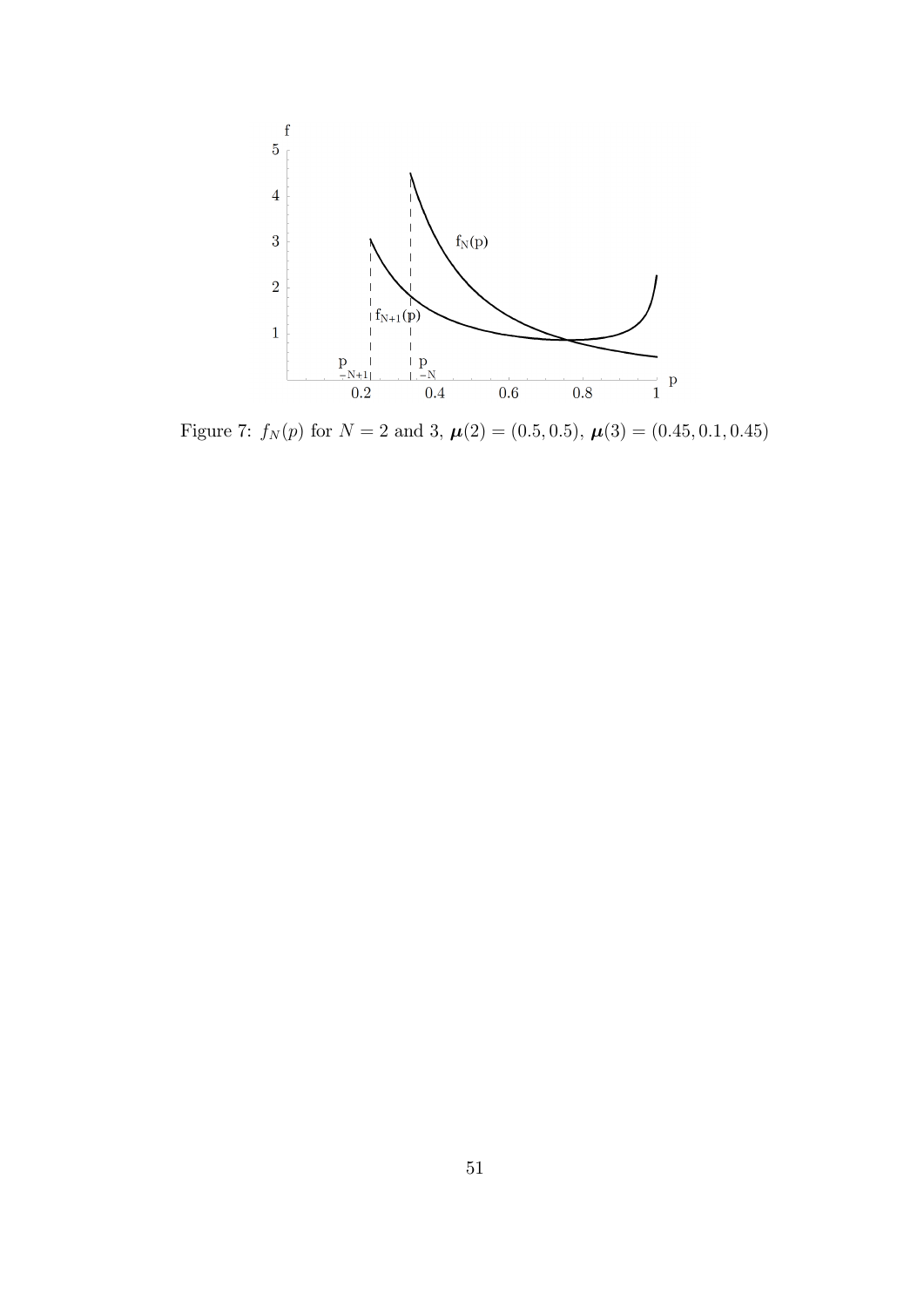Figure 7: $f_N(p)$ for $N = 2$ and 3, $\boldsymbol{\mu}(2) = (0.5, 0.5)$, $\boldsymbol{\mu}(3) = (0.45, 0.1, 0.45)$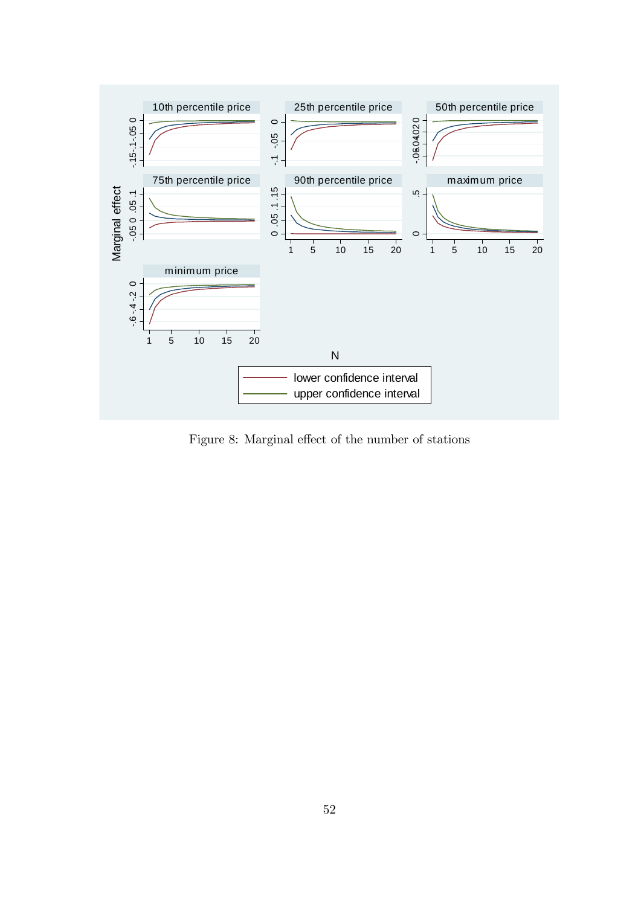Figure 8: Marginal effect of the number of stations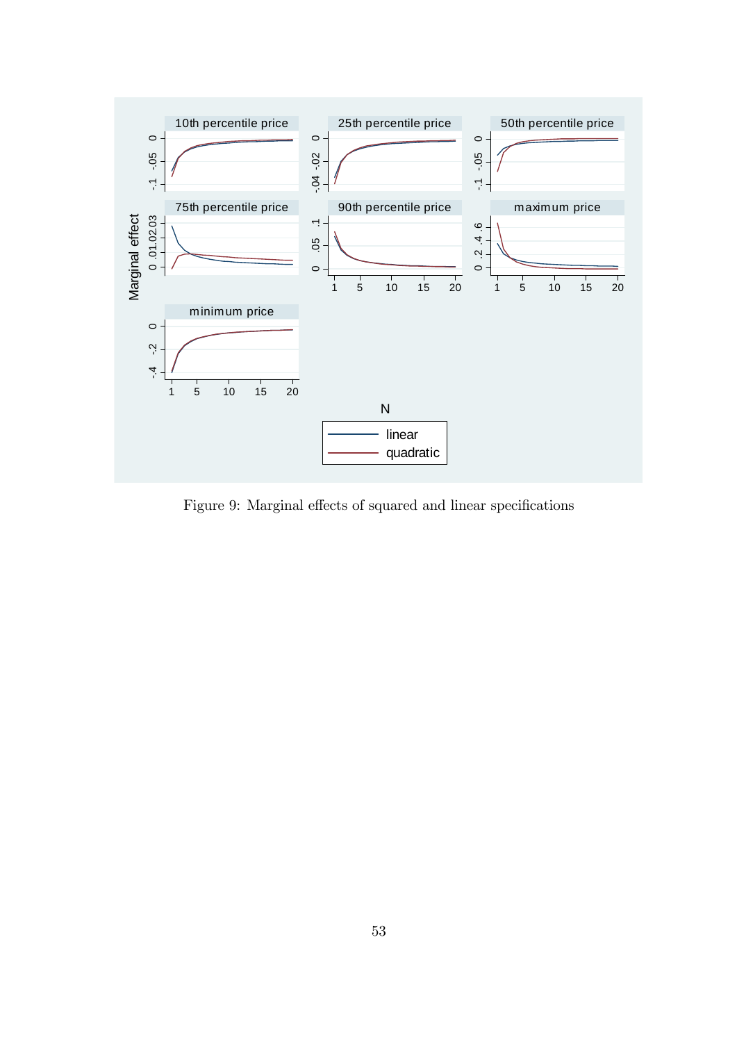Figure 9: Marginal effects of squared and linear specifications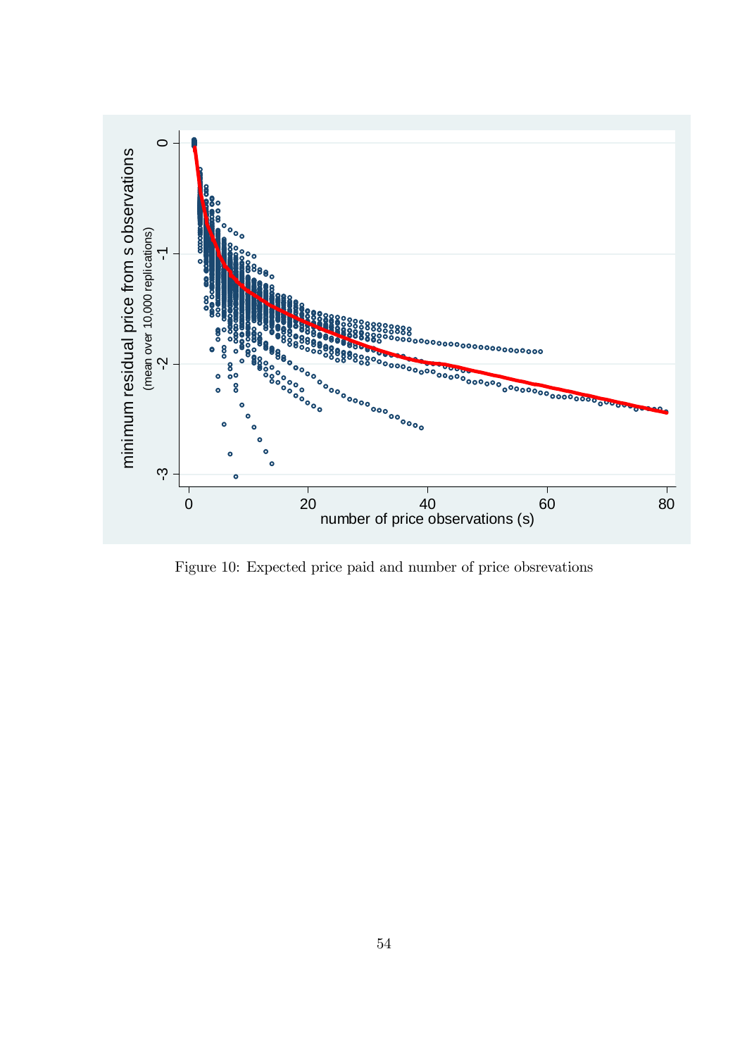Figure 10: Expected price paid and number of price obsrevations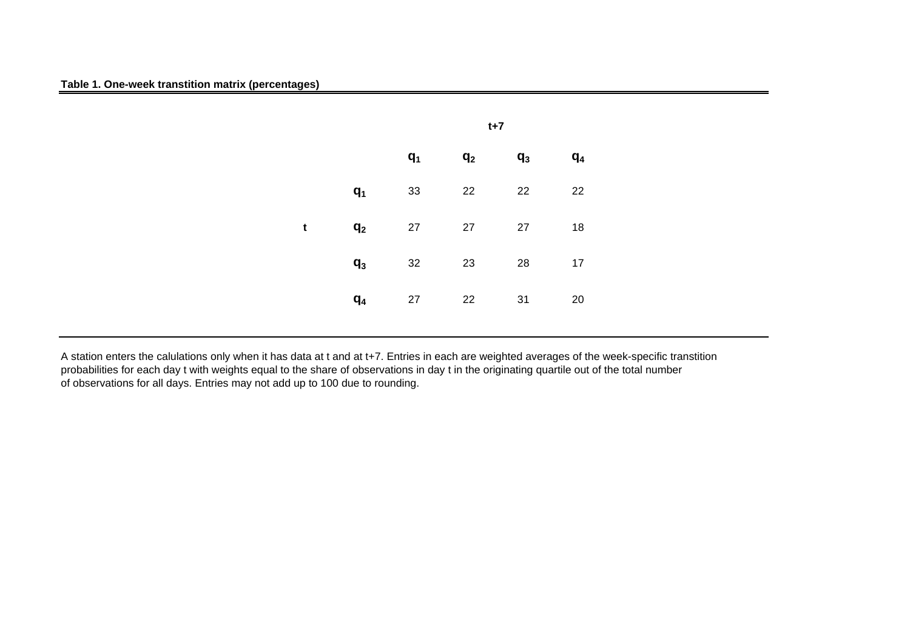**Table 1. One-week transtition matrix (percentages)**

| | | t+7 | | | |
|---|---|---|---|---|---|
| | | $q_1$ | $q_2$ | $q_3$ | $q_4$ |
| | $q_1$ | 33 | 22 | 22 | 22 |
| t | $q_2$ | 27 | 27 | 27 | 18 |
| | $q_3$ | 32 | 23 | 28 | 17 |
| | $q_4$ | 27 | 22 | 31 | 20 |

A station enters the calulations only when it has data at t and at t+7. Entries in each are weighted averages of the week-specific transtition probabilities for each day t with weights equal to the share of observations in day t in the originating quartile out of the total number of observations for all days. Entries may not add up to 100 due to rounding.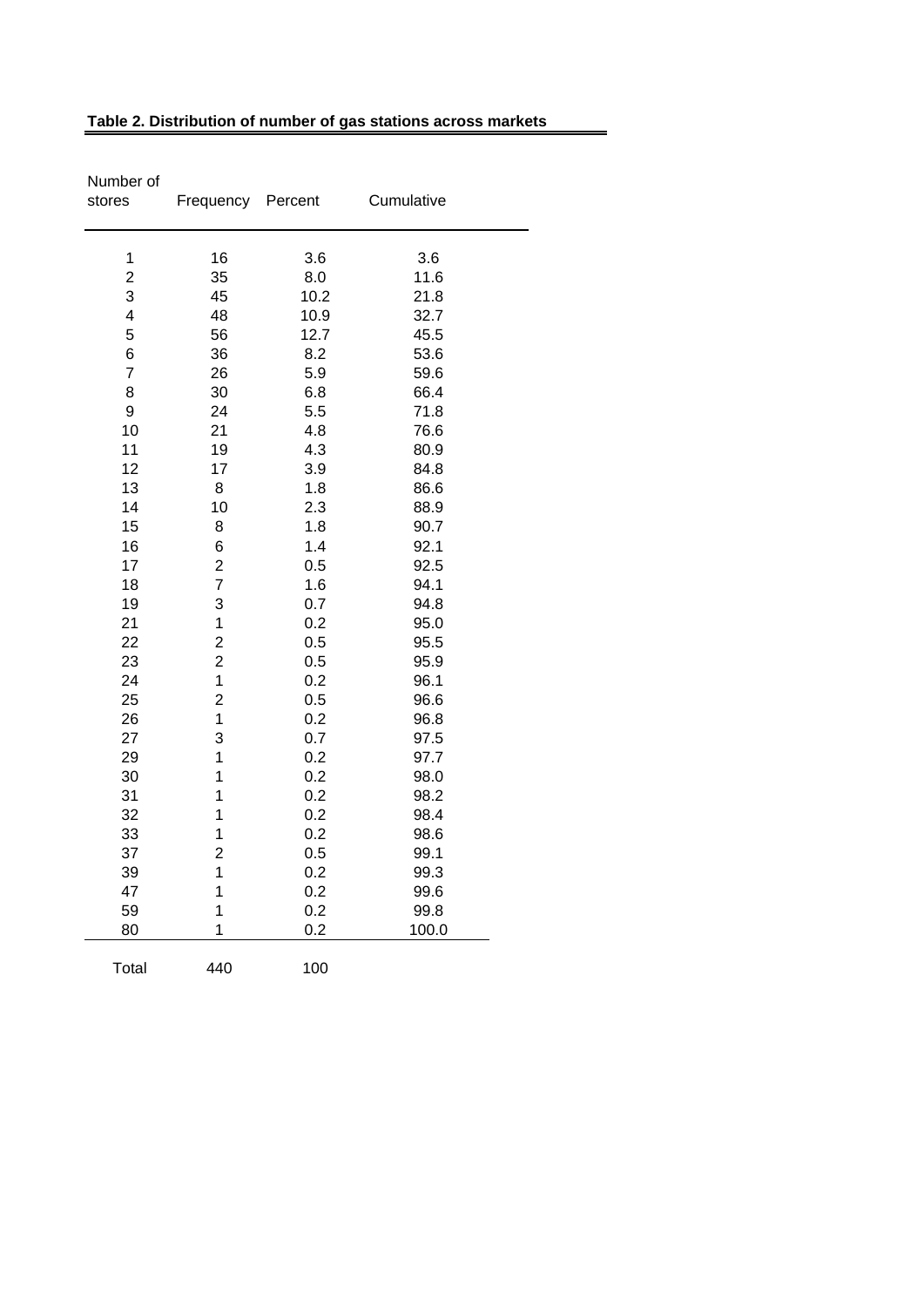**Table 2. Distribution of number of gas stations across markets**

| Number of stores | Frequency | Percent | Cumulative |
|---|---|---|---|
| 1 | 16 | 3.6 | 3.6 |
| 2 | 35 | 8.0 | 11.6 |
| 3 | 45 | 10.2 | 21.8 |
| 4 | 48 | 10.9 | 32.7 |
| 5 | 56 | 12.7 | 45.5 |
| 6 | 36 | 8.2 | 53.6 |
| 7 | 26 | 5.9 | 59.6 |
| 8 | 30 | 6.8 | 66.4 |
| 9 | 24 | 5.5 | 71.8 |
| 10 | 21 | 4.8 | 76.6 |
| 11 | 19 | 4.3 | 80.9 |
| 12 | 17 | 3.9 | 84.8 |
| 13 | 8 | 1.8 | 86.6 |
| 14 | 10 | 2.3 | 88.9 |
| 15 | 8 | 1.8 | 90.7 |
| 16 | 6 | 1.4 | 92.1 |
| 17 | 2 | 0.5 | 92.5 |
| 18 | 7 | 1.6 | 94.1 |
| 19 | 3 | 0.7 | 94.8 |
| 21 | 1 | 0.2 | 95.0 |
| 22 | 2 | 0.5 | 95.5 |
| 23 | 2 | 0.5 | 95.9 |
| 24 | 1 | 0.2 | 96.1 |
| 25 | 2 | 0.5 | 96.6 |
| 26 | 1 | 0.2 | 96.8 |
| 27 | 3 | 0.7 | 97.5 |
| 29 | 1 | 0.2 | 97.7 |
| 30 | 1 | 0.2 | 98.0 |
| 31 | 1 | 0.2 | 98.2 |
| 32 | 1 | 0.2 | 98.4 |
| 33 | 1 | 0.2 | 98.6 |
| 37 | 2 | 0.5 | 99.1 |
| 39 | 1 | 0.2 | 99.3 |
| 47 | 1 | 0.2 | 99.6 |
| 59 | 1 | 0.2 | 99.8 |
| 80 | 1 | 0.2 | 100.0 |
| Total | 440 | 100 | |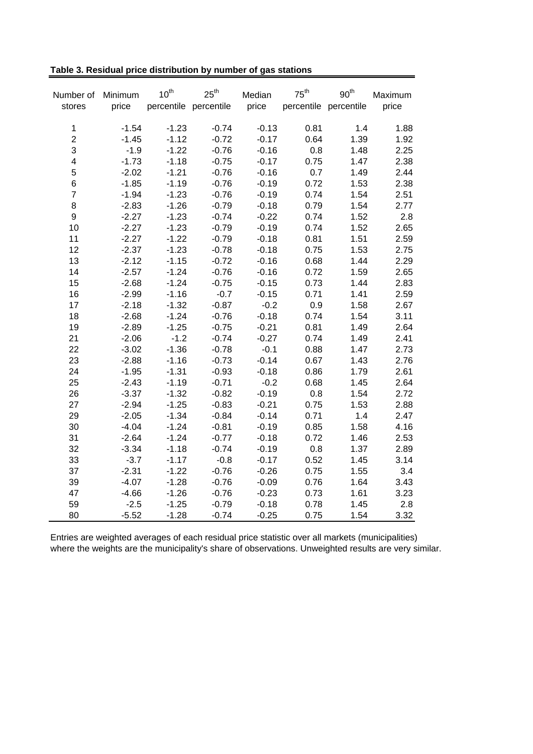**Table 3. Residual price distribution by number of gas stations**

| Number of stores | Minimum price | $10^{th}$ percentile | $25^{th}$ percentile | Median price | $75^{th}$ percentile | $90^{th}$ percentile | Maximum price |
|---|---|---|---|---|---|---|---|
| 1 | -1.54 | -1.23 | -0.74 | -0.13 | 0.81 | 1.4 | 1.88 |
| 2 | -1.45 | -1.12 | -0.72 | -0.17 | 0.64 | 1.39 | 1.92 |
| 3 | -1.9 | -1.22 | -0.76 | -0.16 | 0.8 | 1.48 | 2.25 |
| 4 | -1.73 | -1.18 | -0.75 | -0.17 | 0.75 | 1.47 | 2.38 |
| 5 | -2.02 | -1.21 | -0.76 | -0.16 | 0.7 | 1.49 | 2.44 |
| 6 | -1.85 | -1.19 | -0.76 | -0.19 | 0.72 | 1.53 | 2.38 |
| 7 | -1.94 | -1.23 | -0.76 | -0.19 | 0.74 | 1.54 | 2.51 |
| 8 | -2.83 | -1.26 | -0.79 | -0.18 | 0.79 | 1.54 | 2.77 |
| 9 | -2.27 | -1.23 | -0.74 | -0.22 | 0.74 | 1.52 | 2.8 |
| 10 | -2.27 | -1.23 | -0.79 | -0.19 | 0.74 | 1.52 | 2.65 |
| 11 | -2.27 | -1.22 | -0.79 | -0.18 | 0.81 | 1.51 | 2.59 |
| 12 | -2.37 | -1.23 | -0.78 | -0.18 | 0.75 | 1.53 | 2.75 |
| 13 | -2.12 | -1.15 | -0.72 | -0.16 | 0.68 | 1.44 | 2.29 |
| 14 | -2.57 | -1.24 | -0.76 | -0.16 | 0.72 | 1.59 | 2.65 |
| 15 | -2.68 | -1.24 | -0.75 | -0.15 | 0.73 | 1.44 | 2.83 |
| 16 | -2.99 | -1.16 | -0.7 | -0.15 | 0.71 | 1.41 | 2.59 |
| 17 | -2.18 | -1.32 | -0.87 | -0.2 | 0.9 | 1.58 | 2.67 |
| 18 | -2.68 | -1.24 | -0.76 | -0.18 | 0.74 | 1.54 | 3.11 |
| 19 | -2.89 | -1.25 | -0.75 | -0.21 | 0.81 | 1.49 | 2.64 |
| 21 | -2.06 | -1.2 | -0.74 | -0.27 | 0.74 | 1.49 | 2.41 |
| 22 | -3.02 | -1.36 | -0.78 | -0.1 | 0.88 | 1.47 | 2.73 |
| 23 | -2.88 | -1.16 | -0.73 | -0.14 | 0.67 | 1.43 | 2.76 |
| 24 | -1.95 | -1.31 | -0.93 | -0.18 | 0.86 | 1.79 | 2.61 |
| 25 | -2.43 | -1.19 | -0.71 | -0.2 | 0.68 | 1.45 | 2.64 |
| 26 | -3.37 | -1.32 | -0.82 | -0.19 | 0.8 | 1.54 | 2.72 |
| 27 | -2.94 | -1.25 | -0.83 | -0.21 | 0.75 | 1.53 | 2.88 |
| 29 | -2.05 | -1.34 | -0.84 | -0.14 | 0.71 | 1.4 | 2.47 |
| 30 | -4.04 | -1.24 | -0.81 | -0.19 | 0.85 | 1.58 | 4.16 |
| 31 | -2.64 | -1.24 | -0.77 | -0.18 | 0.72 | 1.46 | 2.53 |
| 32 | -3.34 | -1.18 | -0.74 | -0.19 | 0.8 | 1.37 | 2.89 |
| 33 | -3.7 | -1.17 | -0.8 | -0.17 | 0.52 | 1.45 | 3.14 |
| 37 | -2.31 | -1.22 | -0.76 | -0.26 | 0.75 | 1.55 | 3.4 |
| 39 | -4.07 | -1.28 | -0.76 | -0.09 | 0.76 | 1.64 | 3.43 |
| 47 | -4.66 | -1.26 | -0.76 | -0.23 | 0.73 | 1.61 | 3.23 |
| 59 | -2.5 | -1.25 | -0.79 | -0.18 | 0.78 | 1.45 | 2.8 |
| 80 | -5.52 | -1.28 | -0.74 | -0.25 | 0.75 | 1.54 | 3.32 |

Entries are weighted averages of each residual price statistic over all markets (municipalities) where the weights are the municipality's share of observations. Unweighted results are very similar.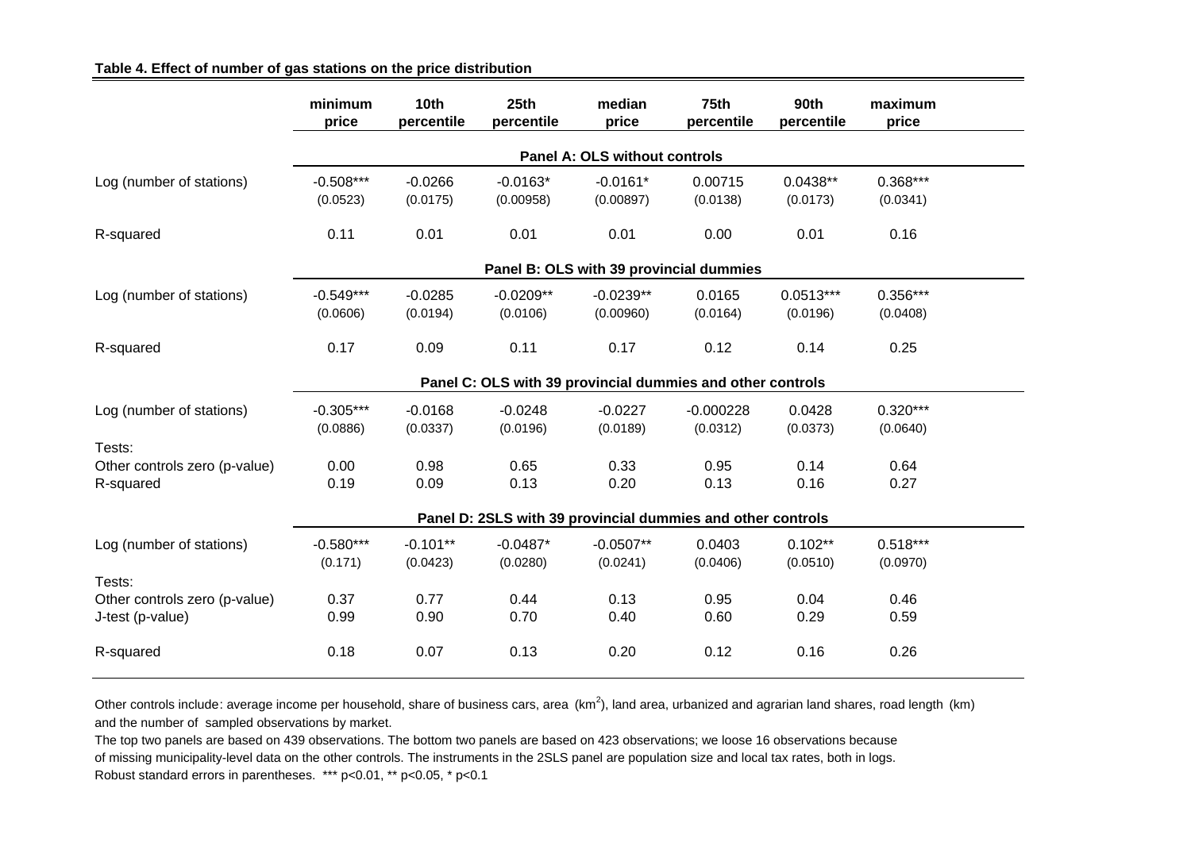**Table 4. Effect of number of gas stations on the price distribution**

| | minimum price | 10th percentile | 25th percentile | median price | 75th percentile | 90th percentile | maximum price |
|---|---|---|---|---|---|---|---|
| | **Panel A: OLS without controls** | | | | | | |
| Log (number of stations) | -0.508*** | -0.0266 | -0.0163* | -0.0161* | 0.00715 | 0.0438** | 0.368*** |
| | (0.0523) | (0.0175) | (0.00958) | (0.00897) | (0.0138) | (0.0173) | (0.0341) |
| R-squared | 0.11 | 0.01 | 0.01 | 0.01 | 0.00 | 0.01 | 0.16 |
| | **Panel B: OLS with 39 provincial dummies** | | | | | | |
| Log (number of stations) | -0.549*** | -0.0285 | -0.0209** | -0.0239** | 0.0165 | 0.0513*** | 0.356*** |
| | (0.0606) | (0.0194) | (0.0106) | (0.00960) | (0.0164) | (0.0196) | (0.0408) |
| R-squared | 0.17 | 0.09 | 0.11 | 0.17 | 0.12 | 0.14 | 0.25 |
| | **Panel C: OLS with 39 provincial dummies and other controls** | | | | | | |
| Log (number of stations) | -0.305*** | -0.0168 | -0.0248 | -0.0227 | -0.000228 | 0.0428 | 0.320*** |
| | (0.0886) | (0.0337) | (0.0196) | (0.0189) | (0.0312) | (0.0373) | (0.0640) |
| Tests: | | | | | | | |
| Other controls zero (p-value) | 0.00 | 0.98 | 0.65 | 0.33 | 0.95 | 0.14 | 0.64 |
| R-squared | 0.19 | 0.09 | 0.13 | 0.20 | 0.13 | 0.16 | 0.27 |
| | **Panel D: 2SLS with 39 provincial dummies and other controls** | | | | | | |
| Log (number of stations) | -0.580*** | -0.101** | -0.0487* | -0.0507** | 0.0403 | 0.102** | 0.518*** |
| | (0.171) | (0.0423) | (0.0280) | (0.0241) | (0.0406) | (0.0510) | (0.0970) |
| Tests: | | | | | | | |
| Other controls zero (p-value) | 0.37 | 0.77 | 0.44 | 0.13 | 0.95 | 0.04 | 0.46 |
| J-test (p-value) | 0.99 | 0.90 | 0.70 | 0.40 | 0.60 | 0.29 | 0.59 |
| R-squared | 0.18 | 0.07 | 0.13 | 0.20 | 0.12 | 0.16 | 0.26 |

Other controls include: average income per household, share of business cars, area ($km^2$), land area, urbanized and agrarian land shares, road length (km) and the number of sampled observations by market.

The top two panels are based on 439 observations. The bottom two panels are based on 423 observations; we loose 16 observations because of missing municipality-level data on the other controls. The instruments in the 2SLS panel are population size and local tax rates, both in logs.

Robust standard errors in parentheses. *** p<0.01, ** p<0.05, * p<0.1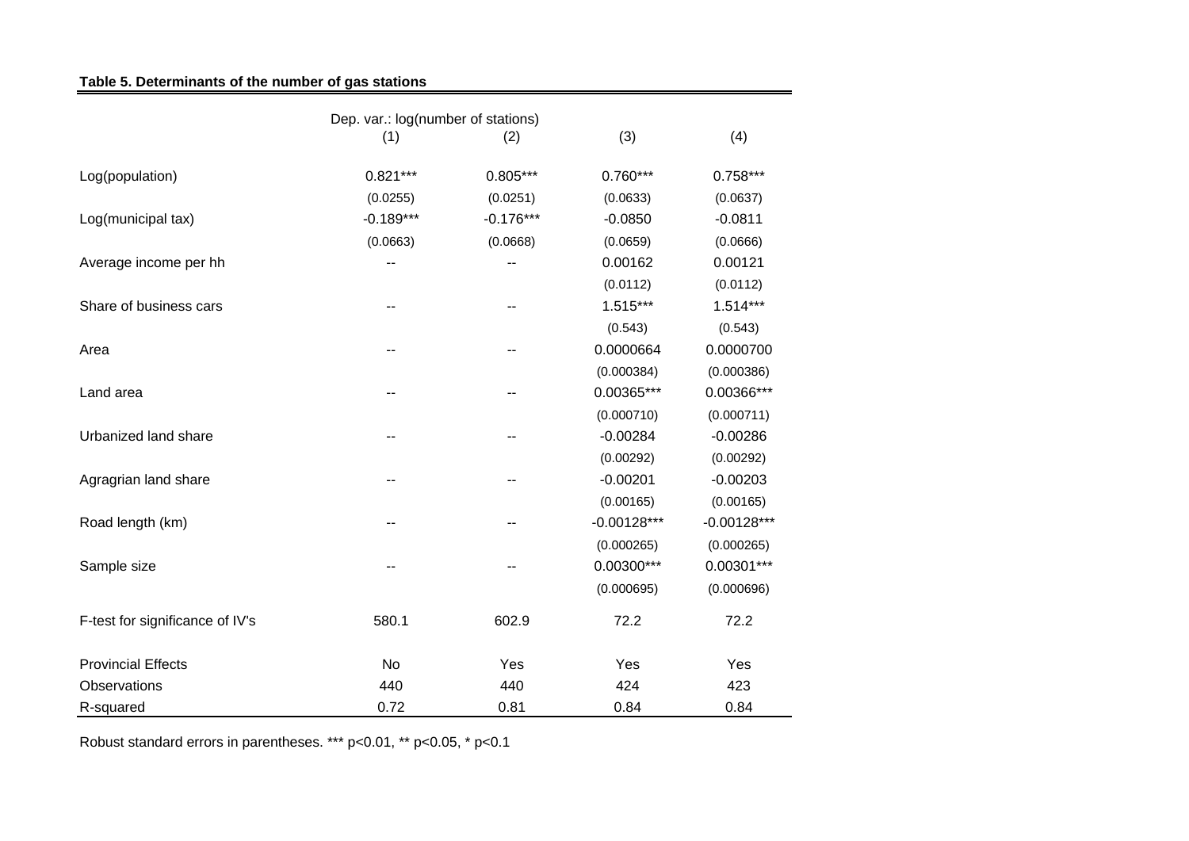**Table 5. Determinants of the number of gas stations**

| | Dep. var.: log(number of stations) (1) | (2) | (3) | (4) |
|---|---|---|---|---|
| Log(population) | 0.821*** | 0.805*** | 0.760*** | 0.758*** |
| | (0.0255) | (0.0251) | (0.0633) | (0.0637) |
| Log(municipal tax) | -0.189*** | -0.176*** | -0.0850 | -0.0811 |
| | (0.0663) | (0.0668) | (0.0659) | (0.0666) |
| Average income per hh | -- | -- | 0.00162 | 0.00121 |
| | | | (0.0112) | (0.0112) |
| Share of business cars | -- | -- | 1.515*** | 1.514*** |
| | | | (0.543) | (0.543) |
| Area | -- | -- | 0.0000664 | 0.0000700 |
| | | | (0.000384) | (0.000386) |
| Land area | -- | -- | 0.00365*** | 0.00366*** |
| | | | (0.000710) | (0.000711) |
| Urbanized land share | -- | -- | -0.00284 | -0.00286 |
| | | | (0.00292) | (0.00292) |
| Agragrian land share | -- | -- | -0.00201 | -0.00203 |
| | | | (0.00165) | (0.00165) |
| Road length (km) | -- | -- | -0.00128*** | -0.00128*** |
| | | | (0.000265) | (0.000265) |
| Sample size | -- | -- | 0.00300*** | 0.00301*** |
| | | | (0.000695) | (0.000696) |
| F-test for significance of IV's | 580.1 | 602.9 | 72.2 | 72.2 |
| Provincial Effects | No | Yes | Yes | Yes |
| Observations | 440 | 440 | 424 | 423 |
| R-squared | 0.72 | 0.81 | 0.84 | 0.84 |

Robust standard errors in parentheses. *** p<0.01, ** p<0.05, * p<0.1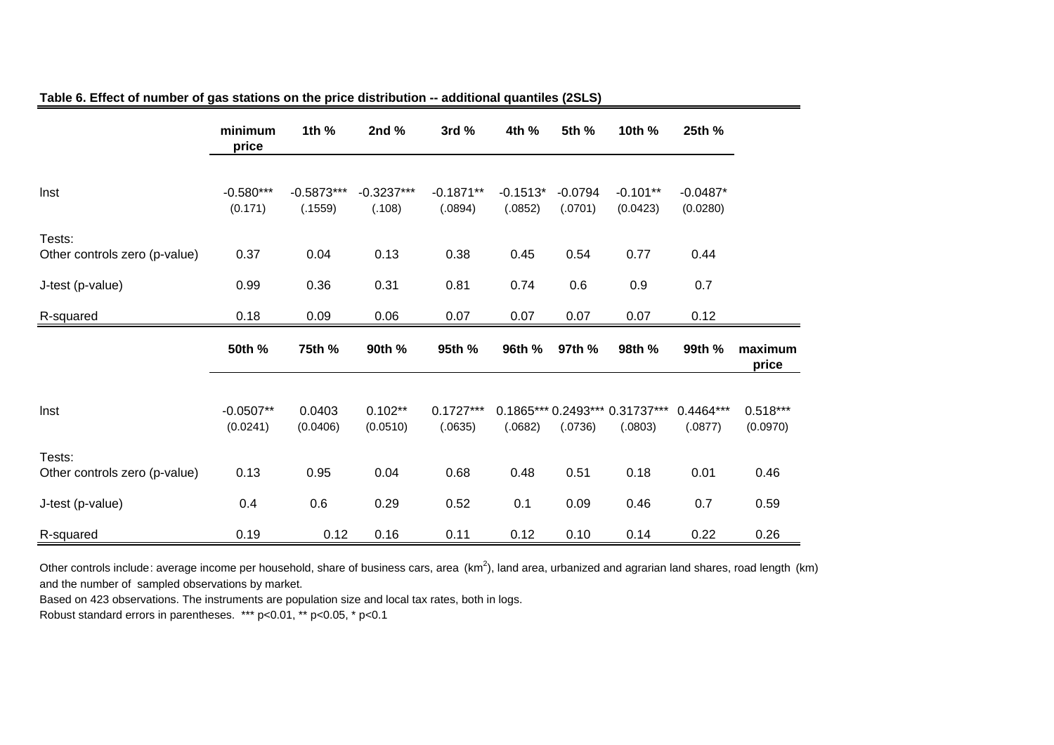**Table 6. Effect of number of gas stations on the price distribution -- additional quantiles (2SLS)**

| | minimum price | 1th % | 2nd % | 3rd % | 4th % | 5th % | 10th % | 25th % |
|---|---|---|---|---|---|---|---|---|
| lnst | -0.580*** | -0.5873*** | -0.3237*** | -0.1871** | -0.1513* | -0.0794 | -0.101** | -0.0487* |
| | (0.171) | (.1559) | (.108) | (.0894) | (.0852) | (.0701) | (0.0423) | (0.0280) |
| Tests: | | | | | | | | |
| Other controls zero (p-value) | 0.37 | 0.04 | 0.13 | 0.38 | 0.45 | 0.54 | 0.77 | 0.44 |
| J-test (p-value) | 0.99 | 0.36 | 0.31 | 0.81 | 0.74 | 0.6 | 0.9 | 0.7 |
| R-squared | 0.18 | 0.09 | 0.06 | 0.07 | 0.07 | 0.07 | 0.07 | 0.12 |

| | 50th % | 75th % | 90th % | 95th % | 96th % | 97th % | 98th % | 99th % | maximum price |
|---|---|---|---|---|---|---|---|---|---|
| lnst | -0.0507** | 0.0403 | 0.102** | 0.1727*** | 0.1865*** | 0.2493*** | 0.31737*** | 0.4464*** | 0.518*** |
| | (0.0241) | (0.0406) | (0.0510) | (.0635) | (.0682) | (.0736) | (.0803) | (.0877) | (0.0970) |
| Tests: | | | | | | | | | |
| Other controls zero (p-value) | 0.13 | 0.95 | 0.04 | 0.68 | 0.48 | 0.51 | 0.18 | 0.01 | 0.46 |
| J-test (p-value) | 0.4 | 0.6 | 0.29 | 0.52 | 0.1 | 0.09 | 0.46 | 0.7 | 0.59 |
| R-squared | 0.19 | 0.12 | 0.16 | 0.11 | 0.12 | 0.10 | 0.14 | 0.22 | 0.26 |

Other controls include: average income per household, share of business cars, area ($km^2$), land area, urbanized and agrarian land shares, road length (km) and the number of sampled observations by market.

Based on 423 observations. The instruments are population size and local tax rates, both in logs.

Robust standard errors in parentheses. *** p<0.01, ** p<0.05, * p<0.1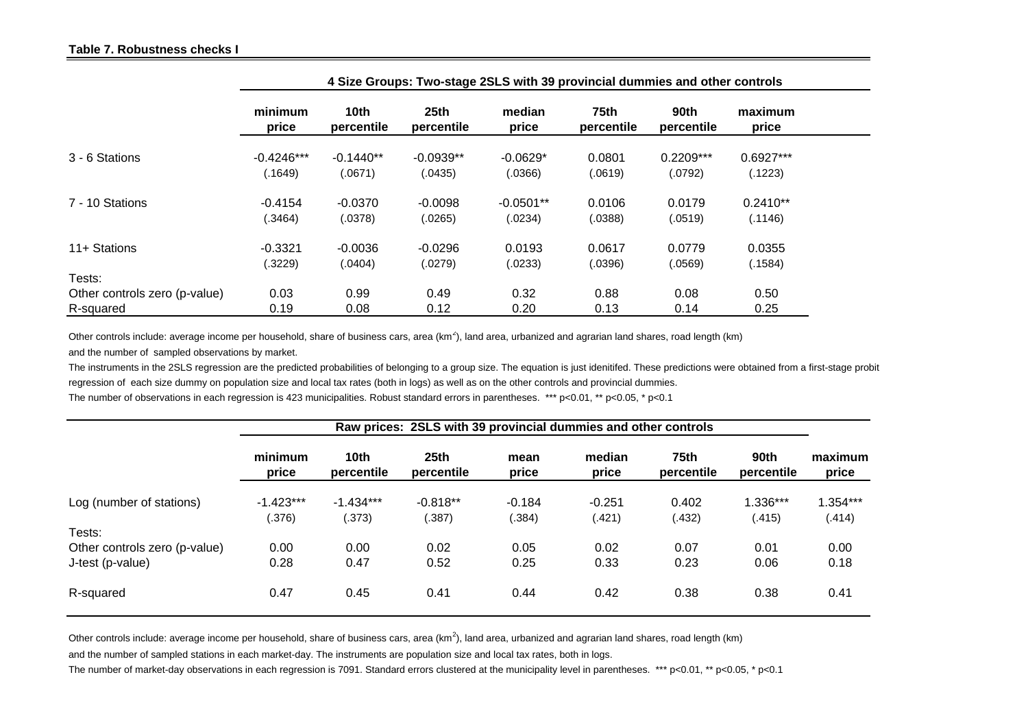**Table 7. Robustness checks I**

| | 4 Size Groups: Two-stage 2SLS with 39 provincial dummies and other controls | | | | | | |
|---|---|---|---|---|---|---|---|
| | minimum price | 10th percentile | 25th percentile | median price | 75th percentile | 90th percentile | maximum price |
| 3 - 6 Stations | -0.4246*** | -0.1440** | -0.0939** | -0.0629* | 0.0801 | 0.2209*** | 0.6927*** |
| | (.1649) | (.0671) | (.0435) | (.0366) | (.0619) | (.0792) | (.1223) |
| 7 - 10 Stations | -0.4154 | -0.0370 | -0.0098 | -0.0501** | 0.0106 | 0.0179 | 0.2410** |
| | (.3464) | (.0378) | (.0265) | (.0234) | (.0388) | (.0519) | (.1146) |
| 11+ Stations | -0.3321 | -0.0036 | -0.0296 | 0.0193 | 0.0617 | 0.0779 | 0.0355 |
| | (.3229) | (.0404) | (.0279) | (.0233) | (.0396) | (.0569) | (.1584) |
| Tests: | | | | | | | |
| Other controls zero (p-value) | 0.03 | 0.99 | 0.49 | 0.32 | 0.88 | 0.08 | 0.50 |
| R-squared | 0.19 | 0.08 | 0.12 | 0.20 | 0.13 | 0.14 | 0.25 |

Other controls include: average income per household, share of business cars, area (km$^2$), land area, urbanized and agrarian land shares, road length (km) and the number of sampled observations by market.

The instruments in the 2SLS regression are the predicted probabilities of belonging to a group size. The equation is just idenitifed. These predictions were obtained from a first-stage probit regression of each size dummy on population size and local tax rates (both in logs) as well as on the other controls and provincial dummies.

The number of observations in each regression is 423 municipalities. Robust standard errors in parentheses. *** p<0.01, ** p<0.05, * p<0.1

| | Raw prices: 2SLS with 39 provincial dummies and other controls | | | | | | | |
|---|---|---|---|---|---|---|---|---|
| | minimum price | 10th percentile | 25th percentile | mean price | median price | 75th percentile | 90th percentile | maximum price |
| Log (number of stations) | -1.423*** | -1.434*** | -0.818** | -0.184 | -0.251 | 0.402 | 1.336*** | 1.354*** |
| | (.376) | (.373) | (.387) | (.384) | (.421) | (.432) | (.415) | (.414) |
| Tests: | | | | | | | | |
| Other controls zero (p-value) | 0.00 | 0.00 | 0.02 | 0.05 | 0.02 | 0.07 | 0.01 | 0.00 |
| J-test (p-value) | 0.28 | 0.47 | 0.52 | 0.25 | 0.33 | 0.23 | 0.06 | 0.18 |
| R-squared | 0.47 | 0.45 | 0.41 | 0.44 | 0.42 | 0.38 | 0.38 | 0.41 |

Other controls include: average income per household, share of business cars, area (km$^2$), land area, urbanized and agrarian land shares, road length (km) and the number of sampled stations in each market-day. The instruments are population size and local tax rates, both in logs.

The number of market-day observations in each regression is 7091. Standard errors clustered at the municipality level in parentheses. *** p<0.01, ** p<0.05, * p<0.1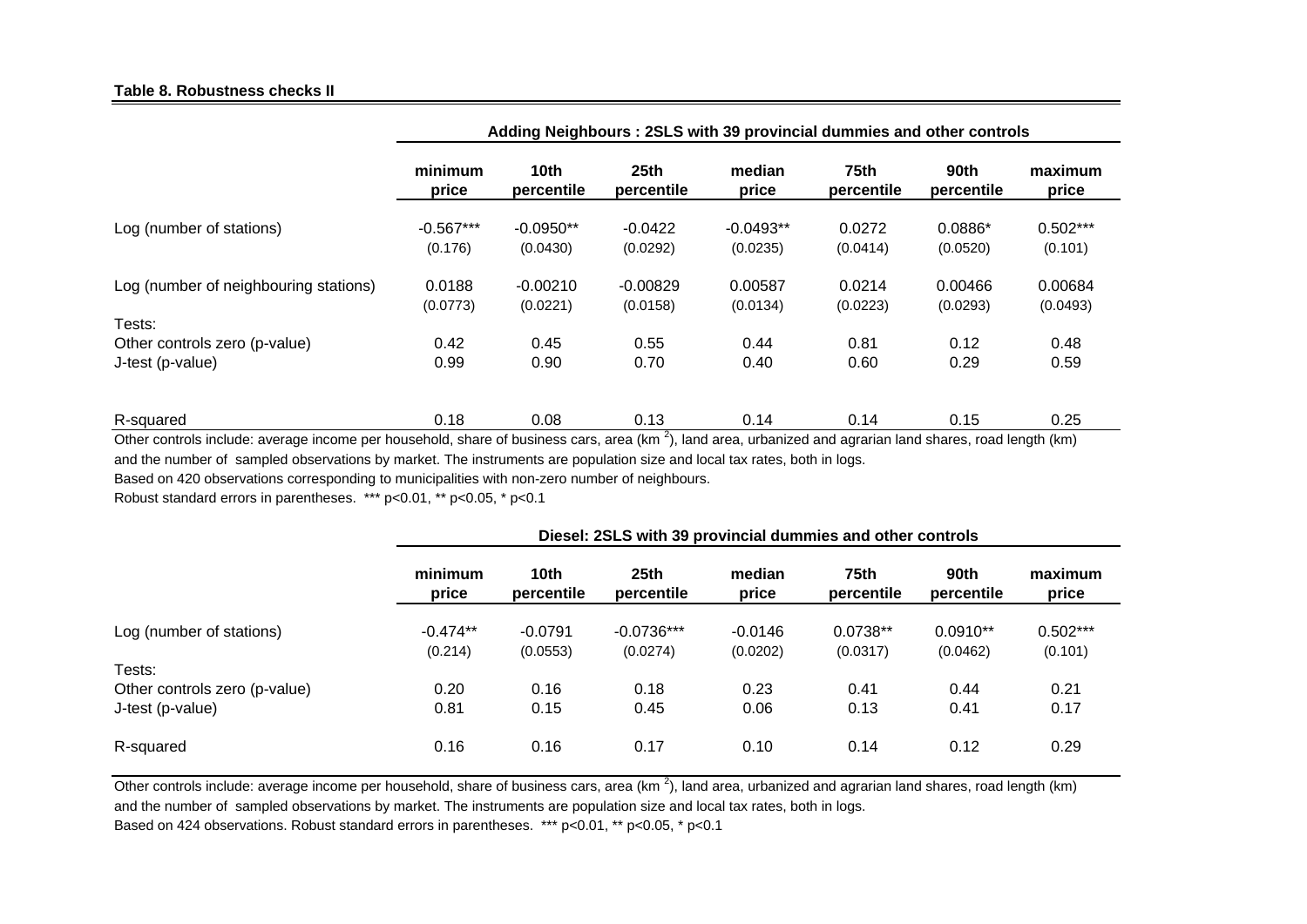**Table 8. Robustness checks II**

| | Adding Neighbours : 2SLS with 39 provincial dummies and other controls | | | | | | |
|---|---|---|---|---|---|---|---|
| | minimum price | 10th percentile | 25th percentile | median price | 75th percentile | 90th percentile | maximum price |
| Log (number of stations) | -0.567*** | -0.0950** | -0.0422 | -0.0493** | 0.0272 | 0.0886* | 0.502*** |
| | (0.176) | (0.0430) | (0.0292) | (0.0235) | (0.0414) | (0.0520) | (0.101) |
| Log (number of neighbouring stations) | 0.0188 | -0.00210 | -0.00829 | 0.00587 | 0.0214 | 0.00466 | 0.00684 |
| | (0.0773) | (0.0221) | (0.0158) | (0.0134) | (0.0223) | (0.0293) | (0.0493) |
| Tests: | | | | | | | |
| Other controls zero (p-value) | 0.42 | 0.45 | 0.55 | 0.44 | 0.81 | 0.12 | 0.48 |
| J-test (p-value) | 0.99 | 0.90 | 0.70 | 0.40 | 0.60 | 0.29 | 0.59 |
| R-squared | 0.18 | 0.08 | 0.13 | 0.14 | 0.14 | 0.15 | 0.25 |

Other controls include: average income per household, share of business cars, area (km $^2$), land area, urbanized and agrarian land shares, road length (km) and the number of sampled observations by market. The instruments are population size and local tax rates, both in logs.

Based on 420 observations corresponding to municipalities with non-zero number of neighbours.

Robust standard errors in parentheses. *** p<0.01, ** p<0.05, * p<0.1

| | Diesel: 2SLS with 39 provincial dummies and other controls | | | | | | |
|---|---|---|---|---|---|---|---|
| | minimum price | 10th percentile | 25th percentile | median price | 75th percentile | 90th percentile | maximum price |
| Log (number of stations) | -0.474** | -0.0791 | -0.0736*** | -0.0146 | 0.0738** | 0.0910** | 0.502*** |
| | (0.214) | (0.0553) | (0.0274) | (0.0202) | (0.0317) | (0.0462) | (0.101) |
| Tests: | | | | | | | |
| Other controls zero (p-value) | 0.20 | 0.16 | 0.18 | 0.23 | 0.41 | 0.44 | 0.21 |
| J-test (p-value) | 0.81 | 0.15 | 0.45 | 0.06 | 0.13 | 0.41 | 0.17 |
| R-squared | 0.16 | 0.16 | 0.17 | 0.10 | 0.14 | 0.12 | 0.29 |

Other controls include: average income per household, share of business cars, area (km $^2$), land area, urbanized and agrarian land shares, road length (km) and the number of sampled observations by market. The instruments are population size and local tax rates, both in logs.

Based on 424 observations. Robust standard errors in parentheses. *** p<0.01, ** p<0.05, * p<0.1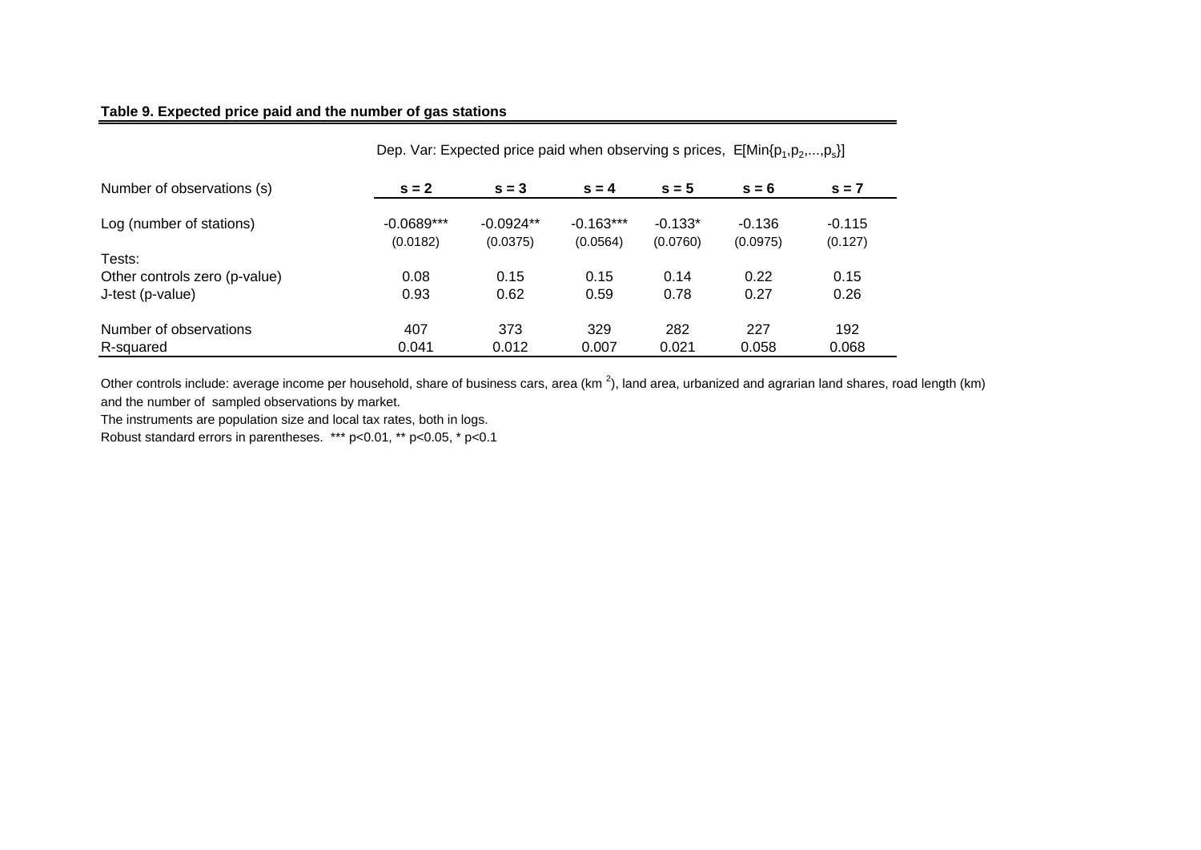**Table 9. Expected price paid and the number of gas stations**

| | Dep. Var: Expected price paid when observing s prices, $E[Min\{p_1,p_2,...,p_s\}]$ | | | | | |
|---|---|---|---|---|---|---|
| Number of observations (s) | **s = 2** | **s = 3** | **s = 4** | **s = 5** | **s = 6** | **s = 7** |
| Log (number of stations) | -0.0689*** | -0.0924** | -0.163*** | -0.133* | -0.136 | -0.115 |
| | (0.0182) | (0.0375) | (0.0564) | (0.0760) | (0.0975) | (0.127) |
| Tests: | | | | | | |
| Other controls zero (p-value) | 0.08 | 0.15 | 0.15 | 0.14 | 0.22 | 0.15 |
| J-test (p-value) | 0.93 | 0.62 | 0.59 | 0.78 | 0.27 | 0.26 |
| Number of observations | 407 | 373 | 329 | 282 | 227 | 192 |
| R-squared | 0.041 | 0.012 | 0.007 | 0.021 | 0.058 | 0.068 |

Other controls include: average income per household, share of business cars, area ($km^2$), land area, urbanized and agrarian land shares, road length (km) and the number of sampled observations by market.

The instruments are population size and local tax rates, both in logs.

Robust standard errors in parentheses. *** p<0.01, ** p<0.05, * p<0.1